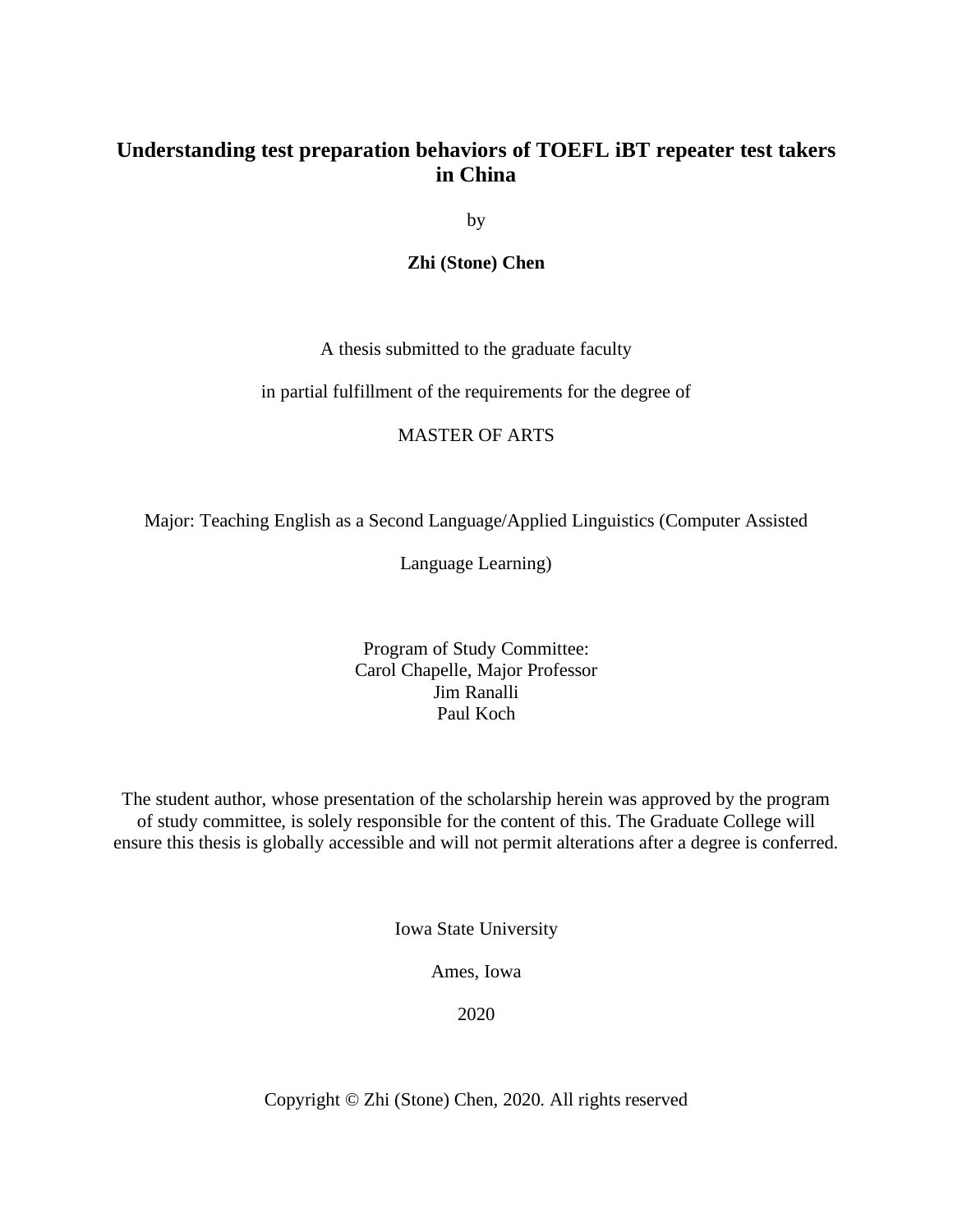# Understanding test preparation behaviors of TOEFL iBT repeater test takers in China

by

**Zhi (Stone) Chen**

A thesis submitted to the graduate faculty

in partial fulfillment of the requirements for the degree of

MASTER OF ARTS

Major: Teaching English as a Second Language/Applied Linguistics (Computer Assisted Language Learning)

Program of Study Committee:
Carol Chapelle, Major Professor
Jim Ranalli
Paul Koch

The student author, whose presentation of the scholarship herein was approved by the program of study committee, is solely responsible for the content of this. The Graduate College will ensure this thesis is globally accessible and will not permit alterations after a degree is conferred.

Iowa State University

Ames, Iowa

2020

Copyright © Zhi (Stone) Chen, 2020. All rights reserved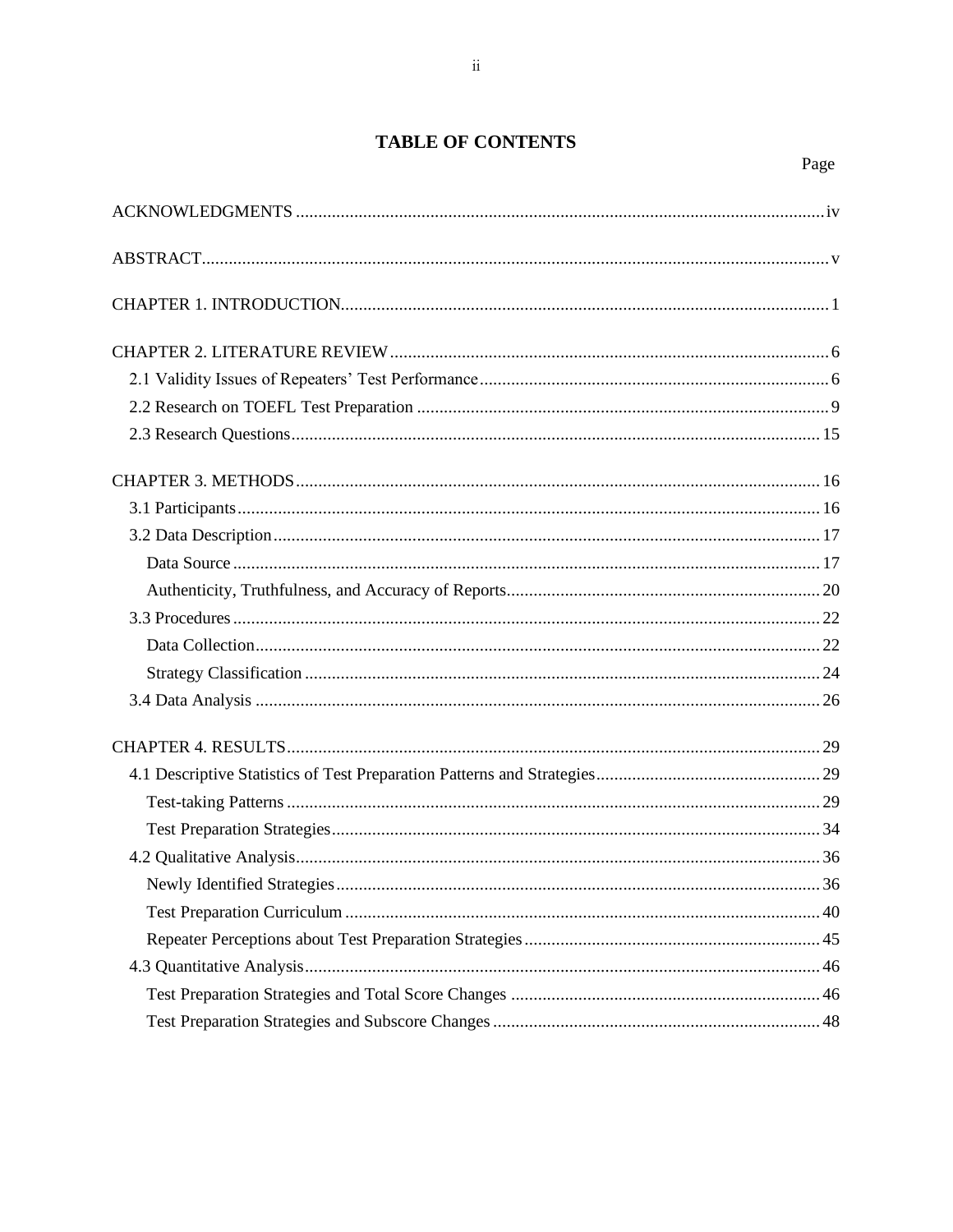# TABLE OF CONTENTS

| | Page |
|---|---|
| ACKNOWLEDGMENTS | iv |
| ABSTRACT | v |
| CHAPTER 1. INTRODUCTION | 1 |
| CHAPTER 2. LITERATURE REVIEW | 6 |
| 2.1 Validity Issues of Repeaters' Test Performance | 6 |
| 2.2 Research on TOEFL Test Preparation | 9 |
| 2.3 Research Questions | 15 |
| CHAPTER 3. METHODS | 16 |
| 3.1 Participants | 16 |
| 3.2 Data Description | 17 |
| Data Source | 17 |
| Authenticity, Truthfulness, and Accuracy of Reports | 20 |
| 3.3 Procedures | 22 |
| Data Collection | 22 |
| Strategy Classification | 24 |
| 3.4 Data Analysis | 26 |
| CHAPTER 4. RESULTS | 29 |
| 4.1 Descriptive Statistics of Test Preparation Patterns and Strategies | 29 |
| Test-taking Patterns | 29 |
| Test Preparation Strategies | 34 |
| 4.2 Qualitative Analysis | 36 |
| Newly Identified Strategies | 36 |
| Test Preparation Curriculum | 40 |
| Repeater Perceptions about Test Preparation Strategies | 45 |
| 4.3 Quantitative Analysis | 46 |
| Test Preparation Strategies and Total Score Changes | 46 |
| Test Preparation Strategies and Subscore Changes | 48 |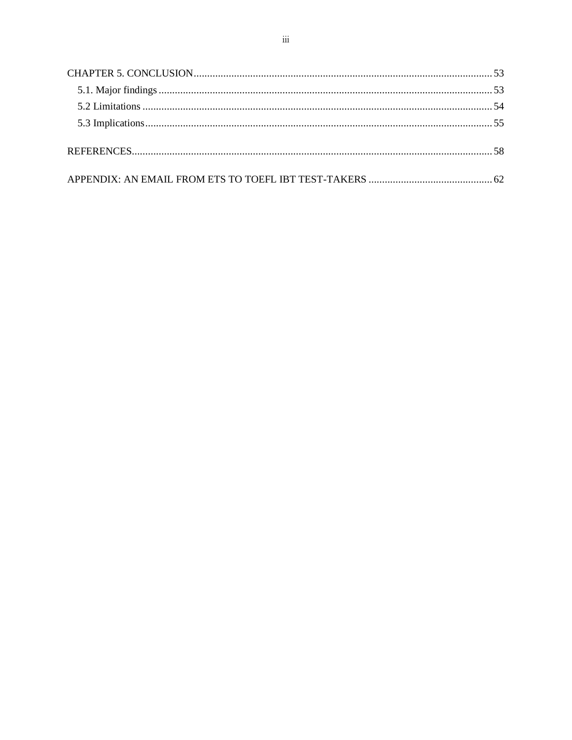CHAPTER 5. CONCLUSION ........................................................................................................... 53

5.1. Major findings ......................................................................................................................... 53

5.2 Limitations ............................................................................................................................... 54

5.3 Implications ............................................................................................................................. 55

REFERENCES ................................................................................................................................ 58

APPENDIX: AN EMAIL FROM ETS TO TOEFL IBT TEST-TAKERS ........................................... 62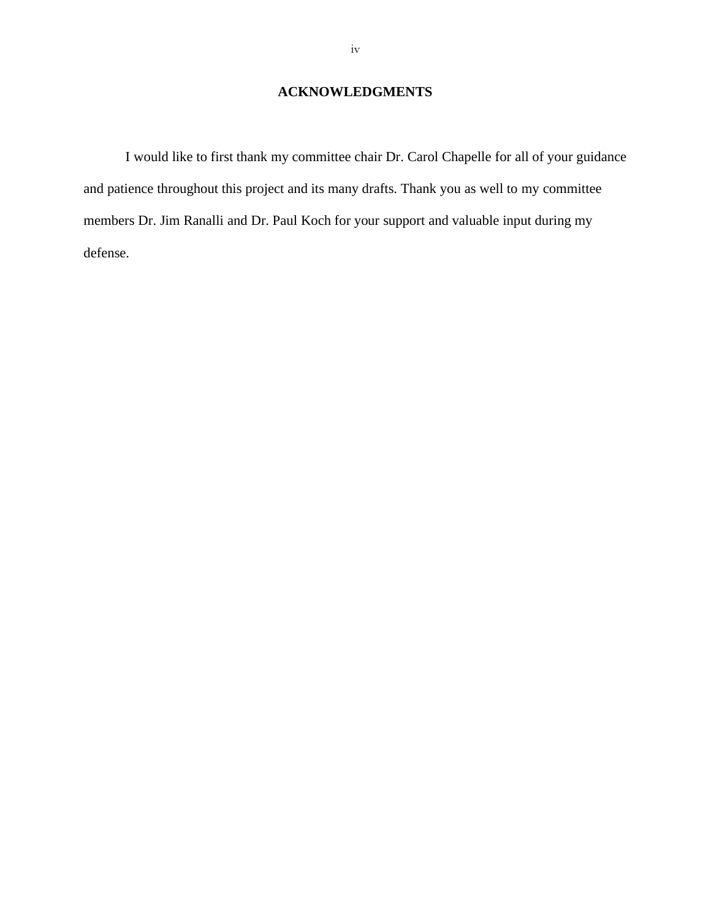# ACKNOWLEDGMENTS

I would like to first thank my committee chair Dr. Carol Chapelle for all of your guidance and patience throughout this project and its many drafts. Thank you as well to my committee members Dr. Jim Ranalli and Dr. Paul Koch for your support and valuable input during my defense.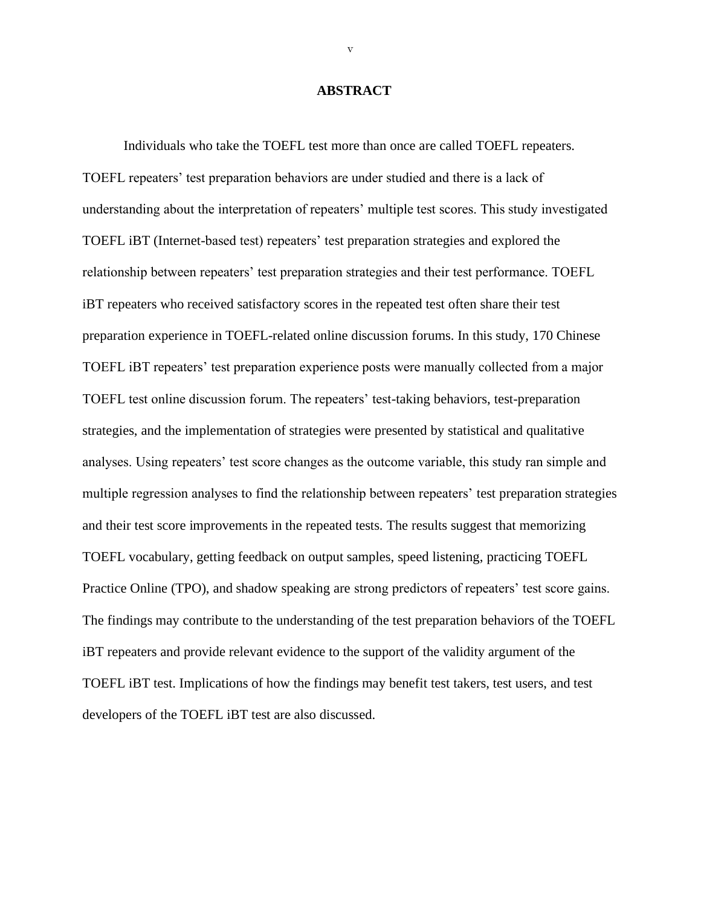# ABSTRACT

Individuals who take the TOEFL test more than once are called TOEFL repeaters. TOEFL repeaters' test preparation behaviors are under studied and there is a lack of understanding about the interpretation of repeaters' multiple test scores. This study investigated TOEFL iBT (Internet-based test) repeaters' test preparation strategies and explored the relationship between repeaters' test preparation strategies and their test performance. TOEFL iBT repeaters who received satisfactory scores in the repeated test often share their test preparation experience in TOEFL-related online discussion forums. In this study, 170 Chinese TOEFL iBT repeaters' test preparation experience posts were manually collected from a major TOEFL test online discussion forum. The repeaters' test-taking behaviors, test-preparation strategies, and the implementation of strategies were presented by statistical and qualitative analyses. Using repeaters' test score changes as the outcome variable, this study ran simple and multiple regression analyses to find the relationship between repeaters' test preparation strategies and their test score improvements in the repeated tests. The results suggest that memorizing TOEFL vocabulary, getting feedback on output samples, speed listening, practicing TOEFL Practice Online (TPO), and shadow speaking are strong predictors of repeaters' test score gains. The findings may contribute to the understanding of the test preparation behaviors of the TOEFL iBT repeaters and provide relevant evidence to the support of the validity argument of the TOEFL iBT test. Implications of how the findings may benefit test takers, test users, and test developers of the TOEFL iBT test are also discussed.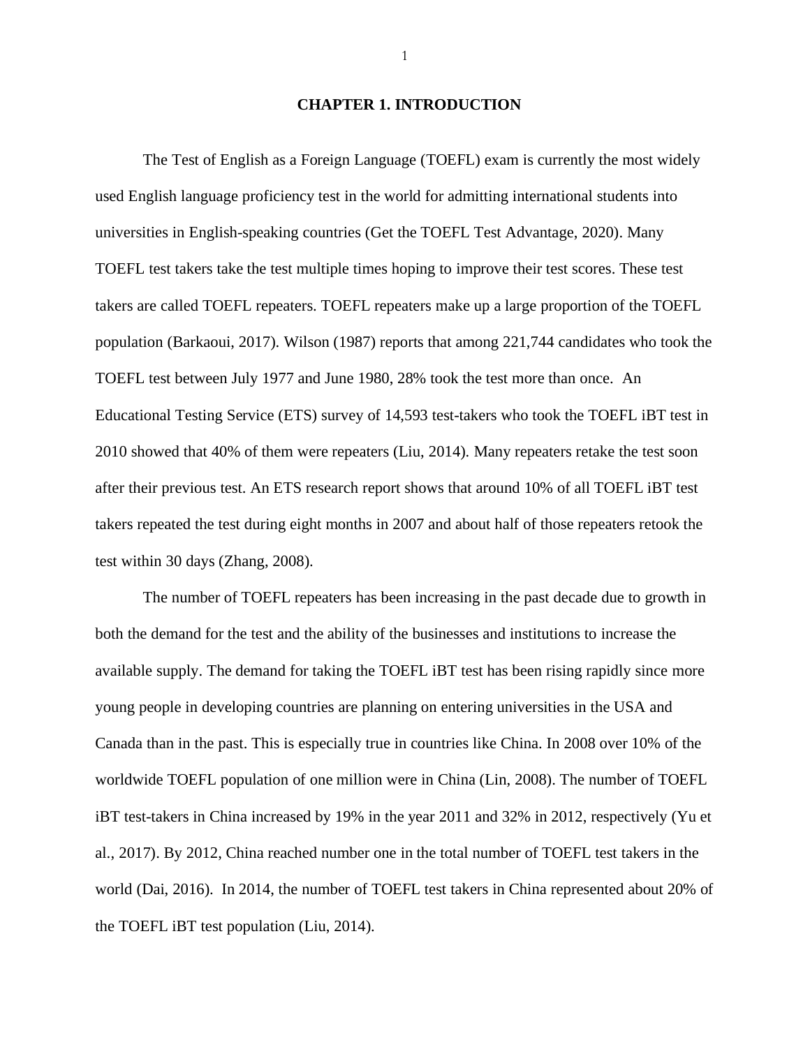# CHAPTER 1. INTRODUCTION

The Test of English as a Foreign Language (TOEFL) exam is currently the most widely used English language proficiency test in the world for admitting international students into universities in English-speaking countries (Get the TOEFL Test Advantage, 2020). Many TOEFL test takers take the test multiple times hoping to improve their test scores. These test takers are called TOEFL repeaters. TOEFL repeaters make up a large proportion of the TOEFL population (Barkaoui, 2017). Wilson (1987) reports that among 221,744 candidates who took the TOEFL test between July 1977 and June 1980, 28% took the test more than once. An Educational Testing Service (ETS) survey of 14,593 test-takers who took the TOEFL iBT test in 2010 showed that 40% of them were repeaters (Liu, 2014). Many repeaters retake the test soon after their previous test. An ETS research report shows that around 10% of all TOEFL iBT test takers repeated the test during eight months in 2007 and about half of those repeaters retook the test within 30 days (Zhang, 2008).

The number of TOEFL repeaters has been increasing in the past decade due to growth in both the demand for the test and the ability of the businesses and institutions to increase the available supply. The demand for taking the TOEFL iBT test has been rising rapidly since more young people in developing countries are planning on entering universities in the USA and Canada than in the past. This is especially true in countries like China. In 2008 over 10% of the worldwide TOEFL population of one million were in China (Lin, 2008). The number of TOEFL iBT test-takers in China increased by 19% in the year 2011 and 32% in 2012, respectively (Yu et al., 2017). By 2012, China reached number one in the total number of TOEFL test takers in the world (Dai, 2016). In 2014, the number of TOEFL test takers in China represented about 20% of the TOEFL iBT test population (Liu, 2014).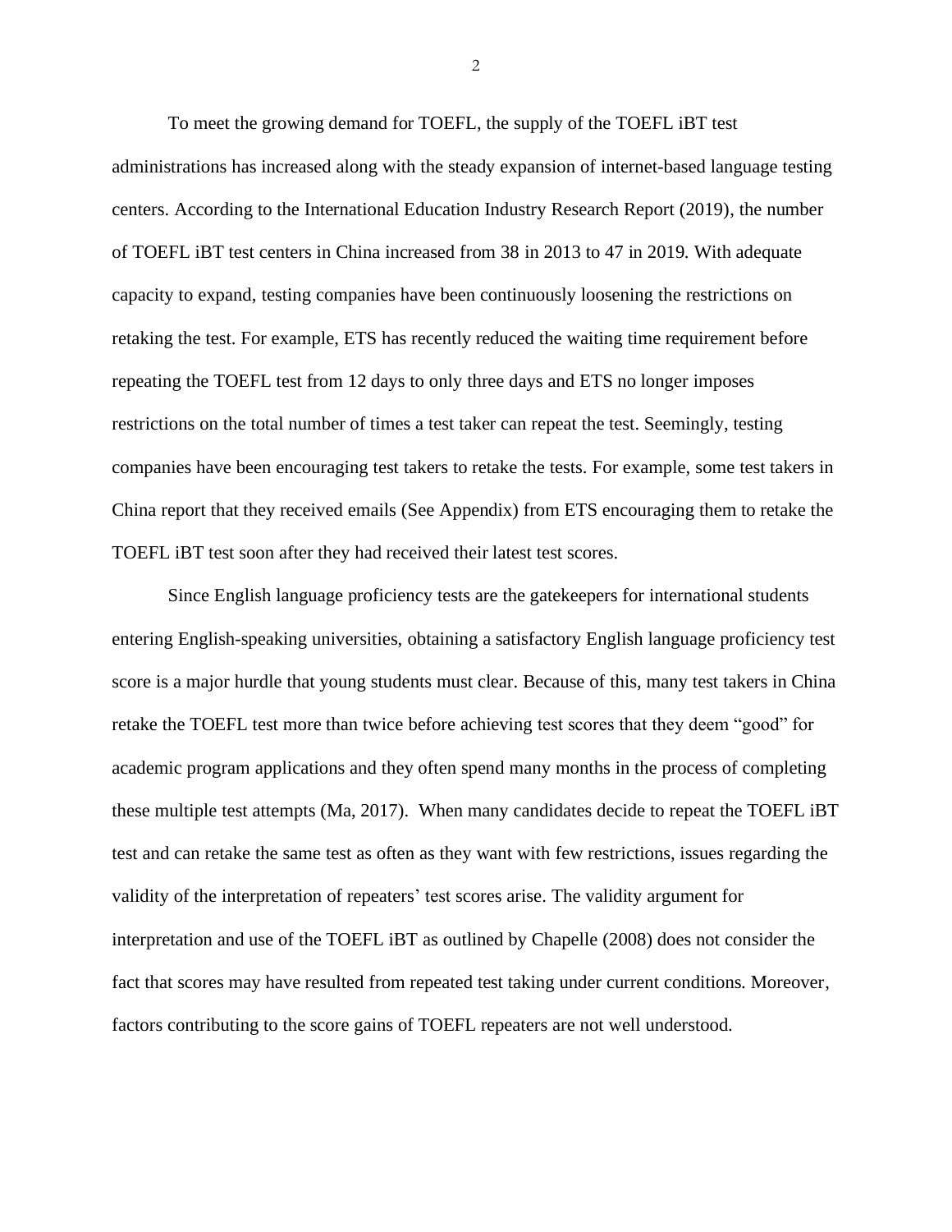To meet the growing demand for TOEFL, the supply of the TOEFL iBT test administrations has increased along with the steady expansion of internet-based language testing centers. According to the International Education Industry Research Report (2019), the number of TOEFL iBT test centers in China increased from 38 in 2013 to 47 in 2019. With adequate capacity to expand, testing companies have been continuously loosening the restrictions on retaking the test. For example, ETS has recently reduced the waiting time requirement before repeating the TOEFL test from 12 days to only three days and ETS no longer imposes restrictions on the total number of times a test taker can repeat the test. Seemingly, testing companies have been encouraging test takers to retake the tests. For example, some test takers in China report that they received emails (See Appendix) from ETS encouraging them to retake the TOEFL iBT test soon after they had received their latest test scores.

Since English language proficiency tests are the gatekeepers for international students entering English-speaking universities, obtaining a satisfactory English language proficiency test score is a major hurdle that young students must clear. Because of this, many test takers in China retake the TOEFL test more than twice before achieving test scores that they deem "good" for academic program applications and they often spend many months in the process of completing these multiple test attempts (Ma, 2017). When many candidates decide to repeat the TOEFL iBT test and can retake the same test as often as they want with few restrictions, issues regarding the validity of the interpretation of repeaters' test scores arise. The validity argument for interpretation and use of the TOEFL iBT as outlined by Chapelle (2008) does not consider the fact that scores may have resulted from repeated test taking under current conditions. Moreover, factors contributing to the score gains of TOEFL repeaters are not well understood.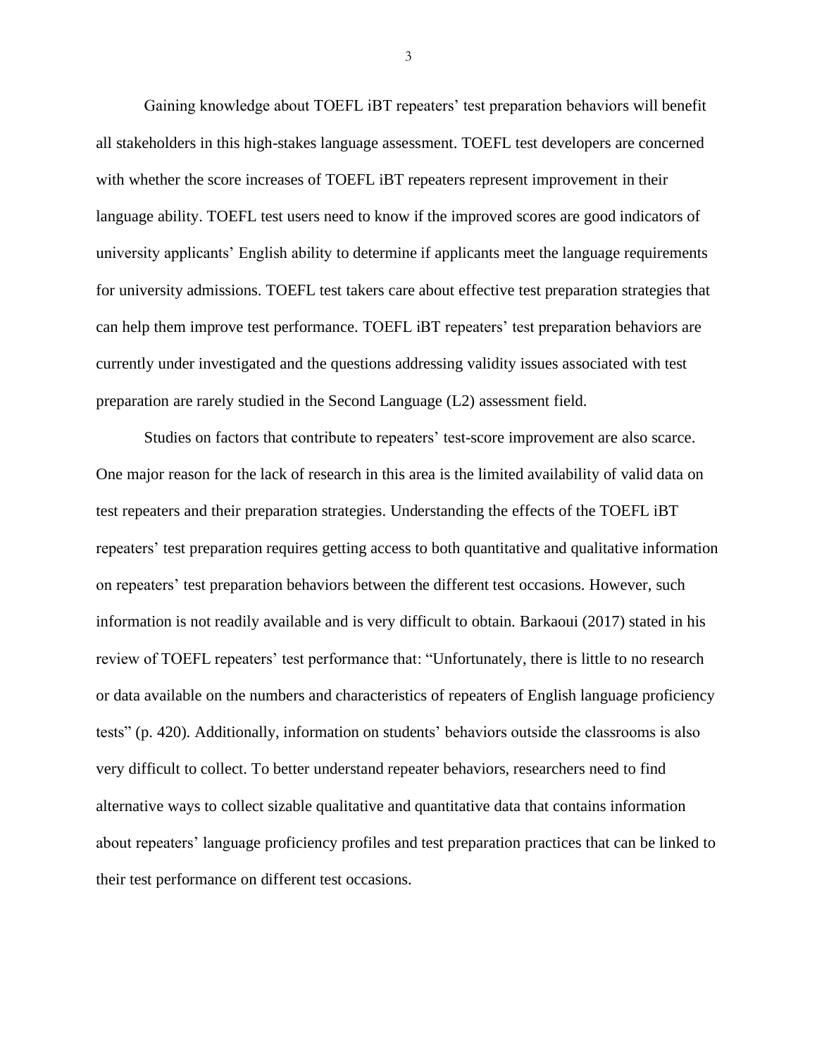Gaining knowledge about TOEFL iBT repeaters' test preparation behaviors will benefit all stakeholders in this high-stakes language assessment. TOEFL test developers are concerned with whether the score increases of TOEFL iBT repeaters represent improvement in their language ability. TOEFL test users need to know if the improved scores are good indicators of university applicants' English ability to determine if applicants meet the language requirements for university admissions. TOEFL test takers care about effective test preparation strategies that can help them improve test performance. TOEFL iBT repeaters' test preparation behaviors are currently under investigated and the questions addressing validity issues associated with test preparation are rarely studied in the Second Language (L2) assessment field.

Studies on factors that contribute to repeaters' test-score improvement are also scarce. One major reason for the lack of research in this area is the limited availability of valid data on test repeaters and their preparation strategies. Understanding the effects of the TOEFL iBT repeaters' test preparation requires getting access to both quantitative and qualitative information on repeaters' test preparation behaviors between the different test occasions. However, such information is not readily available and is very difficult to obtain. Barkaoui (2017) stated in his review of TOEFL repeaters' test performance that: "Unfortunately, there is little to no research or data available on the numbers and characteristics of repeaters of English language proficiency tests" (p. 420). Additionally, information on students' behaviors outside the classrooms is also very difficult to collect. To better understand repeater behaviors, researchers need to find alternative ways to collect sizable qualitative and quantitative data that contains information about repeaters' language proficiency profiles and test preparation practices that can be linked to their test performance on different test occasions.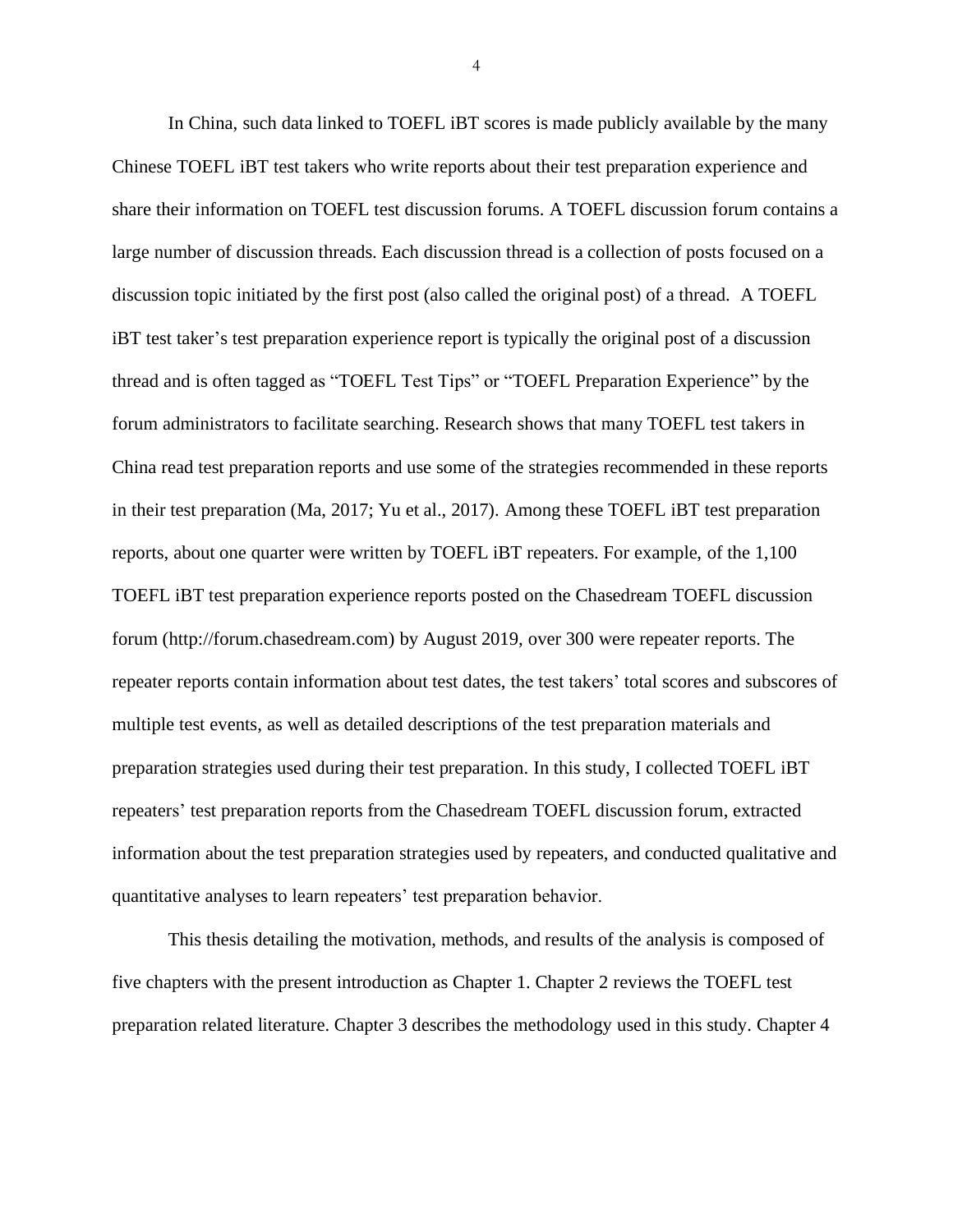In China, such data linked to TOEFL iBT scores is made publicly available by the many Chinese TOEFL iBT test takers who write reports about their test preparation experience and share their information on TOEFL test discussion forums. A TOEFL discussion forum contains a large number of discussion threads. Each discussion thread is a collection of posts focused on a discussion topic initiated by the first post (also called the original post) of a thread. A TOEFL iBT test taker's test preparation experience report is typically the original post of a discussion thread and is often tagged as "TOEFL Test Tips" or "TOEFL Preparation Experience" by the forum administrators to facilitate searching. Research shows that many TOEFL test takers in China read test preparation reports and use some of the strategies recommended in these reports in their test preparation (Ma, 2017; Yu et al., 2017). Among these TOEFL iBT test preparation reports, about one quarter were written by TOEFL iBT repeaters. For example, of the 1,100 TOEFL iBT test preparation experience reports posted on the Chasedream TOEFL discussion forum (http://forum.chasedream.com) by August 2019, over 300 were repeater reports. The repeater reports contain information about test dates, the test takers' total scores and subscores of multiple test events, as well as detailed descriptions of the test preparation materials and preparation strategies used during their test preparation. In this study, I collected TOEFL iBT repeaters' test preparation reports from the Chasedream TOEFL discussion forum, extracted information about the test preparation strategies used by repeaters, and conducted qualitative and quantitative analyses to learn repeaters' test preparation behavior.

This thesis detailing the motivation, methods, and results of the analysis is composed of five chapters with the present introduction as Chapter 1. Chapter 2 reviews the TOEFL test preparation related literature. Chapter 3 describes the methodology used in this study. Chapter 4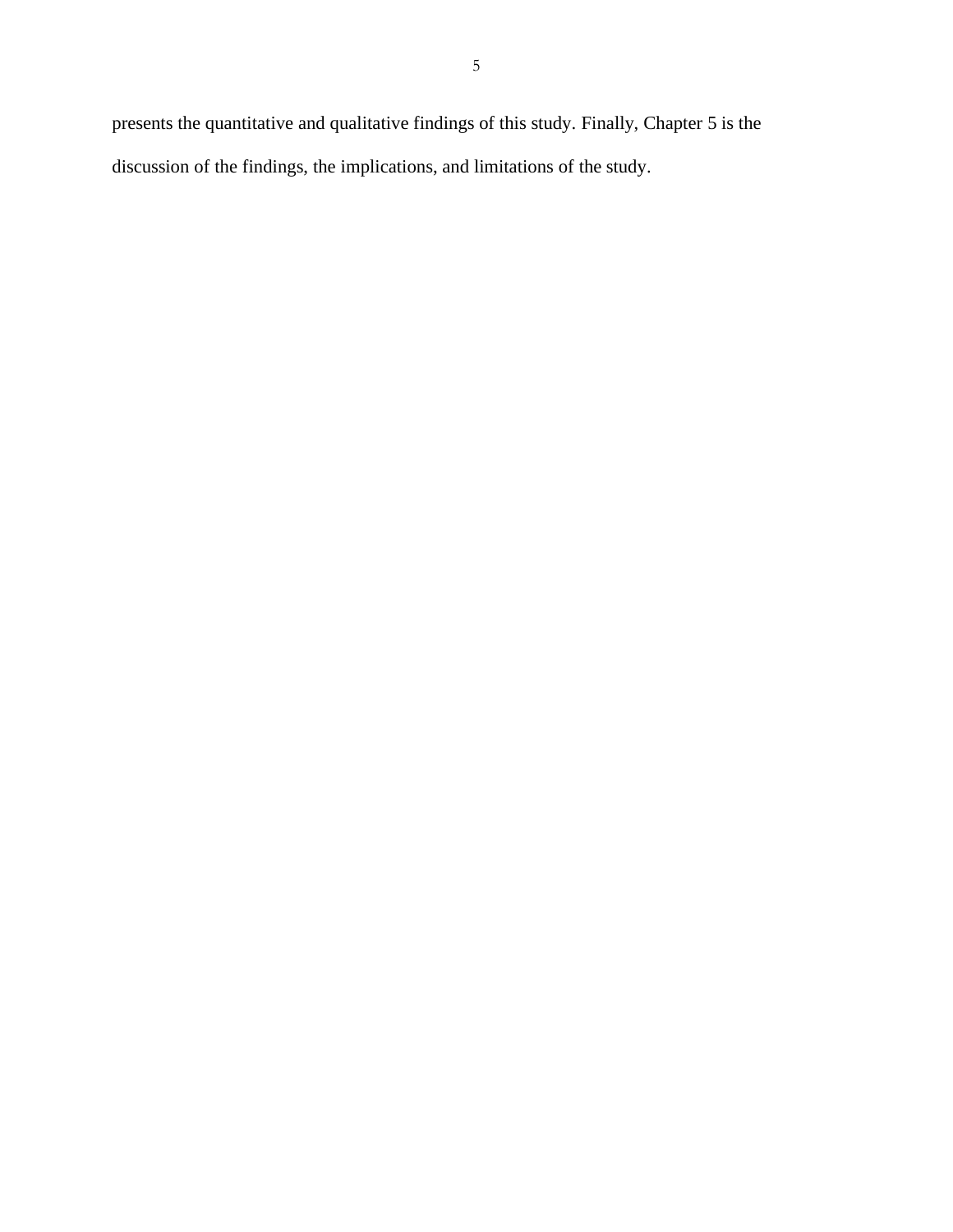presents the quantitative and qualitative findings of this study. Finally, Chapter 5 is the discussion of the findings, the implications, and limitations of the study.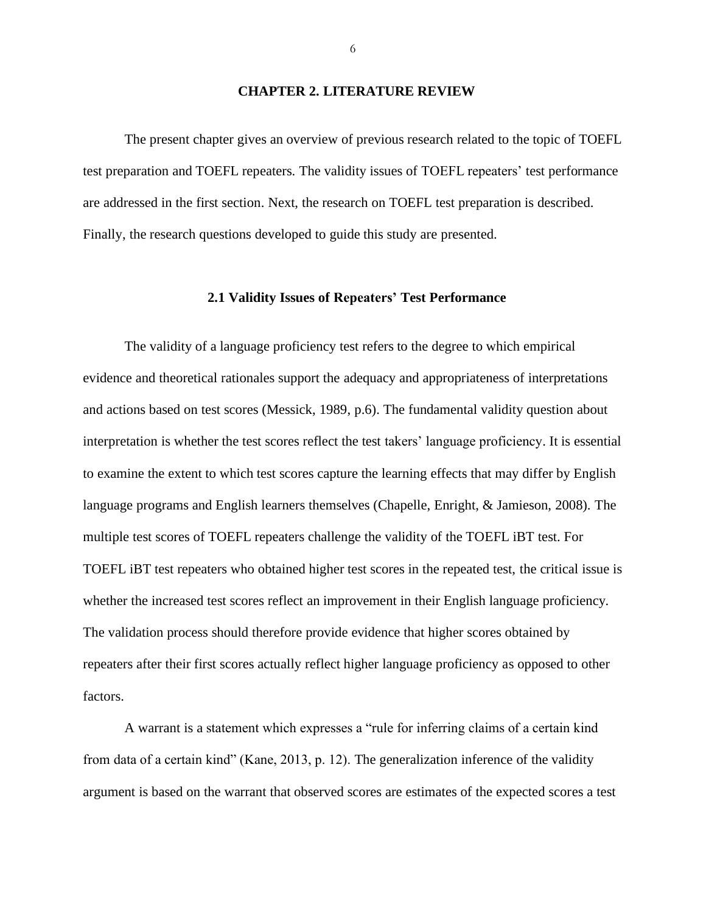# CHAPTER 2. LITERATURE REVIEW

The present chapter gives an overview of previous research related to the topic of TOEFL test preparation and TOEFL repeaters. The validity issues of TOEFL repeaters' test performance are addressed in the first section. Next, the research on TOEFL test preparation is described. Finally, the research questions developed to guide this study are presented.

## 2.1 Validity Issues of Repeaters' Test Performance

The validity of a language proficiency test refers to the degree to which empirical evidence and theoretical rationales support the adequacy and appropriateness of interpretations and actions based on test scores (Messick, 1989, p.6). The fundamental validity question about interpretation is whether the test scores reflect the test takers' language proficiency. It is essential to examine the extent to which test scores capture the learning effects that may differ by English language programs and English learners themselves (Chapelle, Enright, & Jamieson, 2008). The multiple test scores of TOEFL repeaters challenge the validity of the TOEFL iBT test. For TOEFL iBT test repeaters who obtained higher test scores in the repeated test, the critical issue is whether the increased test scores reflect an improvement in their English language proficiency. The validation process should therefore provide evidence that higher scores obtained by repeaters after their first scores actually reflect higher language proficiency as opposed to other factors.

A warrant is a statement which expresses a "rule for inferring claims of a certain kind from data of a certain kind" (Kane, 2013, p. 12). The generalization inference of the validity argument is based on the warrant that observed scores are estimates of the expected scores a test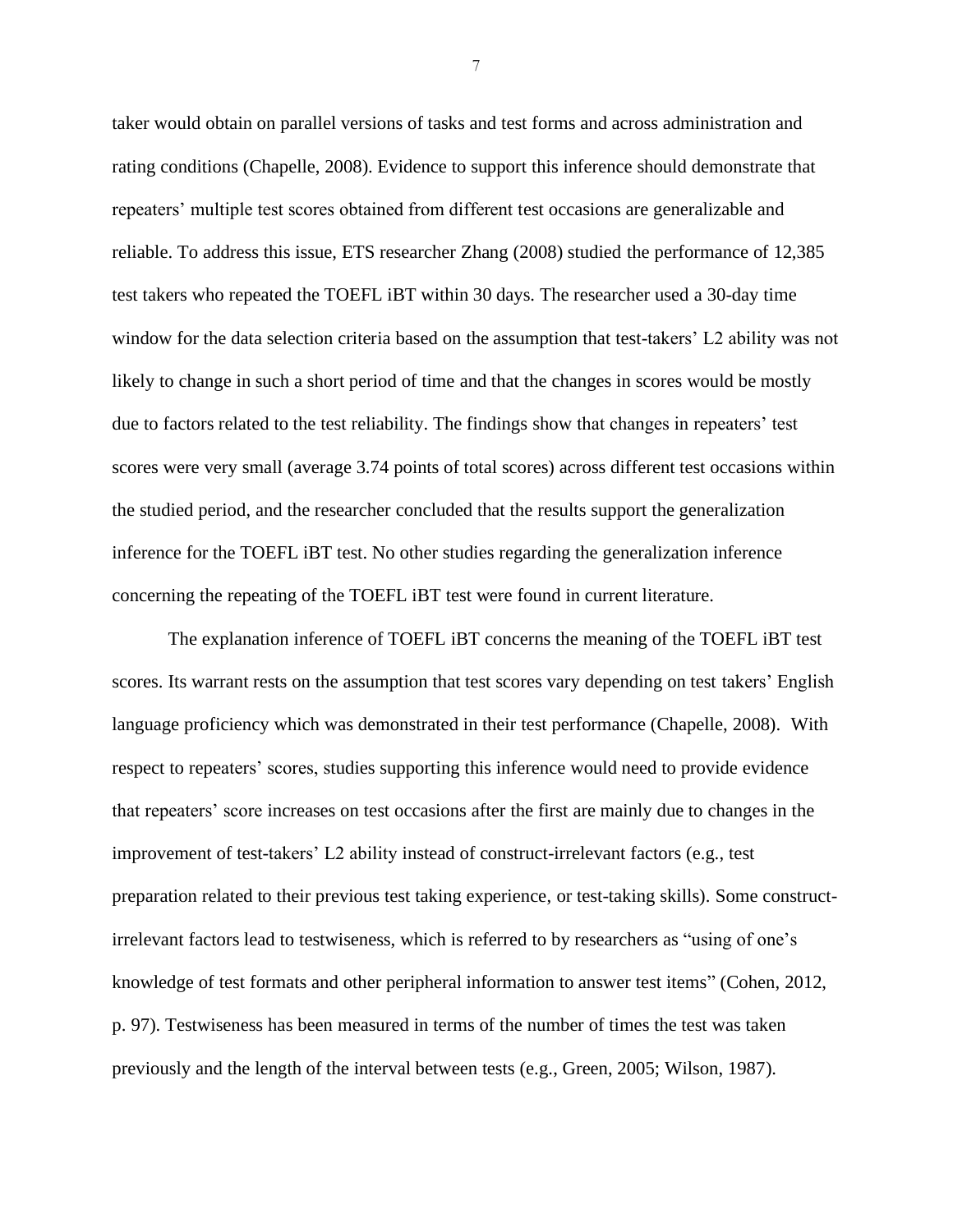taker would obtain on parallel versions of tasks and test forms and across administration and rating conditions (Chapelle, 2008). Evidence to support this inference should demonstrate that repeaters' multiple test scores obtained from different test occasions are generalizable and reliable. To address this issue, ETS researcher Zhang (2008) studied the performance of 12,385 test takers who repeated the TOEFL iBT within 30 days. The researcher used a 30-day time window for the data selection criteria based on the assumption that test-takers' L2 ability was not likely to change in such a short period of time and that the changes in scores would be mostly due to factors related to the test reliability. The findings show that changes in repeaters' test scores were very small (average 3.74 points of total scores) across different test occasions within the studied period, and the researcher concluded that the results support the generalization inference for the TOEFL iBT test. No other studies regarding the generalization inference concerning the repeating of the TOEFL iBT test were found in current literature.

The explanation inference of TOEFL iBT concerns the meaning of the TOEFL iBT test scores. Its warrant rests on the assumption that test scores vary depending on test takers' English language proficiency which was demonstrated in their test performance (Chapelle, 2008). With respect to repeaters' scores, studies supporting this inference would need to provide evidence that repeaters' score increases on test occasions after the first are mainly due to changes in the improvement of test-takers' L2 ability instead of construct-irrelevant factors (e.g., test preparation related to their previous test taking experience, or test-taking skills). Some construct-irrelevant factors lead to testwiseness, which is referred to by researchers as "using of one's knowledge of test formats and other peripheral information to answer test items" (Cohen, 2012, p. 97). Testwiseness has been measured in terms of the number of times the test was taken previously and the length of the interval between tests (e.g., Green, 2005; Wilson, 1987).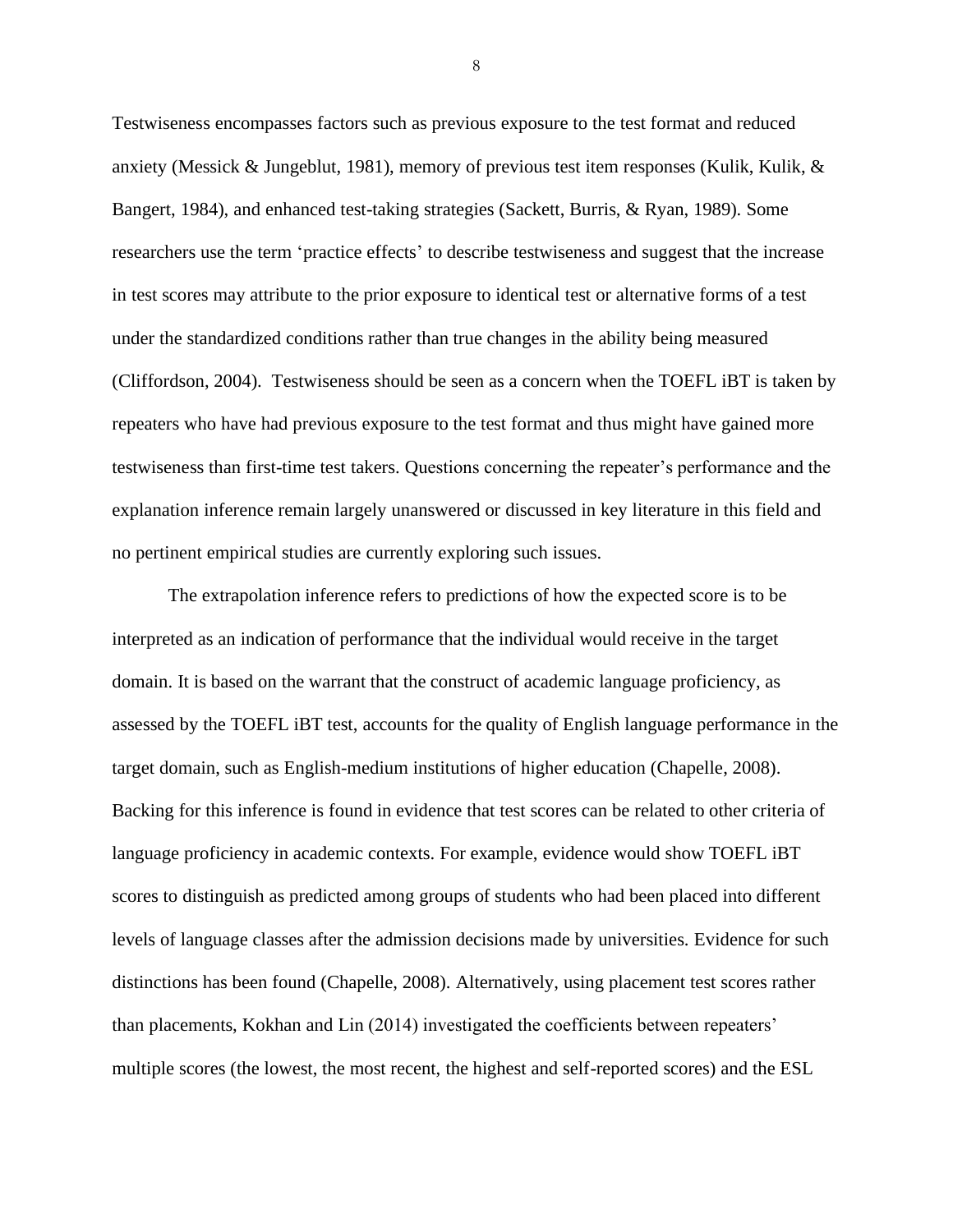Testwiseness encompasses factors such as previous exposure to the test format and reduced anxiety (Messick & Jungeblut, 1981), memory of previous test item responses (Kulik, Kulik, & Bangert, 1984), and enhanced test-taking strategies (Sackett, Burris, & Ryan, 1989). Some researchers use the term 'practice effects' to describe testwiseness and suggest that the increase in test scores may attribute to the prior exposure to identical test or alternative forms of a test under the standardized conditions rather than true changes in the ability being measured (Cliffordson, 2004). Testwiseness should be seen as a concern when the TOEFL iBT is taken by repeaters who have had previous exposure to the test format and thus might have gained more testwiseness than first-time test takers. Questions concerning the repeater's performance and the explanation inference remain largely unanswered or discussed in key literature in this field and no pertinent empirical studies are currently exploring such issues.

The extrapolation inference refers to predictions of how the expected score is to be interpreted as an indication of performance that the individual would receive in the target domain. It is based on the warrant that the construct of academic language proficiency, as assessed by the TOEFL iBT test, accounts for the quality of English language performance in the target domain, such as English-medium institutions of higher education (Chapelle, 2008). Backing for this inference is found in evidence that test scores can be related to other criteria of language proficiency in academic contexts. For example, evidence would show TOEFL iBT scores to distinguish as predicted among groups of students who had been placed into different levels of language classes after the admission decisions made by universities. Evidence for such distinctions has been found (Chapelle, 2008). Alternatively, using placement test scores rather than placements, Kokhan and Lin (2014) investigated the coefficients between repeaters' multiple scores (the lowest, the most recent, the highest and self-reported scores) and the ESL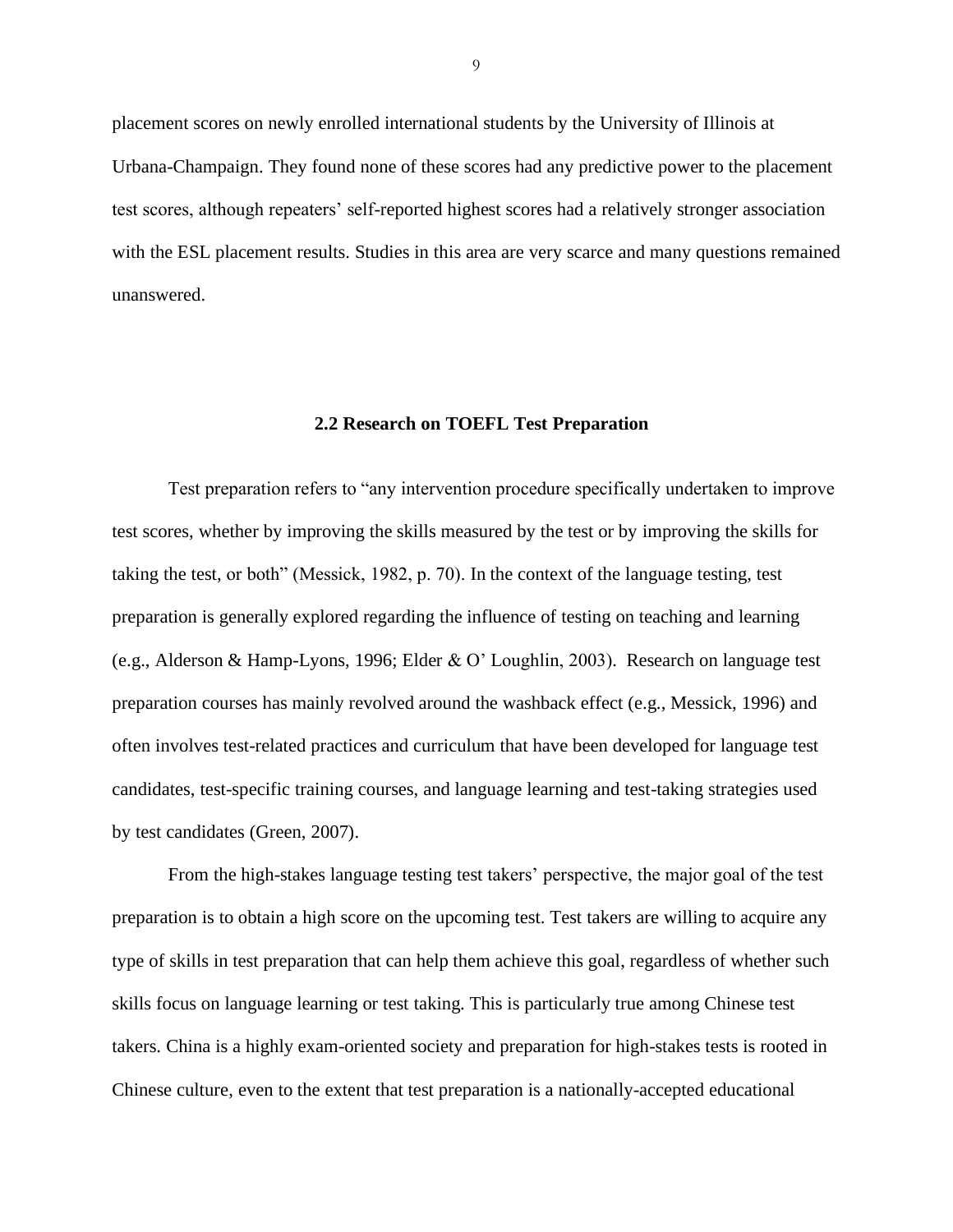placement scores on newly enrolled international students by the University of Illinois at Urbana-Champaign. They found none of these scores had any predictive power to the placement test scores, although repeaters' self-reported highest scores had a relatively stronger association with the ESL placement results. Studies in this area are very scarce and many questions remained unanswered.

## 2.2 Research on TOEFL Test Preparation

Test preparation refers to "any intervention procedure specifically undertaken to improve test scores, whether by improving the skills measured by the test or by improving the skills for taking the test, or both" (Messick, 1982, p. 70). In the context of the language testing, test preparation is generally explored regarding the influence of testing on teaching and learning (e.g., Alderson & Hamp-Lyons, 1996; Elder & O' Loughlin, 2003). Research on language test preparation courses has mainly revolved around the washback effect (e.g., Messick, 1996) and often involves test-related practices and curriculum that have been developed for language test candidates, test-specific training courses, and language learning and test-taking strategies used by test candidates (Green, 2007).

From the high-stakes language testing test takers' perspective, the major goal of the test preparation is to obtain a high score on the upcoming test. Test takers are willing to acquire any type of skills in test preparation that can help them achieve this goal, regardless of whether such skills focus on language learning or test taking. This is particularly true among Chinese test takers. China is a highly exam-oriented society and preparation for high-stakes tests is rooted in Chinese culture, even to the extent that test preparation is a nationally-accepted educational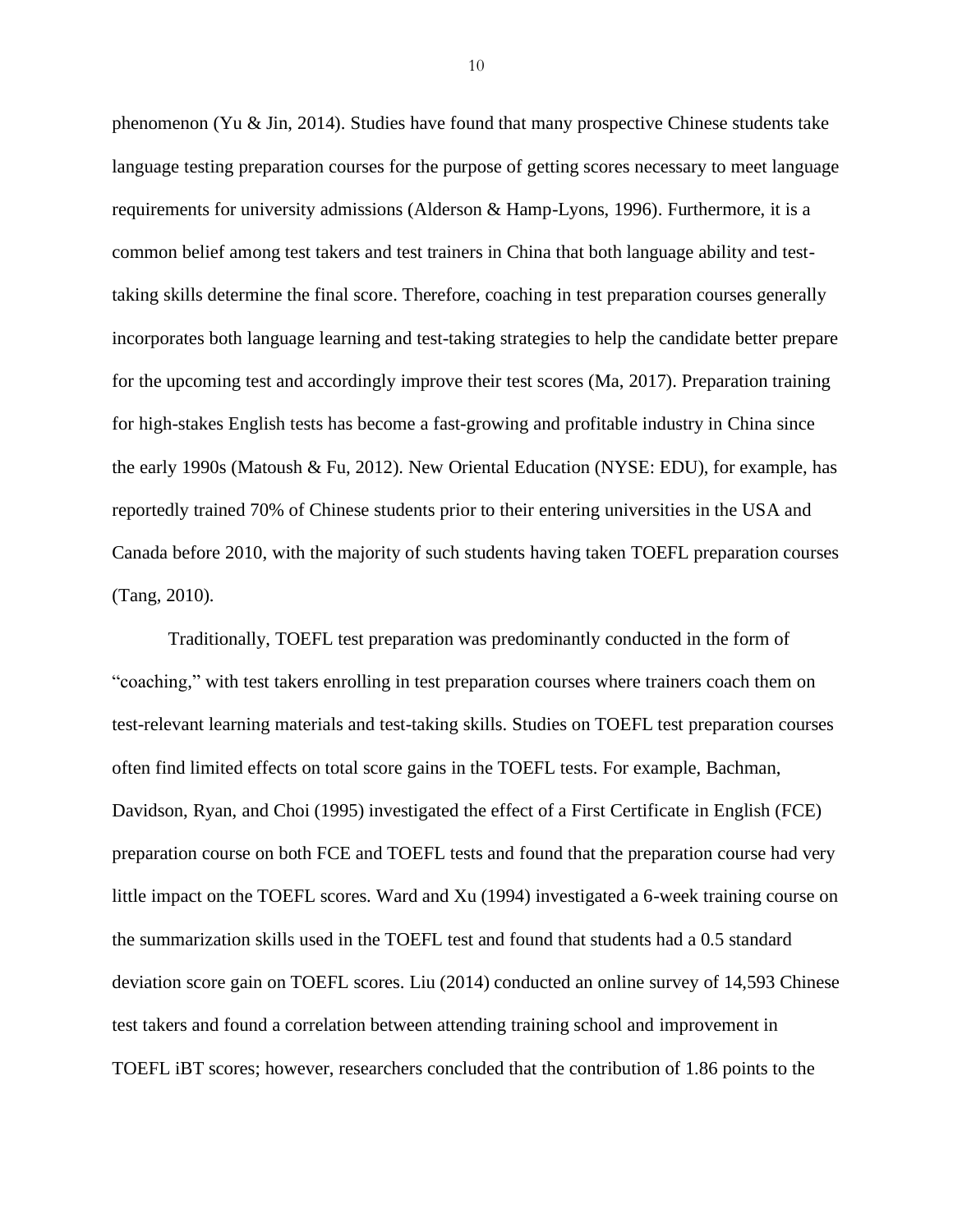phenomenon (Yu & Jin, 2014). Studies have found that many prospective Chinese students take language testing preparation courses for the purpose of getting scores necessary to meet language requirements for university admissions (Alderson & Hamp-Lyons, 1996). Furthermore, it is a common belief among test takers and test trainers in China that both language ability and test-taking skills determine the final score. Therefore, coaching in test preparation courses generally incorporates both language learning and test-taking strategies to help the candidate better prepare for the upcoming test and accordingly improve their test scores (Ma, 2017). Preparation training for high-stakes English tests has become a fast-growing and profitable industry in China since the early 1990s (Matoush & Fu, 2012). New Oriental Education (NYSE: EDU), for example, has reportedly trained 70% of Chinese students prior to their entering universities in the USA and Canada before 2010, with the majority of such students having taken TOEFL preparation courses (Tang, 2010).

Traditionally, TOEFL test preparation was predominantly conducted in the form of "coaching," with test takers enrolling in test preparation courses where trainers coach them on test-relevant learning materials and test-taking skills. Studies on TOEFL test preparation courses often find limited effects on total score gains in the TOEFL tests. For example, Bachman, Davidson, Ryan, and Choi (1995) investigated the effect of a First Certificate in English (FCE) preparation course on both FCE and TOEFL tests and found that the preparation course had very little impact on the TOEFL scores. Ward and Xu (1994) investigated a 6-week training course on the summarization skills used in the TOEFL test and found that students had a 0.5 standard deviation score gain on TOEFL scores. Liu (2014) conducted an online survey of 14,593 Chinese test takers and found a correlation between attending training school and improvement in TOEFL iBT scores; however, researchers concluded that the contribution of 1.86 points to the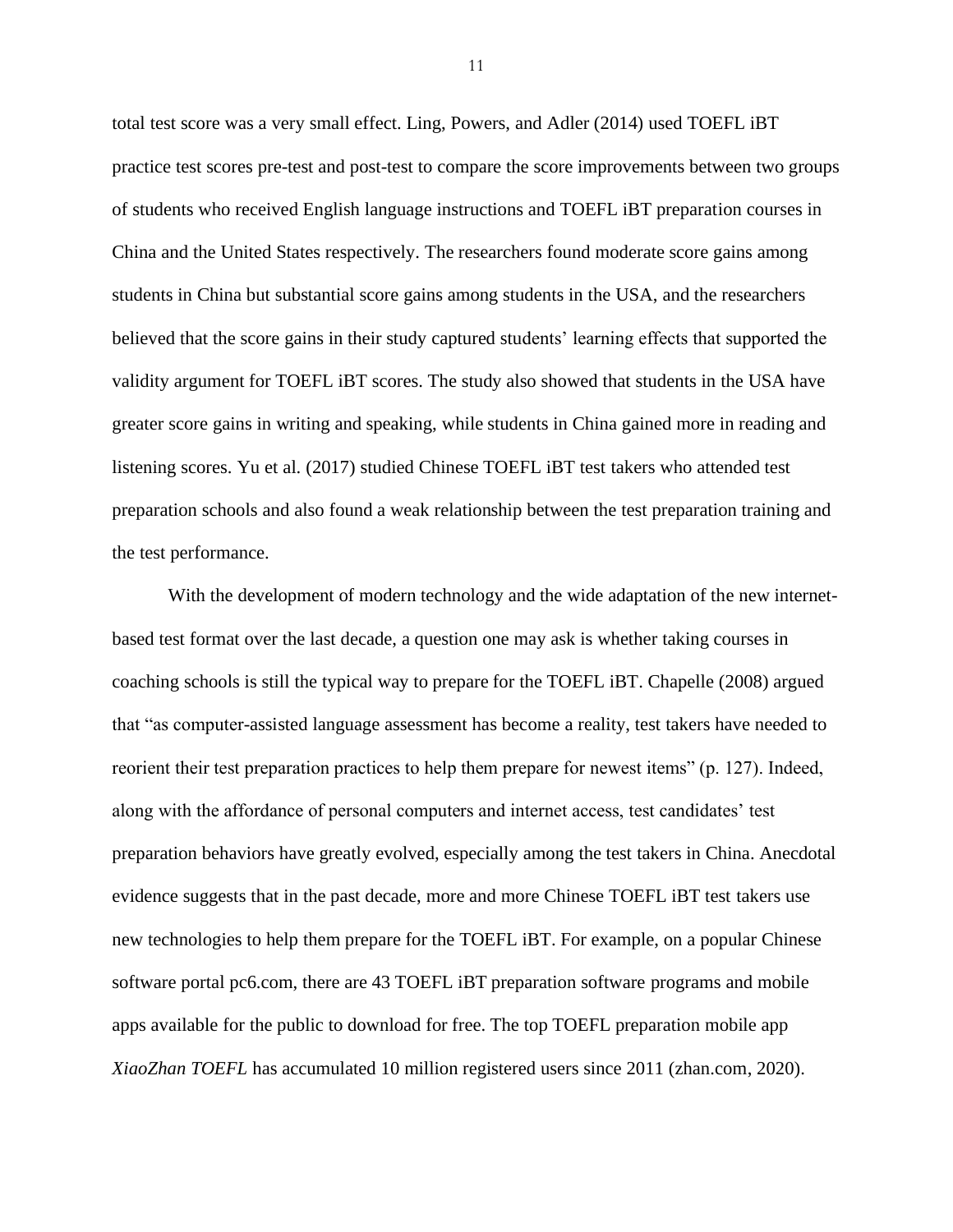total test score was a very small effect. Ling, Powers, and Adler (2014) used TOEFL iBT practice test scores pre-test and post-test to compare the score improvements between two groups of students who received English language instructions and TOEFL iBT preparation courses in China and the United States respectively. The researchers found moderate score gains among students in China but substantial score gains among students in the USA, and the researchers believed that the score gains in their study captured students' learning effects that supported the validity argument for TOEFL iBT scores. The study also showed that students in the USA have greater score gains in writing and speaking, while students in China gained more in reading and listening scores. Yu et al. (2017) studied Chinese TOEFL iBT test takers who attended test preparation schools and also found a weak relationship between the test preparation training and the test performance.

With the development of modern technology and the wide adaptation of the new internet-based test format over the last decade, a question one may ask is whether taking courses in coaching schools is still the typical way to prepare for the TOEFL iBT. Chapelle (2008) argued that "as computer-assisted language assessment has become a reality, test takers have needed to reorient their test preparation practices to help them prepare for newest items" (p. 127). Indeed, along with the affordance of personal computers and internet access, test candidates' test preparation behaviors have greatly evolved, especially among the test takers in China. Anecdotal evidence suggests that in the past decade, more and more Chinese TOEFL iBT test takers use new technologies to help them prepare for the TOEFL iBT. For example, on a popular Chinese software portal pc6.com, there are 43 TOEFL iBT preparation software programs and mobile apps available for the public to download for free. The top TOEFL preparation mobile app *XiaoZhan TOEFL* has accumulated 10 million registered users since 2011 (zhan.com, 2020).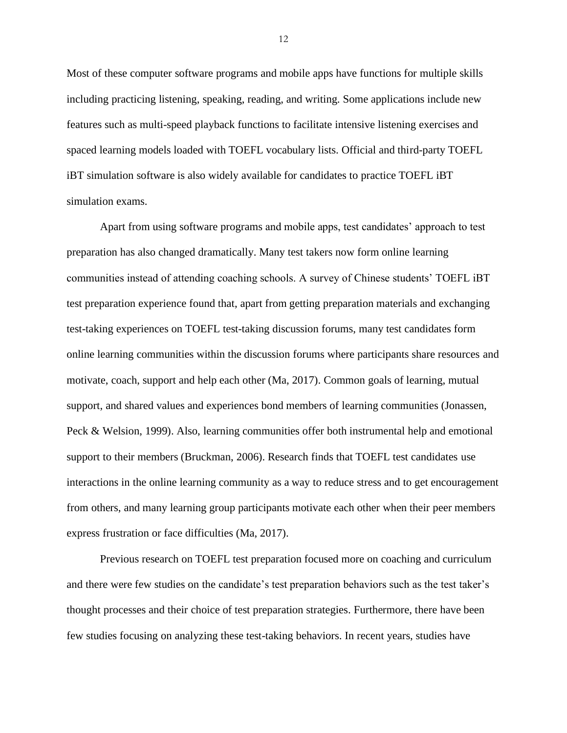Most of these computer software programs and mobile apps have functions for multiple skills including practicing listening, speaking, reading, and writing. Some applications include new features such as multi-speed playback functions to facilitate intensive listening exercises and spaced learning models loaded with TOEFL vocabulary lists. Official and third-party TOEFL iBT simulation software is also widely available for candidates to practice TOEFL iBT simulation exams.

Apart from using software programs and mobile apps, test candidates' approach to test preparation has also changed dramatically. Many test takers now form online learning communities instead of attending coaching schools. A survey of Chinese students' TOEFL iBT test preparation experience found that, apart from getting preparation materials and exchanging test-taking experiences on TOEFL test-taking discussion forums, many test candidates form online learning communities within the discussion forums where participants share resources and motivate, coach, support and help each other (Ma, 2017). Common goals of learning, mutual support, and shared values and experiences bond members of learning communities (Jonassen, Peck & Welsion, 1999). Also, learning communities offer both instrumental help and emotional support to their members (Bruckman, 2006). Research finds that TOEFL test candidates use interactions in the online learning community as a way to reduce stress and to get encouragement from others, and many learning group participants motivate each other when their peer members express frustration or face difficulties (Ma, 2017).

Previous research on TOEFL test preparation focused more on coaching and curriculum and there were few studies on the candidate's test preparation behaviors such as the test taker's thought processes and their choice of test preparation strategies. Furthermore, there have been few studies focusing on analyzing these test-taking behaviors. In recent years, studies have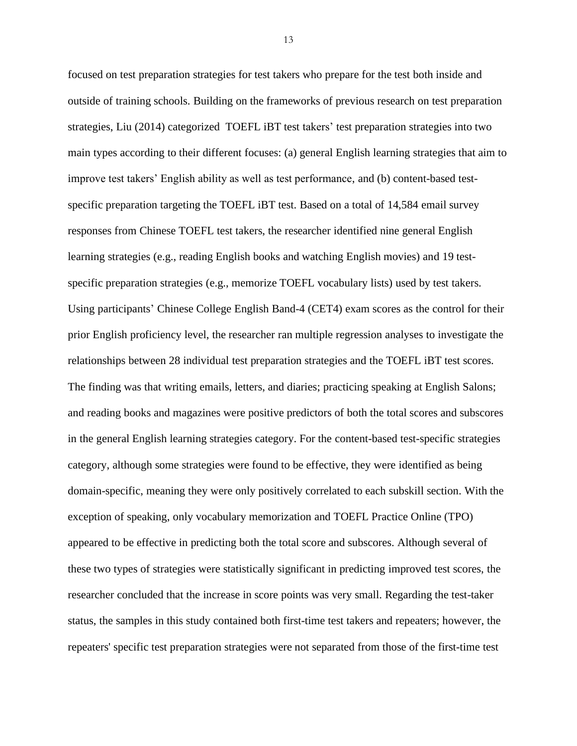focused on test preparation strategies for test takers who prepare for the test both inside and outside of training schools. Building on the frameworks of previous research on test preparation strategies, Liu (2014) categorized TOEFL iBT test takers' test preparation strategies into two main types according to their different focuses: (a) general English learning strategies that aim to improve test takers' English ability as well as test performance, and (b) content-based test-specific preparation targeting the TOEFL iBT test. Based on a total of 14,584 email survey responses from Chinese TOEFL test takers, the researcher identified nine general English learning strategies (e.g., reading English books and watching English movies) and 19 test-specific preparation strategies (e.g., memorize TOEFL vocabulary lists) used by test takers. Using participants' Chinese College English Band-4 (CET4) exam scores as the control for their prior English proficiency level, the researcher ran multiple regression analyses to investigate the relationships between 28 individual test preparation strategies and the TOEFL iBT test scores. The finding was that writing emails, letters, and diaries; practicing speaking at English Salons; and reading books and magazines were positive predictors of both the total scores and subscores in the general English learning strategies category. For the content-based test-specific strategies category, although some strategies were found to be effective, they were identified as being domain-specific, meaning they were only positively correlated to each subskill section. With the exception of speaking, only vocabulary memorization and TOEFL Practice Online (TPO) appeared to be effective in predicting both the total score and subscores. Although several of these two types of strategies were statistically significant in predicting improved test scores, the researcher concluded that the increase in score points was very small. Regarding the test-taker status, the samples in this study contained both first-time test takers and repeaters; however, the repeaters' specific test preparation strategies were not separated from those of the first-time test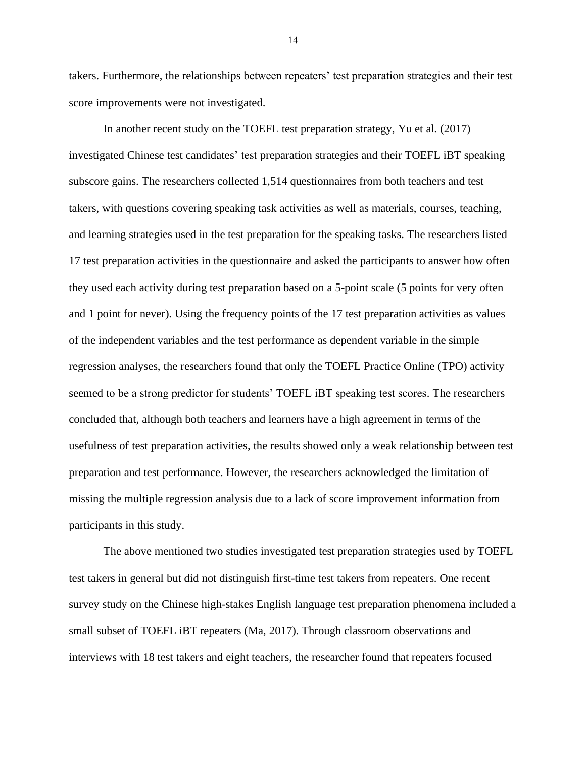takers. Furthermore, the relationships between repeaters' test preparation strategies and their test score improvements were not investigated.

In another recent study on the TOEFL test preparation strategy, Yu et al. (2017) investigated Chinese test candidates' test preparation strategies and their TOEFL iBT speaking subscore gains. The researchers collected 1,514 questionnaires from both teachers and test takers, with questions covering speaking task activities as well as materials, courses, teaching, and learning strategies used in the test preparation for the speaking tasks. The researchers listed 17 test preparation activities in the questionnaire and asked the participants to answer how often they used each activity during test preparation based on a 5-point scale (5 points for very often and 1 point for never). Using the frequency points of the 17 test preparation activities as values of the independent variables and the test performance as dependent variable in the simple regression analyses, the researchers found that only the TOEFL Practice Online (TPO) activity seemed to be a strong predictor for students' TOEFL iBT speaking test scores. The researchers concluded that, although both teachers and learners have a high agreement in terms of the usefulness of test preparation activities, the results showed only a weak relationship between test preparation and test performance. However, the researchers acknowledged the limitation of missing the multiple regression analysis due to a lack of score improvement information from participants in this study.

The above mentioned two studies investigated test preparation strategies used by TOEFL test takers in general but did not distinguish first-time test takers from repeaters. One recent survey study on the Chinese high-stakes English language test preparation phenomena included a small subset of TOEFL iBT repeaters (Ma, 2017). Through classroom observations and interviews with 18 test takers and eight teachers, the researcher found that repeaters focused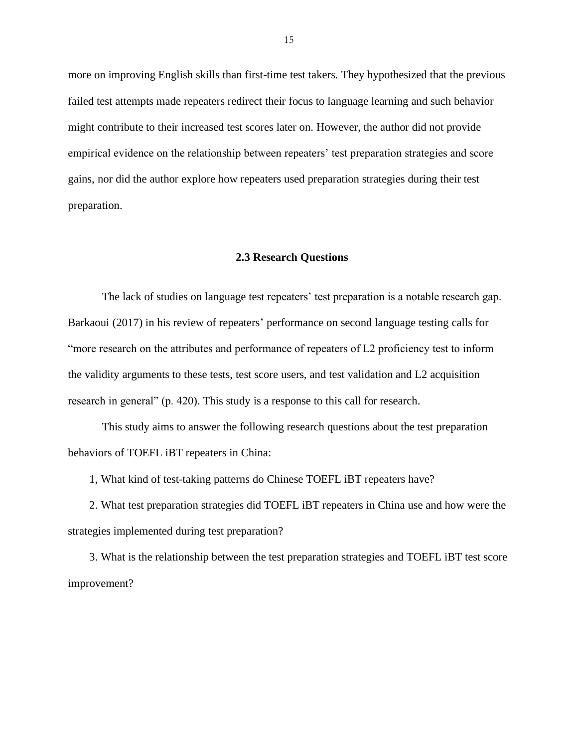more on improving English skills than first-time test takers. They hypothesized that the previous failed test attempts made repeaters redirect their focus to language learning and such behavior might contribute to their increased test scores later on. However, the author did not provide empirical evidence on the relationship between repeaters' test preparation strategies and score gains, nor did the author explore how repeaters used preparation strategies during their test preparation.

## 2.3 Research Questions

The lack of studies on language test repeaters' test preparation is a notable research gap. Barkaoui (2017) in his review of repeaters' performance on second language testing calls for "more research on the attributes and performance of repeaters of L2 proficiency test to inform the validity arguments to these tests, test score users, and test validation and L2 acquisition research in general" (p. 420). This study is a response to this call for research.

This study aims to answer the following research questions about the test preparation behaviors of TOEFL iBT repeaters in China:

1, What kind of test-taking patterns do Chinese TOEFL iBT repeaters have?

2. What test preparation strategies did TOEFL iBT repeaters in China use and how were the strategies implemented during test preparation?

3. What is the relationship between the test preparation strategies and TOEFL iBT test score improvement?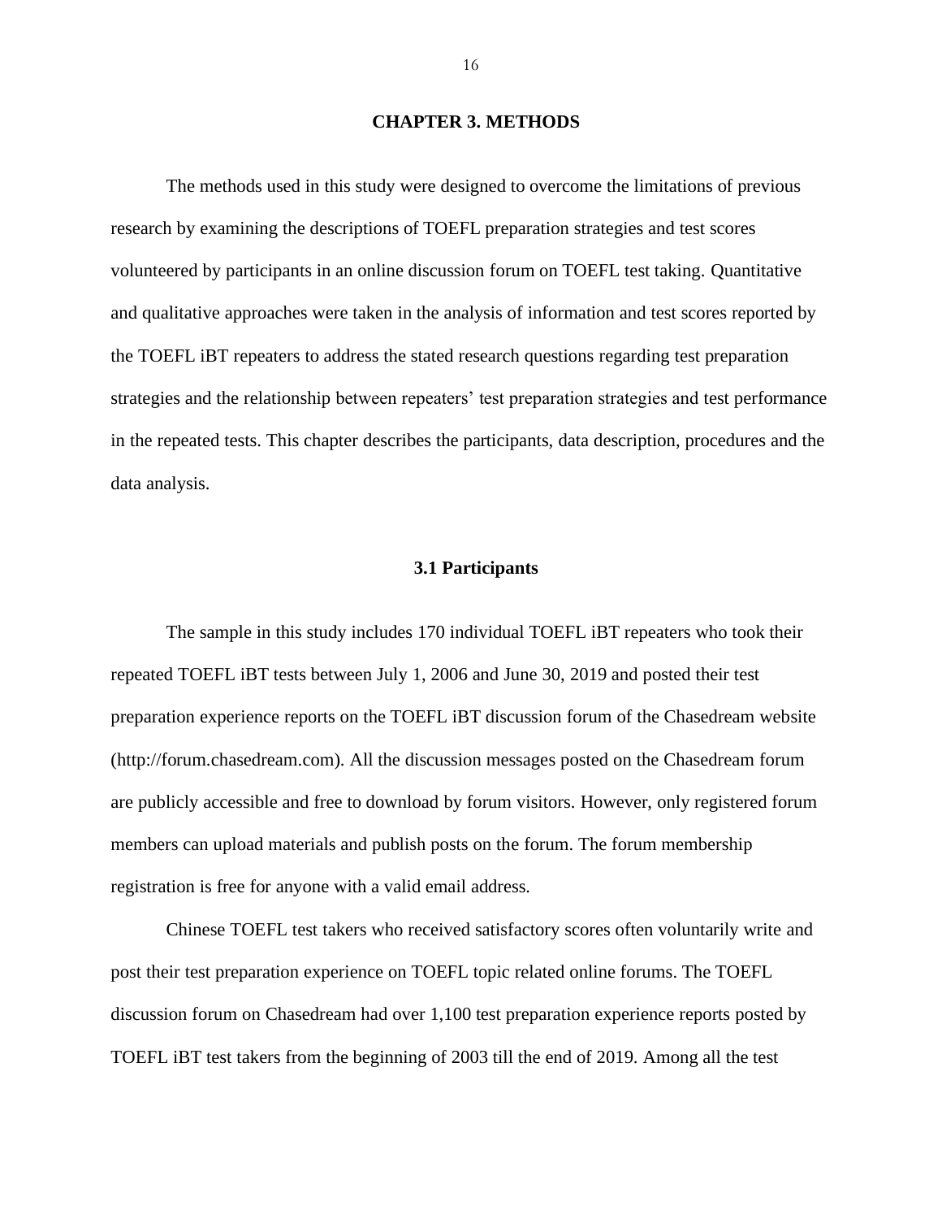# CHAPTER 3. METHODS

The methods used in this study were designed to overcome the limitations of previous research by examining the descriptions of TOEFL preparation strategies and test scores volunteered by participants in an online discussion forum on TOEFL test taking. Quantitative and qualitative approaches were taken in the analysis of information and test scores reported by the TOEFL iBT repeaters to address the stated research questions regarding test preparation strategies and the relationship between repeaters' test preparation strategies and test performance in the repeated tests. This chapter describes the participants, data description, procedures and the data analysis.

## 3.1 Participants

The sample in this study includes 170 individual TOEFL iBT repeaters who took their repeated TOEFL iBT tests between July 1, 2006 and June 30, 2019 and posted their test preparation experience reports on the TOEFL iBT discussion forum of the Chasedream website (http://forum.chasedream.com). All the discussion messages posted on the Chasedream forum are publicly accessible and free to download by forum visitors. However, only registered forum members can upload materials and publish posts on the forum. The forum membership registration is free for anyone with a valid email address.

Chinese TOEFL test takers who received satisfactory scores often voluntarily write and post their test preparation experience on TOEFL topic related online forums. The TOEFL discussion forum on Chasedream had over 1,100 test preparation experience reports posted by TOEFL iBT test takers from the beginning of 2003 till the end of 2019. Among all the test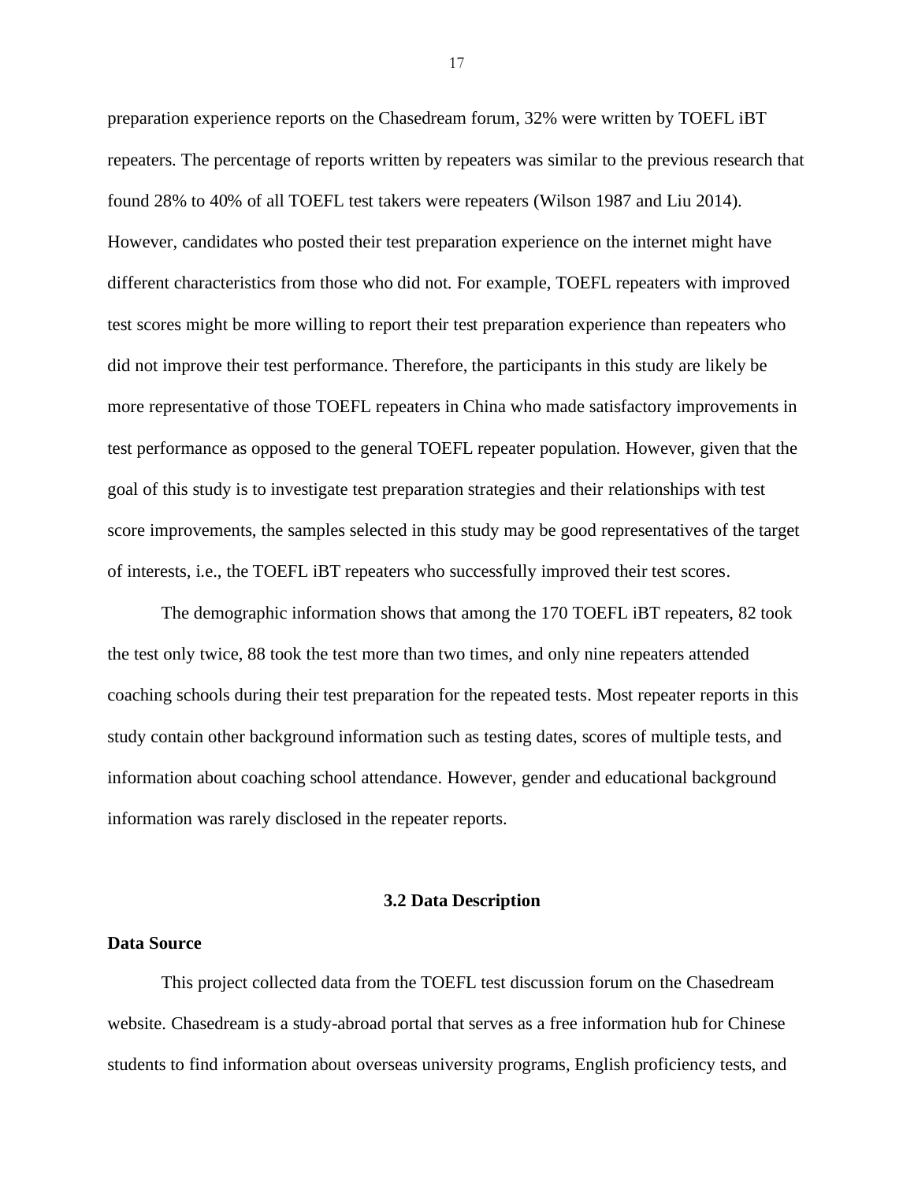preparation experience reports on the Chasedream forum, 32% were written by TOEFL iBT repeaters. The percentage of reports written by repeaters was similar to the previous research that found 28% to 40% of all TOEFL test takers were repeaters (Wilson 1987 and Liu 2014). However, candidates who posted their test preparation experience on the internet might have different characteristics from those who did not. For example, TOEFL repeaters with improved test scores might be more willing to report their test preparation experience than repeaters who did not improve their test performance. Therefore, the participants in this study are likely be more representative of those TOEFL repeaters in China who made satisfactory improvements in test performance as opposed to the general TOEFL repeater population. However, given that the goal of this study is to investigate test preparation strategies and their relationships with test score improvements, the samples selected in this study may be good representatives of the target of interests, i.e., the TOEFL iBT repeaters who successfully improved their test scores.

The demographic information shows that among the 170 TOEFL iBT repeaters, 82 took the test only twice, 88 took the test more than two times, and only nine repeaters attended coaching schools during their test preparation for the repeated tests. Most repeater reports in this study contain other background information such as testing dates, scores of multiple tests, and information about coaching school attendance. However, gender and educational background information was rarely disclosed in the repeater reports.

## 3.2 Data Description

### Data Source

This project collected data from the TOEFL test discussion forum on the Chasedream website. Chasedream is a study-abroad portal that serves as a free information hub for Chinese students to find information about overseas university programs, English proficiency tests, and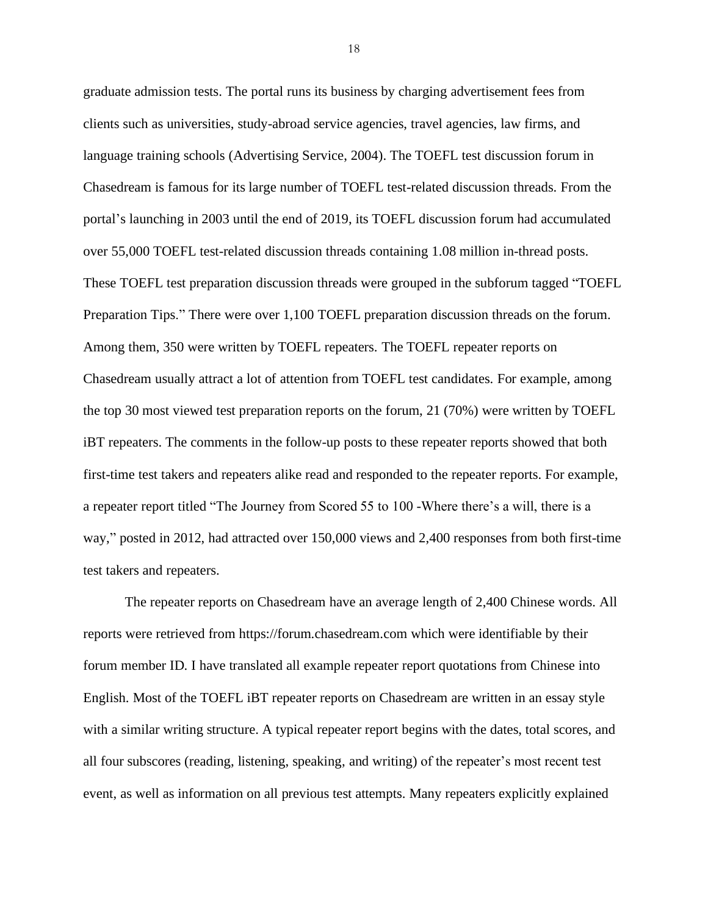graduate admission tests. The portal runs its business by charging advertisement fees from clients such as universities, study-abroad service agencies, travel agencies, law firms, and language training schools (Advertising Service, 2004). The TOEFL test discussion forum in Chasedream is famous for its large number of TOEFL test-related discussion threads. From the portal's launching in 2003 until the end of 2019, its TOEFL discussion forum had accumulated over 55,000 TOEFL test-related discussion threads containing 1.08 million in-thread posts. These TOEFL test preparation discussion threads were grouped in the subforum tagged "TOEFL Preparation Tips." There were over 1,100 TOEFL preparation discussion threads on the forum. Among them, 350 were written by TOEFL repeaters. The TOEFL repeater reports on Chasedream usually attract a lot of attention from TOEFL test candidates. For example, among the top 30 most viewed test preparation reports on the forum, 21 (70%) were written by TOEFL iBT repeaters. The comments in the follow-up posts to these repeater reports showed that both first-time test takers and repeaters alike read and responded to the repeater reports. For example, a repeater report titled "The Journey from Scored 55 to 100 -Where there's a will, there is a way," posted in 2012, had attracted over 150,000 views and 2,400 responses from both first-time test takers and repeaters.

The repeater reports on Chasedream have an average length of 2,400 Chinese words. All reports were retrieved from https://forum.chasedream.com which were identifiable by their forum member ID. I have translated all example repeater report quotations from Chinese into English. Most of the TOEFL iBT repeater reports on Chasedream are written in an essay style with a similar writing structure. A typical repeater report begins with the dates, total scores, and all four subscores (reading, listening, speaking, and writing) of the repeater's most recent test event, as well as information on all previous test attempts. Many repeaters explicitly explained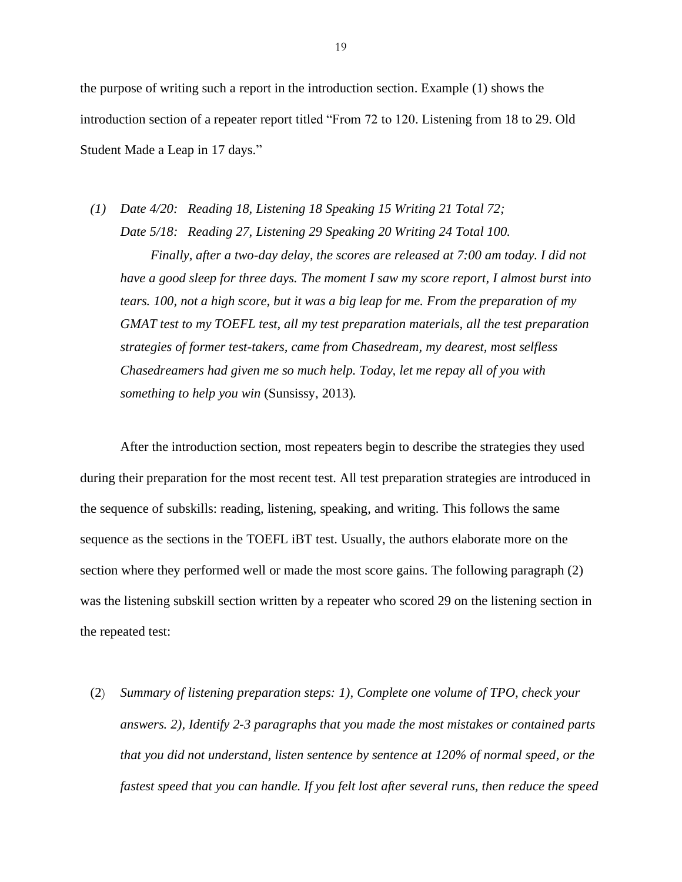the purpose of writing such a report in the introduction section. Example (1) shows the introduction section of a repeater report titled "From 72 to 120. Listening from 18 to 29. Old Student Made a Leap in 17 days."

(1) *Date 4/20: Reading 18, Listening 18 Speaking 15 Writing 21 Total 72;*
*Date 5/18: Reading 27, Listening 29 Speaking 20 Writing 24 Total 100.*

*Finally, after a two-day delay, the scores are released at 7:00 am today. I did not have a good sleep for three days. The moment I saw my score report, I almost burst into tears. 100, not a high score, but it was a big leap for me. From the preparation of my GMAT test to my TOEFL test, all my test preparation materials, all the test preparation strategies of former test-takers, came from Chasedream, my dearest, most selfless Chasedreamers had given me so much help. Today, let me repay all of you with something to help you win* (Sunsissy, 2013).

After the introduction section, most repeaters begin to describe the strategies they used during their preparation for the most recent test. All test preparation strategies are introduced in the sequence of subskills: reading, listening, speaking, and writing. This follows the same sequence as the sections in the TOEFL iBT test. Usually, the authors elaborate more on the section where they performed well or made the most score gains. The following paragraph (2) was the listening subskill section written by a repeater who scored 29 on the listening section in the repeated test:

(2) *Summary of listening preparation steps: 1), Complete one volume of TPO, check your answers. 2), Identify 2-3 paragraphs that you made the most mistakes or contained parts that you did not understand, listen sentence by sentence at 120% of normal speed, or the fastest speed that you can handle. If you felt lost after several runs, then reduce the speed*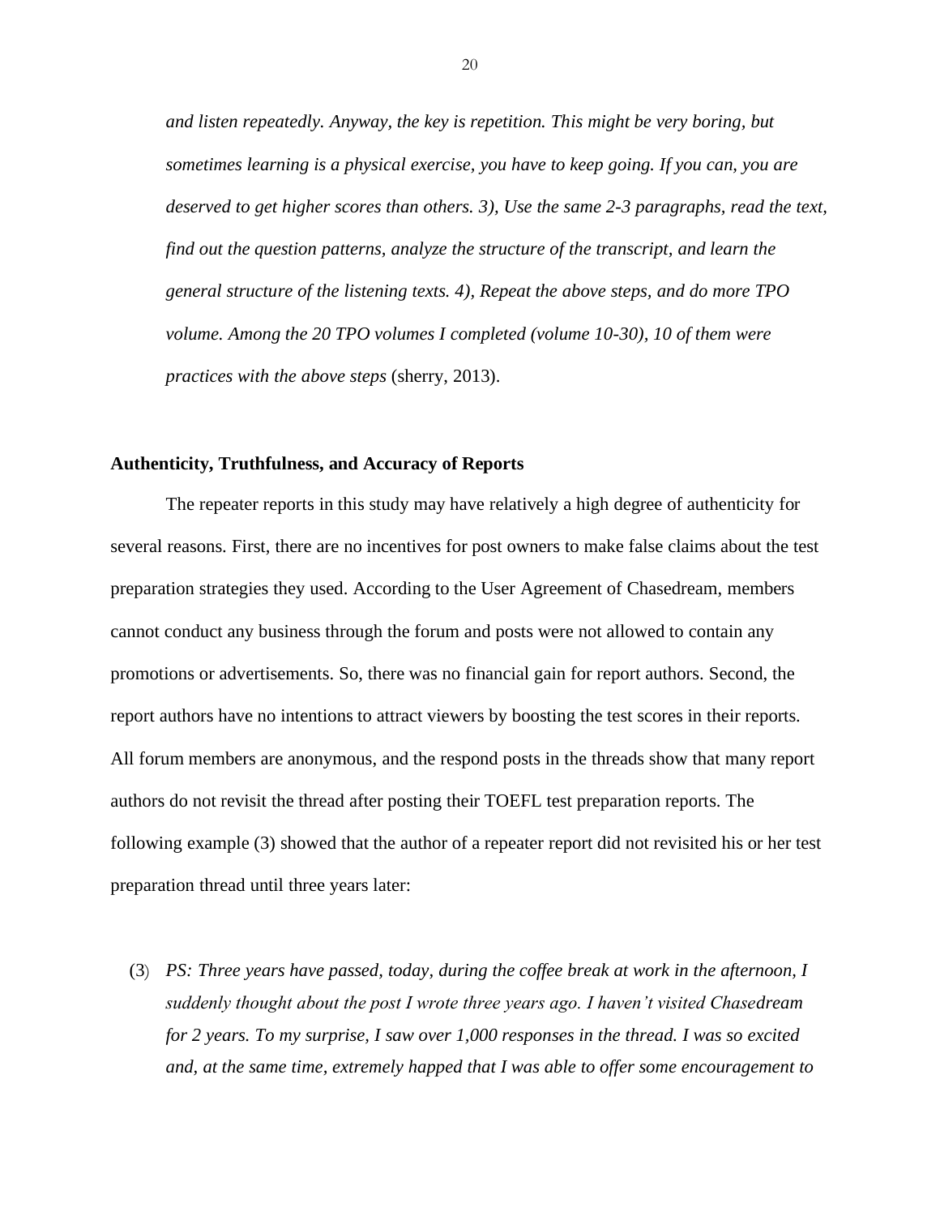*and listen repeatedly. Anyway, the key is repetition. This might be very boring, but sometimes learning is a physical exercise, you have to keep going. If you can, you are deserved to get higher scores than others. 3), Use the same 2-3 paragraphs, read the text, find out the question patterns, analyze the structure of the transcript, and learn the general structure of the listening texts. 4), Repeat the above steps, and do more TPO volume. Among the 20 TPO volumes I completed (volume 10-30), 10 of them were practices with the above steps* (sherry, 2013).

**Authenticity, Truthfulness, and Accuracy of Reports**

The repeater reports in this study may have relatively a high degree of authenticity for several reasons. First, there are no incentives for post owners to make false claims about the test preparation strategies they used. According to the User Agreement of Chasedream, members cannot conduct any business through the forum and posts were not allowed to contain any promotions or advertisements. So, there was no financial gain for report authors. Second, the report authors have no intentions to attract viewers by boosting the test scores in their reports. All forum members are anonymous, and the respond posts in the threads show that many report authors do not revisit the thread after posting their TOEFL test preparation reports. The following example (3) showed that the author of a repeater report did not revisited his or her test preparation thread until three years later:

(3) *PS: Three years have passed, today, during the coffee break at work in the afternoon, I suddenly thought about the post I wrote three years ago. I haven't visited Chasedream for 2 years. To my surprise, I saw over 1,000 responses in the thread. I was so excited and, at the same time, extremely happed that I was able to offer some encouragement to*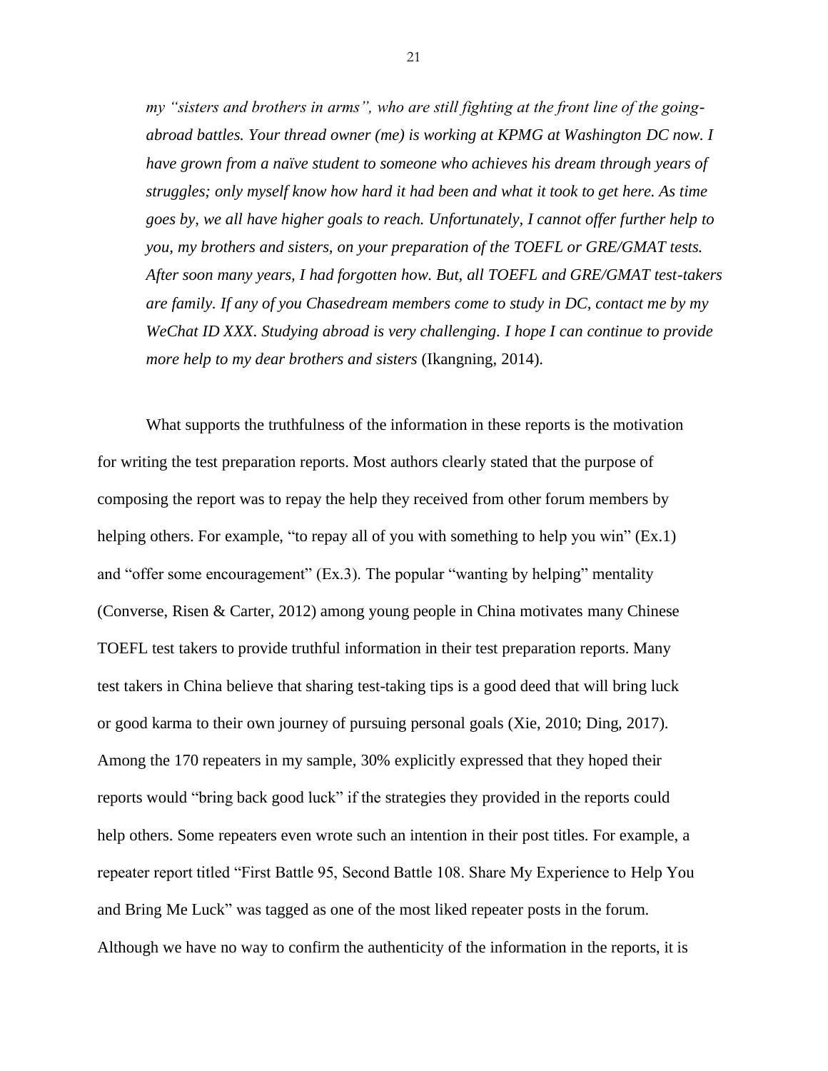*my "sisters and brothers in arms", who are still fighting at the front line of the going-abroad battles. Your thread owner (me) is working at KPMG at Washington DC now. I have grown from a naïve student to someone who achieves his dream through years of struggles; only myself know how hard it had been and what it took to get here. As time goes by, we all have higher goals to reach. Unfortunately, I cannot offer further help to you, my brothers and sisters, on your preparation of the TOEFL or GRE/GMAT tests. After soon many years, I had forgotten how. But, all TOEFL and GRE/GMAT test-takers are family. If any of you Chasedream members come to study in DC, contact me by my WeChat ID XXX. Studying abroad is very challenging. I hope I can continue to provide more help to my dear brothers and sisters* (Ikangning, 2014).

What supports the truthfulness of the information in these reports is the motivation for writing the test preparation reports. Most authors clearly stated that the purpose of composing the report was to repay the help they received from other forum members by helping others. For example, "to repay all of you with something to help you win" (Ex.1) and "offer some encouragement" (Ex.3). The popular "wanting by helping" mentality (Converse, Risen & Carter, 2012) among young people in China motivates many Chinese TOEFL test takers to provide truthful information in their test preparation reports. Many test takers in China believe that sharing test-taking tips is a good deed that will bring luck or good karma to their own journey of pursuing personal goals (Xie, 2010; Ding, 2017). Among the 170 repeaters in my sample, 30% explicitly expressed that they hoped their reports would "bring back good luck" if the strategies they provided in the reports could help others. Some repeaters even wrote such an intention in their post titles. For example, a repeater report titled "First Battle 95, Second Battle 108. Share My Experience to Help You and Bring Me Luck" was tagged as one of the most liked repeater posts in the forum. Although we have no way to confirm the authenticity of the information in the reports, it is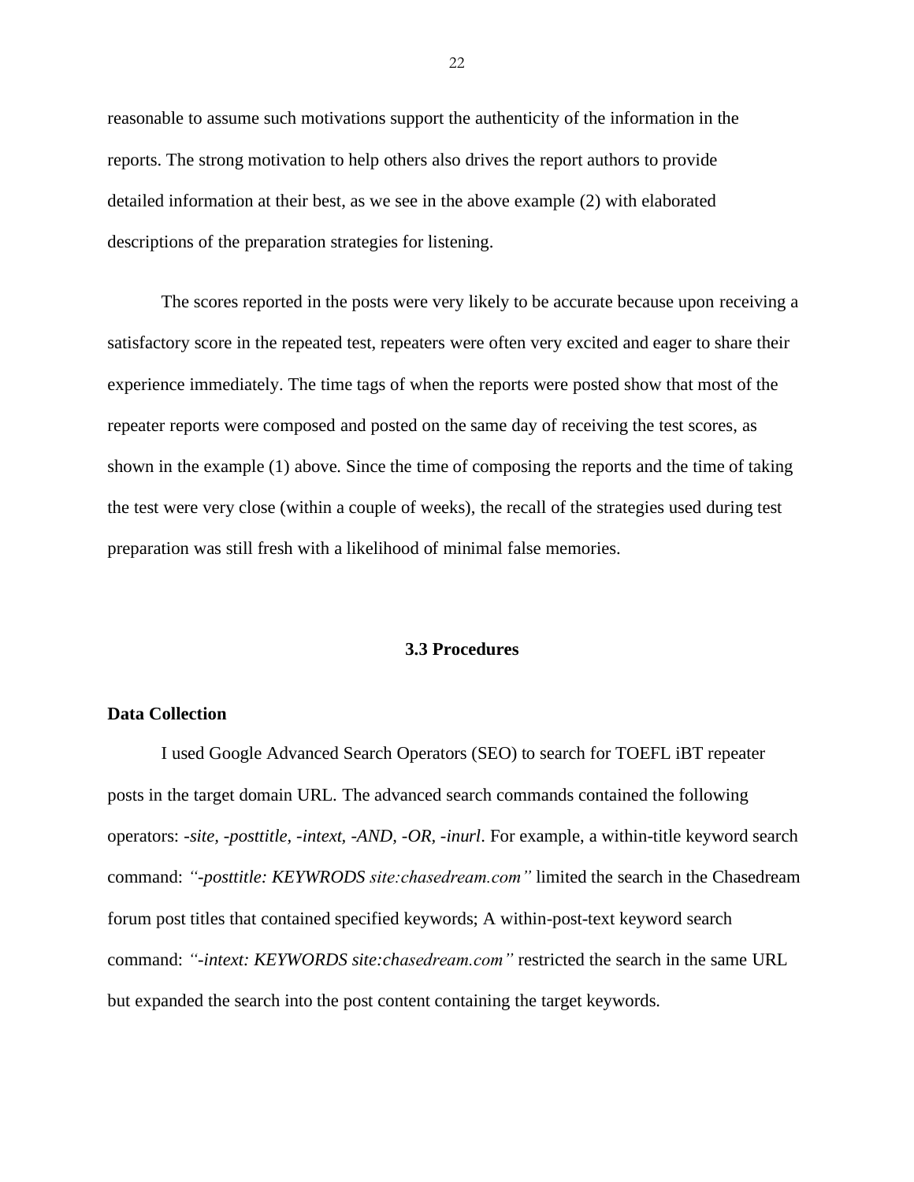reasonable to assume such motivations support the authenticity of the information in the reports. The strong motivation to help others also drives the report authors to provide detailed information at their best, as we see in the above example (2) with elaborated descriptions of the preparation strategies for listening.

The scores reported in the posts were very likely to be accurate because upon receiving a satisfactory score in the repeated test, repeaters were often very excited and eager to share their experience immediately. The time tags of when the reports were posted show that most of the repeater reports were composed and posted on the same day of receiving the test scores, as shown in the example (1) above. Since the time of composing the reports and the time of taking the test were very close (within a couple of weeks), the recall of the strategies used during test preparation was still fresh with a likelihood of minimal false memories.

## 3.3 Procedures

**Data Collection**

I used Google Advanced Search Operators (SEO) to search for TOEFL iBT repeater posts in the target domain URL. The advanced search commands contained the following operators: *-site, -posttitle, -intext, -AND, -OR, -inurl*. For example, a within-title keyword search command: *"-posttitle: KEYWRODS site:chasedream.com"* limited the search in the Chasedream forum post titles that contained specified keywords; A within-post-text keyword search command: *"-intext: KEYWORDS site:chasedream.com"* restricted the search in the same URL but expanded the search into the post content containing the target keywords.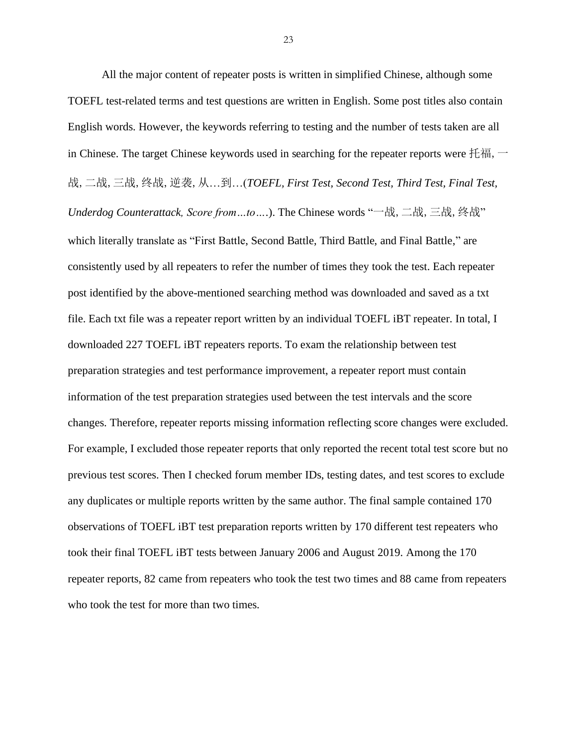All the major content of repeater posts is written in simplified Chinese, although some TOEFL test-related terms and test questions are written in English. Some post titles also contain English words. However, the keywords referring to testing and the number of tests taken are all in Chinese. The target Chinese keywords used in searching for the repeater reports were 托福, 一战, 二战, 三战, 终战, 逆袭, 从…到…(*TOEFL, First Test, Second Test, Third Test, Final Test, Underdog Counterattack, Score from…to….*). The Chinese words "一战, 二战, 三战, 终战" which literally translate as "First Battle, Second Battle, Third Battle, and Final Battle," are consistently used by all repeaters to refer the number of times they took the test. Each repeater post identified by the above-mentioned searching method was downloaded and saved as a txt file. Each txt file was a repeater report written by an individual TOEFL iBT repeater. In total, I downloaded 227 TOEFL iBT repeaters reports. To exam the relationship between test preparation strategies and test performance improvement, a repeater report must contain information of the test preparation strategies used between the test intervals and the score changes. Therefore, repeater reports missing information reflecting score changes were excluded. For example, I excluded those repeater reports that only reported the recent total test score but no previous test scores. Then I checked forum member IDs, testing dates, and test scores to exclude any duplicates or multiple reports written by the same author. The final sample contained 170 observations of TOEFL iBT test preparation reports written by 170 different test repeaters who took their final TOEFL iBT tests between January 2006 and August 2019. Among the 170 repeater reports, 82 came from repeaters who took the test two times and 88 came from repeaters who took the test for more than two times.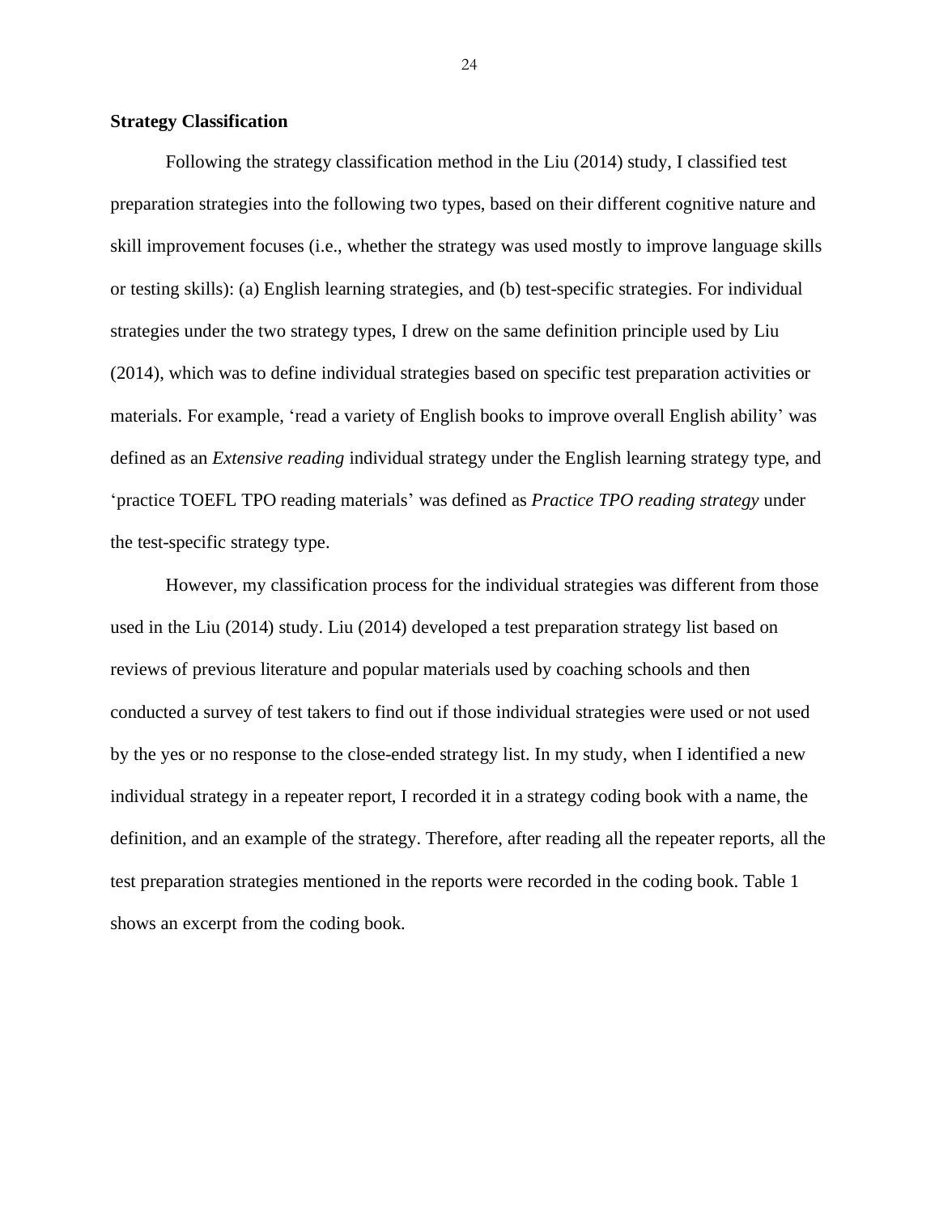**Strategy Classification**

Following the strategy classification method in the Liu (2014) study, I classified test preparation strategies into the following two types, based on their different cognitive nature and skill improvement focuses (i.e., whether the strategy was used mostly to improve language skills or testing skills): (a) English learning strategies, and (b) test-specific strategies. For individual strategies under the two strategy types, I drew on the same definition principle used by Liu (2014), which was to define individual strategies based on specific test preparation activities or materials. For example, 'read a variety of English books to improve overall English ability' was defined as an *Extensive reading* individual strategy under the English learning strategy type, and 'practice TOEFL TPO reading materials' was defined as *Practice TPO reading strategy* under the test-specific strategy type.

However, my classification process for the individual strategies was different from those used in the Liu (2014) study. Liu (2014) developed a test preparation strategy list based on reviews of previous literature and popular materials used by coaching schools and then conducted a survey of test takers to find out if those individual strategies were used or not used by the yes or no response to the close-ended strategy list. In my study, when I identified a new individual strategy in a repeater report, I recorded it in a strategy coding book with a name, the definition, and an example of the strategy. Therefore, after reading all the repeater reports, all the test preparation strategies mentioned in the reports were recorded in the coding book. Table 1 shows an excerpt from the coding book.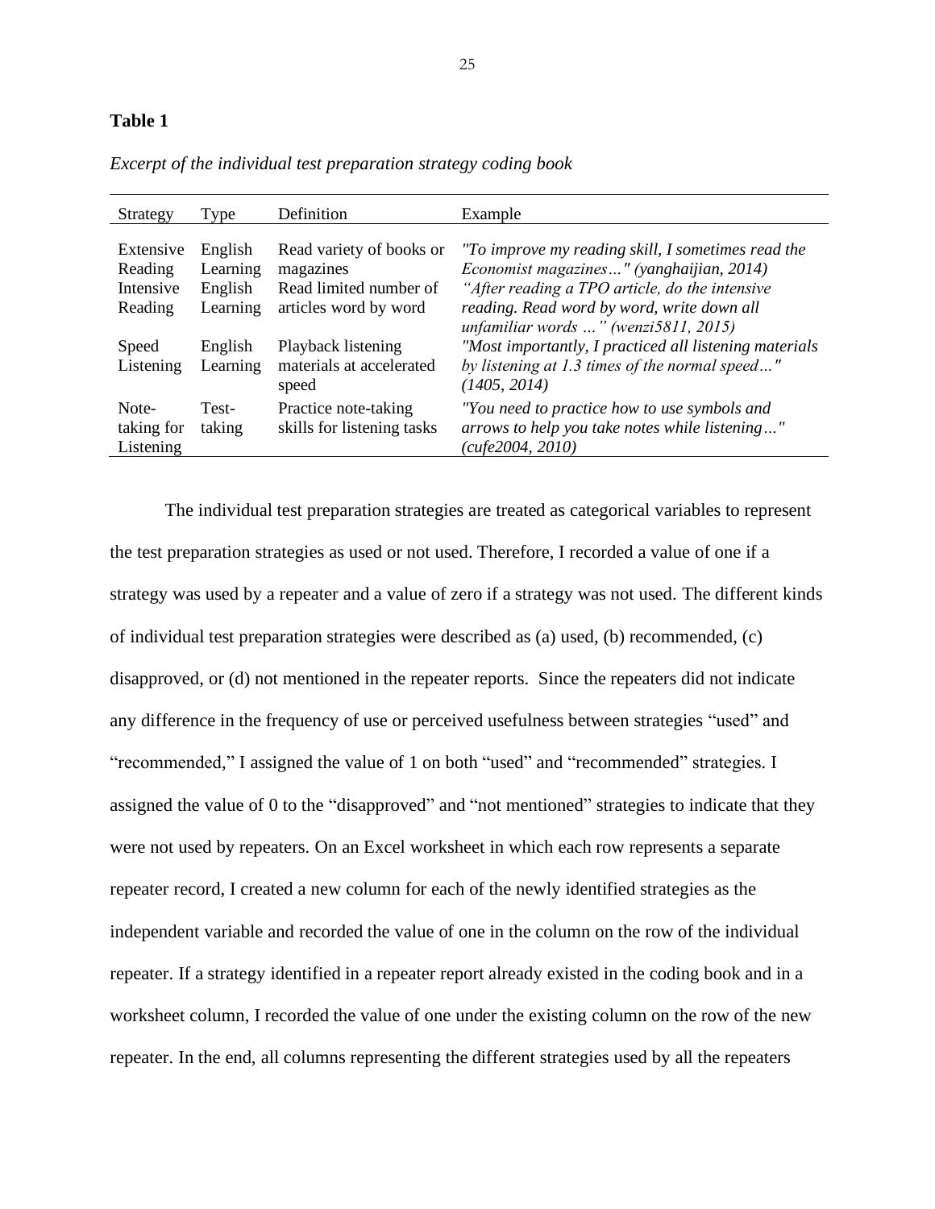**Table 1**

*Excerpt of the individual test preparation strategy coding book*

| Strategy | Type | Definition | Example |
|---|---|---|---|
| Extensive Reading | English Learning | Read variety of books or magazines | *"To improve my reading skill, I sometimes read the Economist magazines…" (yanghaijian, 2014)* |
| Intensive Reading | English Learning | Read limited number of articles word by word | *"After reading a TPO article, do the intensive reading. Read word by word, write down all unfamiliar words …" (wenzi5811, 2015)* |
| Speed Listening | English Learning | Playback listening materials at accelerated speed | *"Most importantly, I practiced all listening materials by listening at 1.3 times of the normal speed…" (1405, 2014)* |
| Note-taking for Listening | Test-taking | Practice note-taking skills for listening tasks | *"You need to practice how to use symbols and arrows to help you take notes while listening…" (cufe2004, 2010)* |

The individual test preparation strategies are treated as categorical variables to represent the test preparation strategies as used or not used. Therefore, I recorded a value of one if a strategy was used by a repeater and a value of zero if a strategy was not used. The different kinds of individual test preparation strategies were described as (a) used, (b) recommended, (c) disapproved, or (d) not mentioned in the repeater reports. Since the repeaters did not indicate any difference in the frequency of use or perceived usefulness between strategies "used" and "recommended," I assigned the value of 1 on both "used" and "recommended" strategies. I assigned the value of 0 to the "disapproved" and "not mentioned" strategies to indicate that they were not used by repeaters. On an Excel worksheet in which each row represents a separate repeater record, I created a new column for each of the newly identified strategies as the independent variable and recorded the value of one in the column on the row of the individual repeater. If a strategy identified in a repeater report already existed in the coding book and in a worksheet column, I recorded the value of one under the existing column on the row of the new repeater. In the end, all columns representing the different strategies used by all the repeaters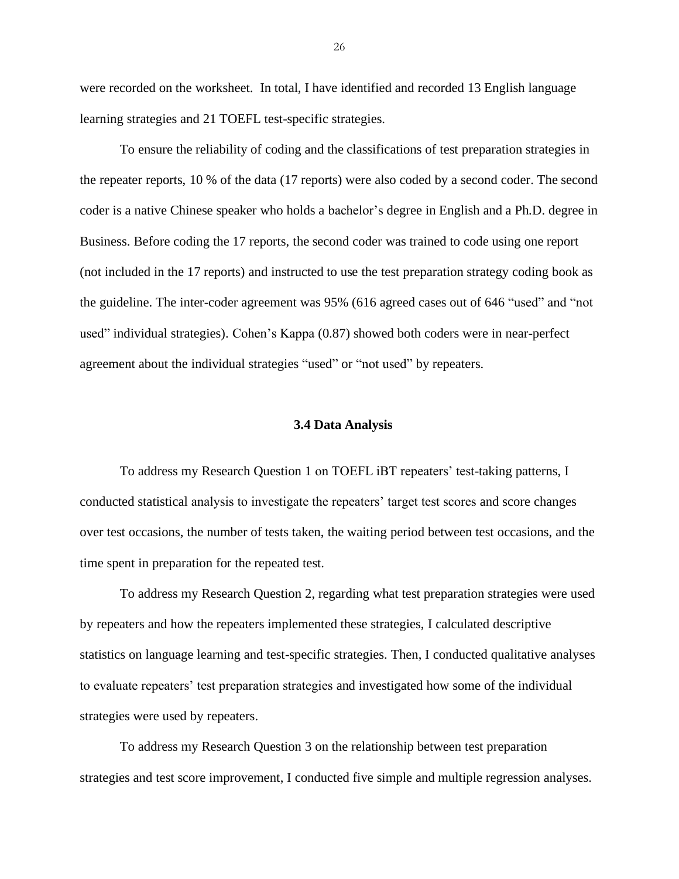were recorded on the worksheet. In total, I have identified and recorded 13 English language learning strategies and 21 TOEFL test-specific strategies.

To ensure the reliability of coding and the classifications of test preparation strategies in the repeater reports, 10 % of the data (17 reports) were also coded by a second coder. The second coder is a native Chinese speaker who holds a bachelor's degree in English and a Ph.D. degree in Business. Before coding the 17 reports, the second coder was trained to code using one report (not included in the 17 reports) and instructed to use the test preparation strategy coding book as the guideline. The inter-coder agreement was 95% (616 agreed cases out of 646 "used" and "not used" individual strategies). Cohen's Kappa (0.87) showed both coders were in near-perfect agreement about the individual strategies "used" or "not used" by repeaters.

### 3.4 Data Analysis

To address my Research Question 1 on TOEFL iBT repeaters' test-taking patterns, I conducted statistical analysis to investigate the repeaters' target test scores and score changes over test occasions, the number of tests taken, the waiting period between test occasions, and the time spent in preparation for the repeated test.

To address my Research Question 2, regarding what test preparation strategies were used by repeaters and how the repeaters implemented these strategies, I calculated descriptive statistics on language learning and test-specific strategies. Then, I conducted qualitative analyses to evaluate repeaters' test preparation strategies and investigated how some of the individual strategies were used by repeaters.

To address my Research Question 3 on the relationship between test preparation strategies and test score improvement, I conducted five simple and multiple regression analyses.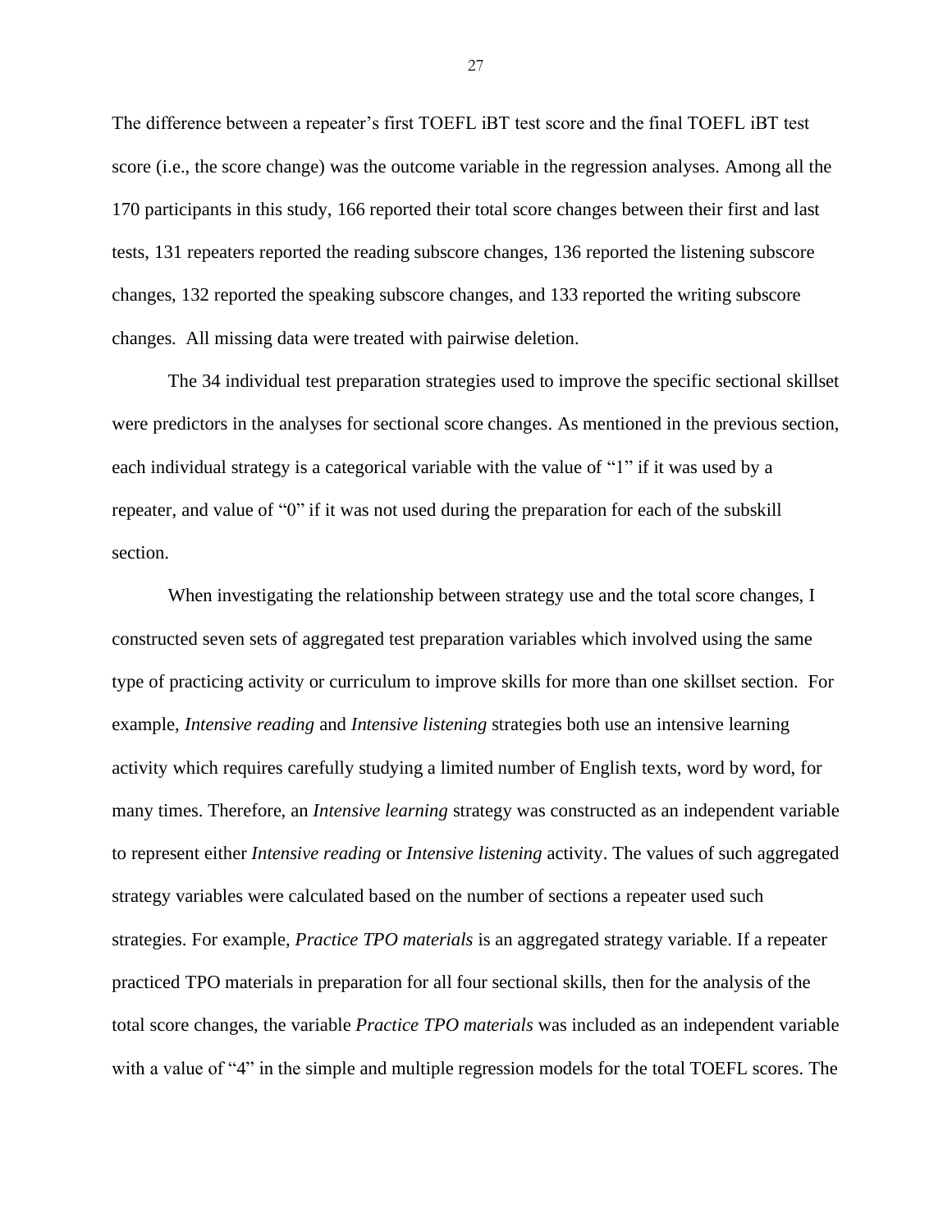The difference between a repeater's first TOEFL iBT test score and the final TOEFL iBT test score (i.e., the score change) was the outcome variable in the regression analyses. Among all the 170 participants in this study, 166 reported their total score changes between their first and last tests, 131 repeaters reported the reading subscore changes, 136 reported the listening subscore changes, 132 reported the speaking subscore changes, and 133 reported the writing subscore changes. All missing data were treated with pairwise deletion.

The 34 individual test preparation strategies used to improve the specific sectional skillset were predictors in the analyses for sectional score changes. As mentioned in the previous section, each individual strategy is a categorical variable with the value of "1" if it was used by a repeater, and value of "0" if it was not used during the preparation for each of the subskill section.

When investigating the relationship between strategy use and the total score changes, I constructed seven sets of aggregated test preparation variables which involved using the same type of practicing activity or curriculum to improve skills for more than one skillset section. For example, *Intensive reading* and *Intensive listening* strategies both use an intensive learning activity which requires carefully studying a limited number of English texts, word by word, for many times. Therefore, an *Intensive learning* strategy was constructed as an independent variable to represent either *Intensive reading* or *Intensive listening* activity. The values of such aggregated strategy variables were calculated based on the number of sections a repeater used such strategies. For example, *Practice TPO materials* is an aggregated strategy variable. If a repeater practiced TPO materials in preparation for all four sectional skills, then for the analysis of the total score changes, the variable *Practice TPO materials* was included as an independent variable with a value of "4" in the simple and multiple regression models for the total TOEFL scores. The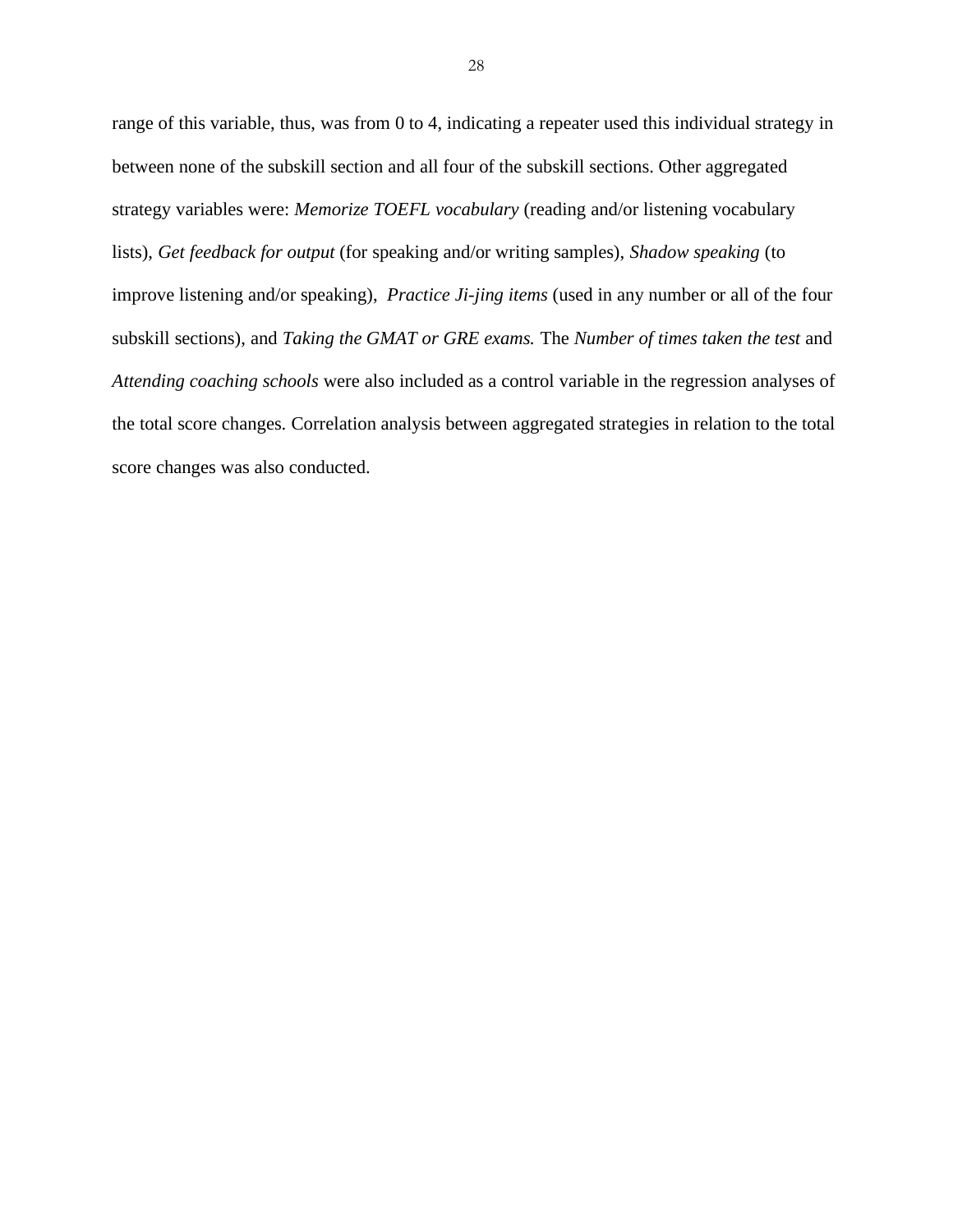range of this variable, thus, was from 0 to 4, indicating a repeater used this individual strategy in between none of the subskill section and all four of the subskill sections. Other aggregated strategy variables were: *Memorize TOEFL vocabulary* (reading and/or listening vocabulary lists), *Get feedback for output* (for speaking and/or writing samples), *Shadow speaking* (to improve listening and/or speaking), *Practice Ji-jing items* (used in any number or all of the four subskill sections), and *Taking the GMAT or GRE exams.* The *Number of times taken the test* and *Attending coaching schools* were also included as a control variable in the regression analyses of the total score changes. Correlation analysis between aggregated strategies in relation to the total score changes was also conducted.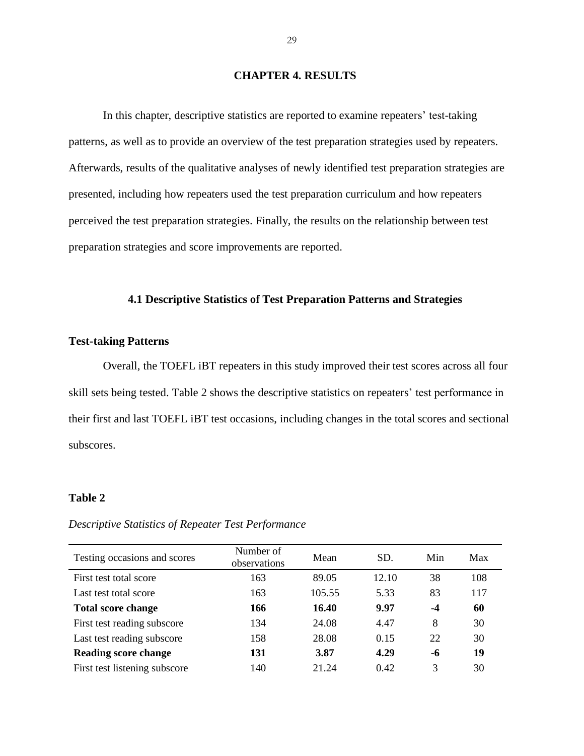# CHAPTER 4. RESULTS

In this chapter, descriptive statistics are reported to examine repeaters' test-taking patterns, as well as to provide an overview of the test preparation strategies used by repeaters. Afterwards, results of the qualitative analyses of newly identified test preparation strategies are presented, including how repeaters used the test preparation curriculum and how repeaters perceived the test preparation strategies. Finally, the results on the relationship between test preparation strategies and score improvements are reported.

## 4.1 Descriptive Statistics of Test Preparation Patterns and Strategies

### Test-taking Patterns

Overall, the TOEFL iBT repeaters in this study improved their test scores across all four skill sets being tested. Table 2 shows the descriptive statistics on repeaters' test performance in their first and last TOEFL iBT test occasions, including changes in the total scores and sectional subscores.

**Table 2**

*Descriptive Statistics of Repeater Test Performance*

| Testing occasions and scores | Number of observations | Mean | SD. | Min | Max |
|---|---|---|---|---|---|
| First test total score | 163 | 89.05 | 12.10 | 38 | 108 |
| Last test total score | 163 | 105.55 | 5.33 | 83 | 117 |
| **Total score change** | **166** | **16.40** | **9.97** | **-4** | **60** |
| First test reading subscore | 134 | 24.08 | 4.47 | 8 | 30 |
| Last test reading subscore | 158 | 28.08 | 0.15 | 22 | 30 |
| **Reading score change** | **131** | **3.87** | **4.29** | **-6** | **19** |
| First test listening subscore | 140 | 21.24 | 0.42 | 3 | 30 |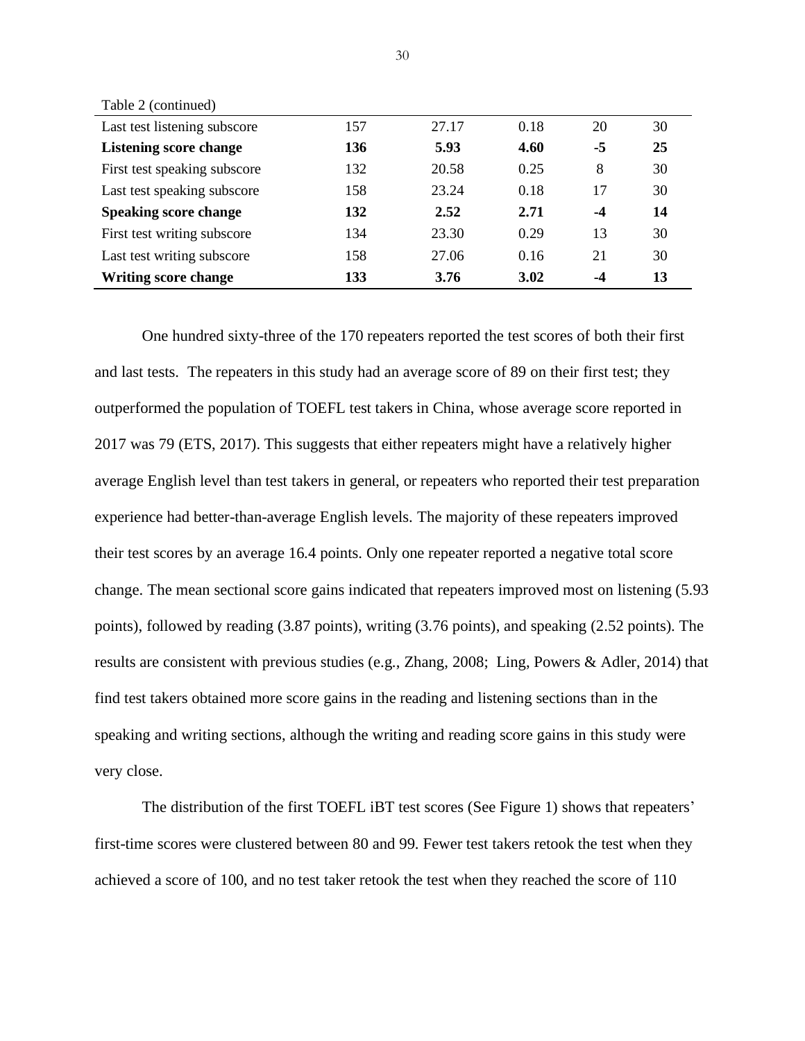Table 2 (continued)

| | | | | | |
|---|---|---|---|---|---|
| Last test listening subscore | 157 | 27.17 | 0.18 | 20 | 30 |
| **Listening score change** | **136** | **5.93** | **4.60** | **-5** | **25** |
| First test speaking subscore | 132 | 20.58 | 0.25 | 8 | 30 |
| Last test speaking subscore | 158 | 23.24 | 0.18 | 17 | 30 |
| **Speaking score change** | **132** | **2.52** | **2.71** | **-4** | **14** |
| First test writing subscore | 134 | 23.30 | 0.29 | 13 | 30 |
| Last test writing subscore | 158 | 27.06 | 0.16 | 21 | 30 |
| **Writing score change** | **133** | **3.76** | **3.02** | **-4** | **13** |

One hundred sixty-three of the 170 repeaters reported the test scores of both their first and last tests. The repeaters in this study had an average score of 89 on their first test; they outperformed the population of TOEFL test takers in China, whose average score reported in 2017 was 79 (ETS, 2017). This suggests that either repeaters might have a relatively higher average English level than test takers in general, or repeaters who reported their test preparation experience had better-than-average English levels. The majority of these repeaters improved their test scores by an average 16.4 points. Only one repeater reported a negative total score change. The mean sectional score gains indicated that repeaters improved most on listening (5.93 points), followed by reading (3.87 points), writing (3.76 points), and speaking (2.52 points). The results are consistent with previous studies (e.g., Zhang, 2008; Ling, Powers & Adler, 2014) that find test takers obtained more score gains in the reading and listening sections than in the speaking and writing sections, although the writing and reading score gains in this study were very close.

The distribution of the first TOEFL iBT test scores (See Figure 1) shows that repeaters' first-time scores were clustered between 80 and 99. Fewer test takers retook the test when they achieved a score of 100, and no test taker retook the test when they reached the score of 110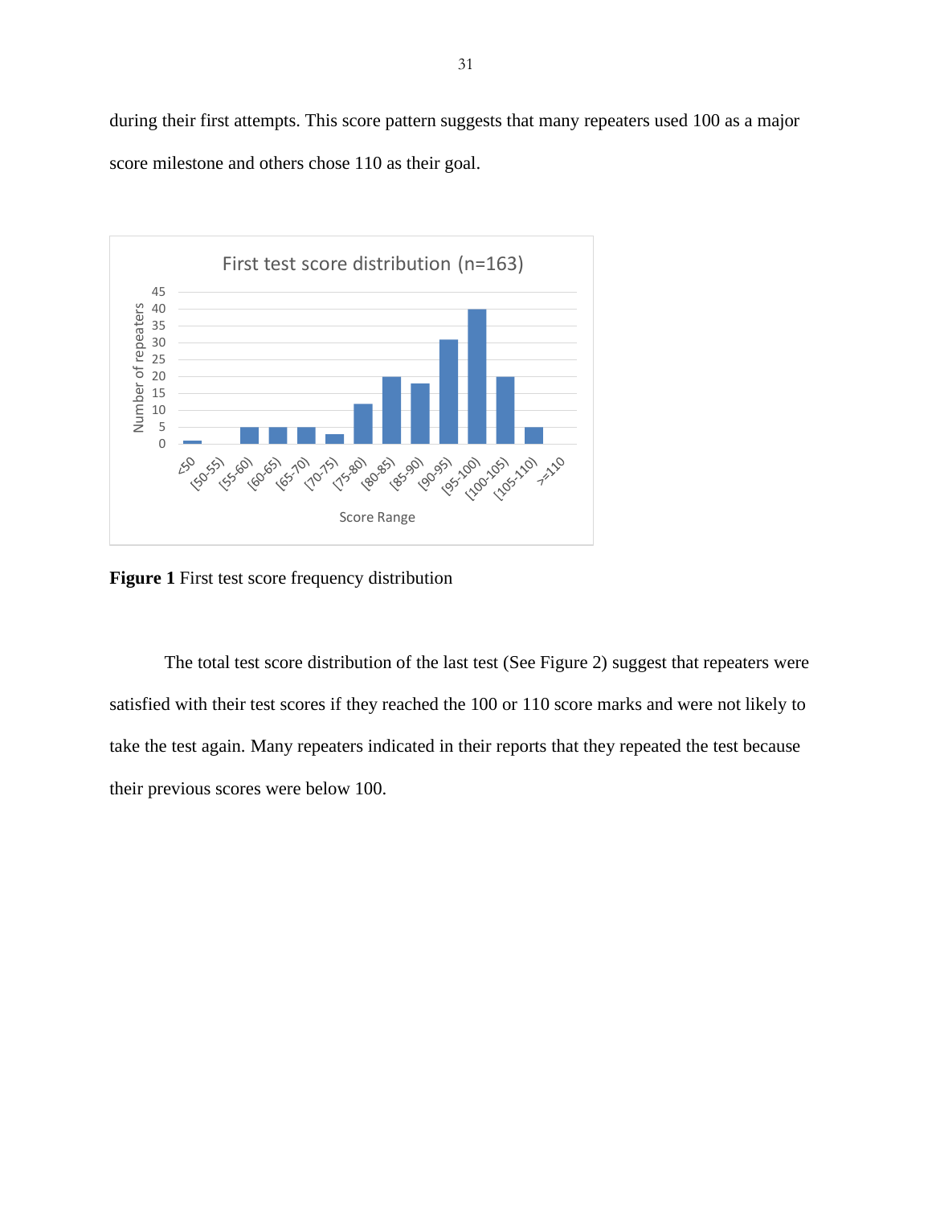during their first attempts. This score pattern suggests that many repeaters used 100 as a major score milestone and others chose 110 as their goal.

**Figure 1** First test score frequency distribution

The total test score distribution of the last test (See Figure 2) suggest that repeaters were satisfied with their test scores if they reached the 100 or 110 score marks and were not likely to take the test again. Many repeaters indicated in their reports that they repeated the test because their previous scores were below 100.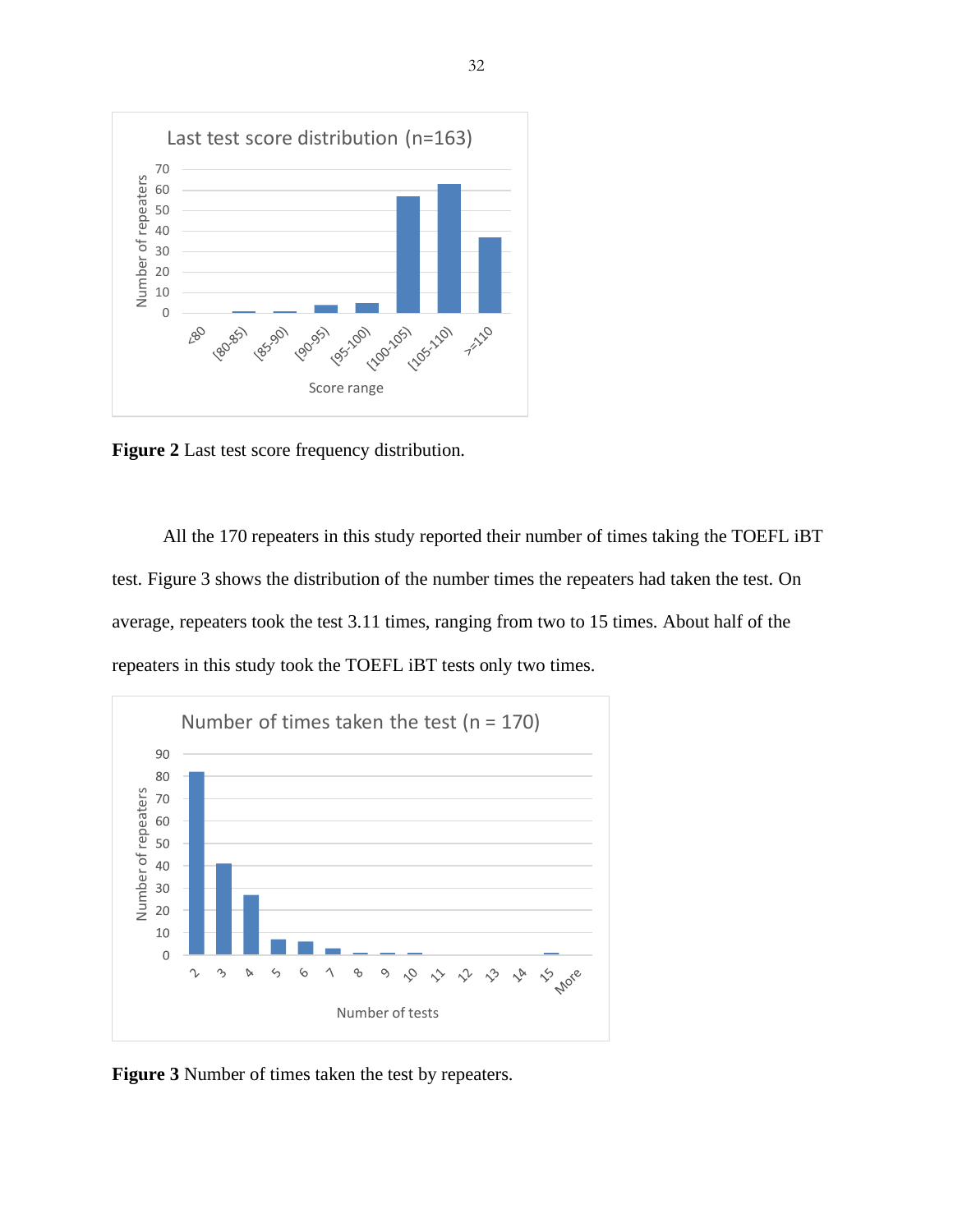**Figure 2** Last test score frequency distribution.

All the 170 repeaters in this study reported their number of times taking the TOEFL iBT test. Figure 3 shows the distribution of the number times the repeaters had taken the test. On average, repeaters took the test 3.11 times, ranging from two to 15 times. About half of the repeaters in this study took the TOEFL iBT tests only two times.

**Figure 3** Number of times taken the test by repeaters.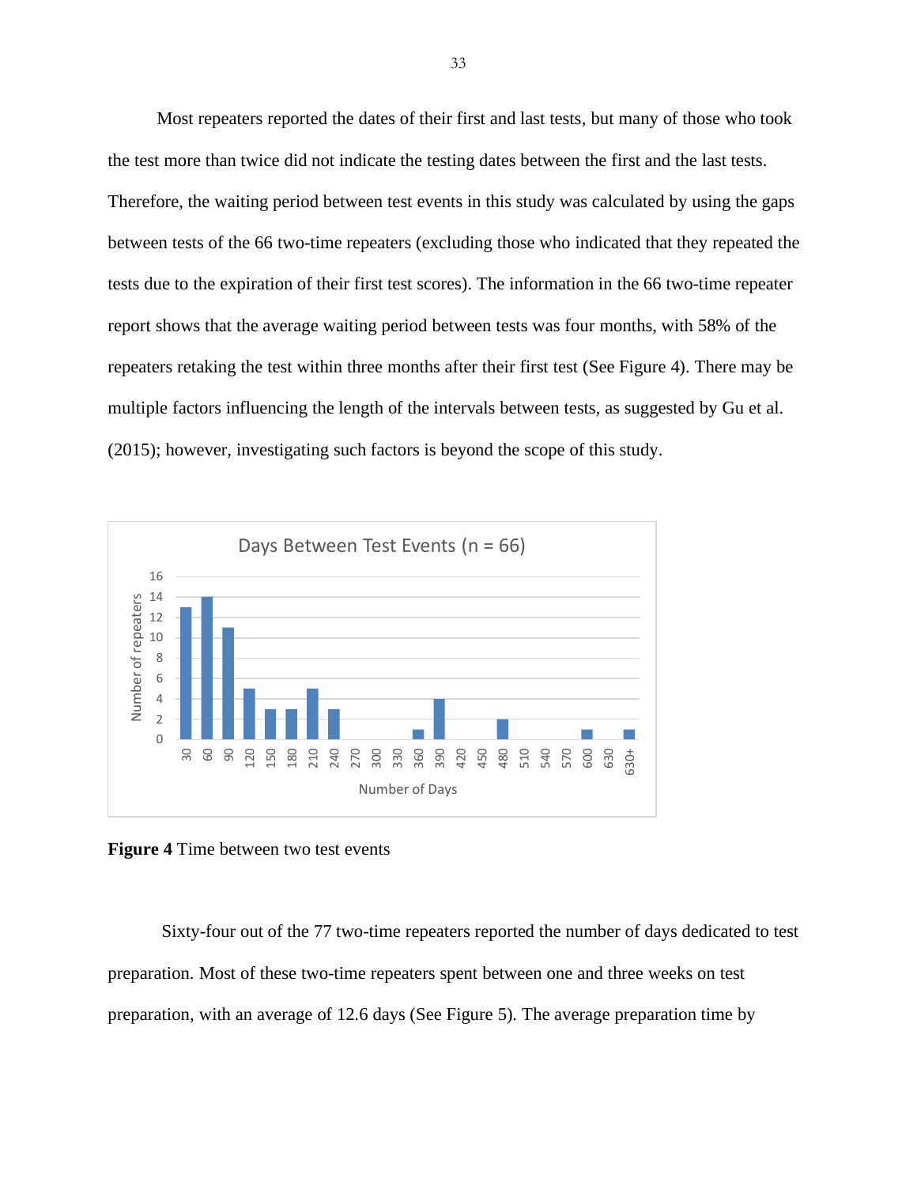Most repeaters reported the dates of their first and last tests, but many of those who took the test more than twice did not indicate the testing dates between the first and the last tests. Therefore, the waiting period between test events in this study was calculated by using the gaps between tests of the 66 two-time repeaters (excluding those who indicated that they repeated the tests due to the expiration of their first test scores). The information in the 66 two-time repeater report shows that the average waiting period between tests was four months, with 58% of the repeaters retaking the test within three months after their first test (See Figure 4). There may be multiple factors influencing the length of the intervals between tests, as suggested by Gu et al. (2015); however, investigating such factors is beyond the scope of this study.

**Figure 4** Time between two test events

Sixty-four out of the 77 two-time repeaters reported the number of days dedicated to test preparation. Most of these two-time repeaters spent between one and three weeks on test preparation, with an average of 12.6 days (See Figure 5). The average preparation time by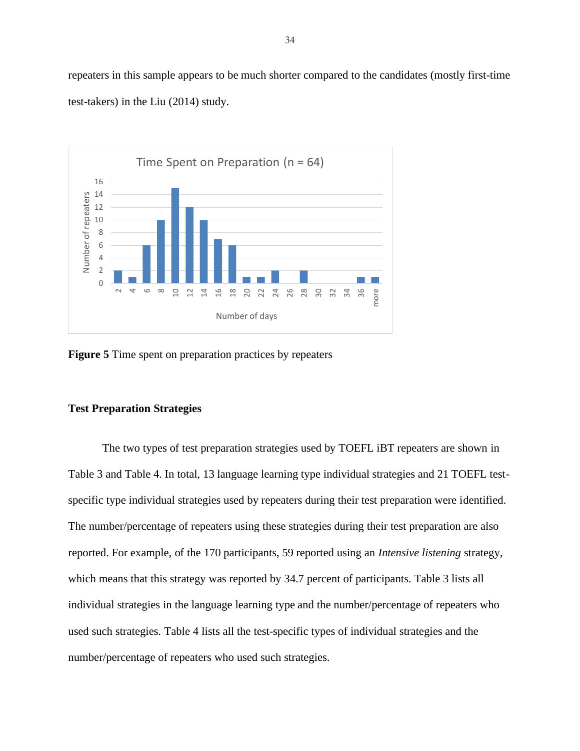repeaters in this sample appears to be much shorter compared to the candidates (mostly first-time test-takers) in the Liu (2014) study.

**Figure 5** Time spent on preparation practices by repeaters

### Test Preparation Strategies

The two types of test preparation strategies used by TOEFL iBT repeaters are shown in Table 3 and Table 4. In total, 13 language learning type individual strategies and 21 TOEFL test-specific type individual strategies used by repeaters during their test preparation were identified. The number/percentage of repeaters using these strategies during their test preparation are also reported. For example, of the 170 participants, 59 reported using an *Intensive listening* strategy, which means that this strategy was reported by 34.7 percent of participants. Table 3 lists all individual strategies in the language learning type and the number/percentage of repeaters who used such strategies. Table 4 lists all the test-specific types of individual strategies and the number/percentage of repeaters who used such strategies.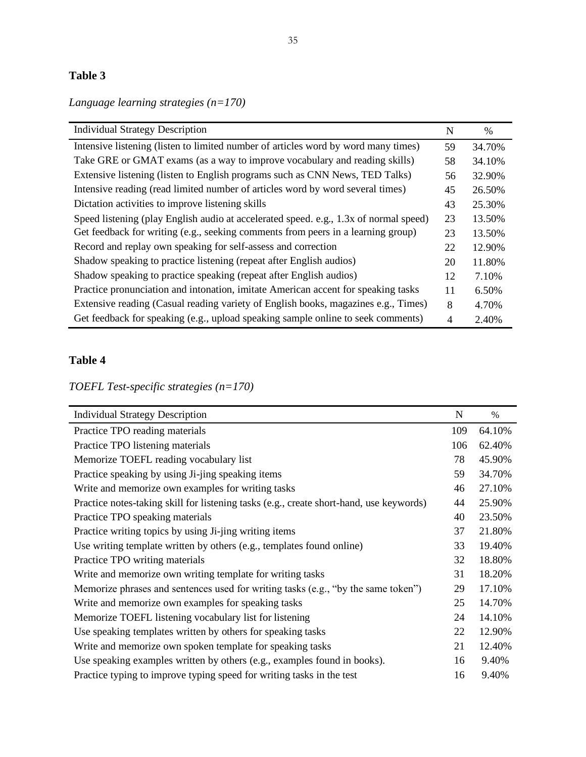**Table 3**

*Language learning strategies (n=170)*

| Individual Strategy Description | N | % |
|---|---|---|
| Intensive listening (listen to limited number of articles word by word many times) | 59 | 34.70% |
| Take GRE or GMAT exams (as a way to improve vocabulary and reading skills) | 58 | 34.10% |
| Extensive listening (listen to English programs such as CNN News, TED Talks) | 56 | 32.90% |
| Intensive reading (read limited number of articles word by word several times) | 45 | 26.50% |
| Dictation activities to improve listening skills | 43 | 25.30% |
| Speed listening (play English audio at accelerated speed. e.g., 1.3x of normal speed) | 23 | 13.50% |
| Get feedback for writing (e.g., seeking comments from peers in a learning group) | 23 | 13.50% |
| Record and replay own speaking for self-assess and correction | 22 | 12.90% |
| Shadow speaking to practice listening (repeat after English audios) | 20 | 11.80% |
| Shadow speaking to practice speaking (repeat after English audios) | 12 | 7.10% |
| Practice pronunciation and intonation, imitate American accent for speaking tasks | 11 | 6.50% |
| Extensive reading (Casual reading variety of English books, magazines e.g., Times) | 8 | 4.70% |
| Get feedback for speaking (e.g., upload speaking sample online to seek comments) | 4 | 2.40% |

**Table 4**

*TOEFL Test-specific strategies (n=170)*

| Individual Strategy Description | N | % |
|---|---|---|
| Practice TPO reading materials | 109 | 64.10% |
| Practice TPO listening materials | 106 | 62.40% |
| Memorize TOEFL reading vocabulary list | 78 | 45.90% |
| Practice speaking by using Ji-jing speaking items | 59 | 34.70% |
| Write and memorize own examples for writing tasks | 46 | 27.10% |
| Practice notes-taking skill for listening tasks (e.g., create short-hand, use keywords) | 44 | 25.90% |
| Practice TPO speaking materials | 40 | 23.50% |
| Practice writing topics by using Ji-jing writing items | 37 | 21.80% |
| Use writing template written by others (e.g., templates found online) | 33 | 19.40% |
| Practice TPO writing materials | 32 | 18.80% |
| Write and memorize own writing template for writing tasks | 31 | 18.20% |
| Memorize phrases and sentences used for writing tasks (e.g., "by the same token") | 29 | 17.10% |
| Write and memorize own examples for speaking tasks | 25 | 14.70% |
| Memorize TOEFL listening vocabulary list for listening | 24 | 14.10% |
| Use speaking templates written by others for speaking tasks | 22 | 12.90% |
| Write and memorize own spoken template for speaking tasks | 21 | 12.40% |
| Use speaking examples written by others (e.g., examples found in books). | 16 | 9.40% |
| Practice typing to improve typing speed for writing tasks in the test | 16 | 9.40% |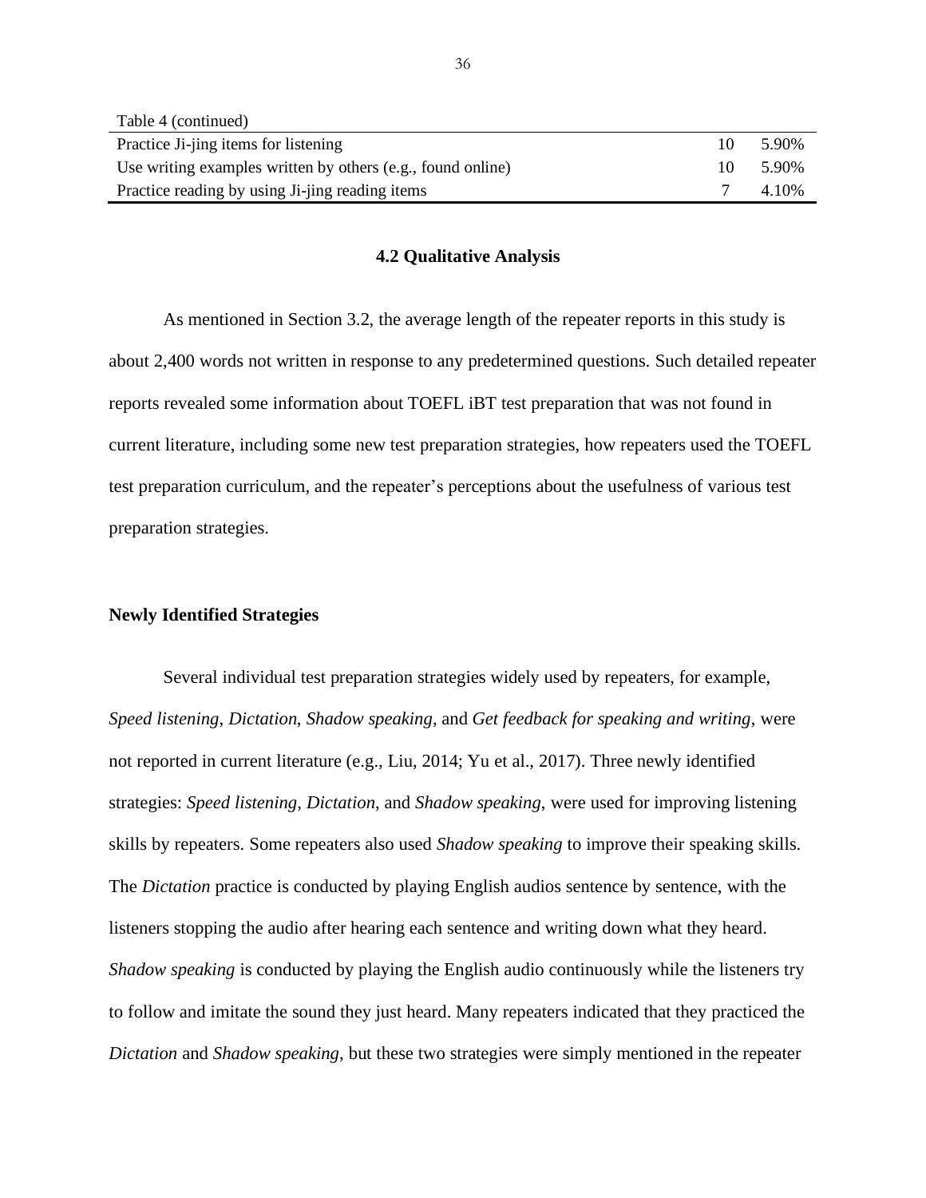Table 4 (continued)

| | | |
|---|---|---|
| Practice Ji-jing items for listening | 10 | 5.90% |
| Use writing examples written by others (e.g., found online) | 10 | 5.90% |
| Practice reading by using Ji-jing reading items | 7 | 4.10% |

## 4.2 Qualitative Analysis

As mentioned in Section 3.2, the average length of the repeater reports in this study is about 2,400 words not written in response to any predetermined questions. Such detailed repeater reports revealed some information about TOEFL iBT test preparation that was not found in current literature, including some new test preparation strategies, how repeaters used the TOEFL test preparation curriculum, and the repeater's perceptions about the usefulness of various test preparation strategies.

### Newly Identified Strategies

Several individual test preparation strategies widely used by repeaters, for example, *Speed listening*, *Dictation*, *Shadow speaking*, and *Get feedback for speaking and writing*, were not reported in current literature (e.g., Liu, 2014; Yu et al., 2017). Three newly identified strategies: *Speed listening*, *Dictation*, and *Shadow speaking*, were used for improving listening skills by repeaters. Some repeaters also used *Shadow speaking* to improve their speaking skills. The *Dictation* practice is conducted by playing English audios sentence by sentence, with the listeners stopping the audio after hearing each sentence and writing down what they heard. *Shadow speaking* is conducted by playing the English audio continuously while the listeners try to follow and imitate the sound they just heard. Many repeaters indicated that they practiced the *Dictation* and *Shadow speaking*, but these two strategies were simply mentioned in the repeater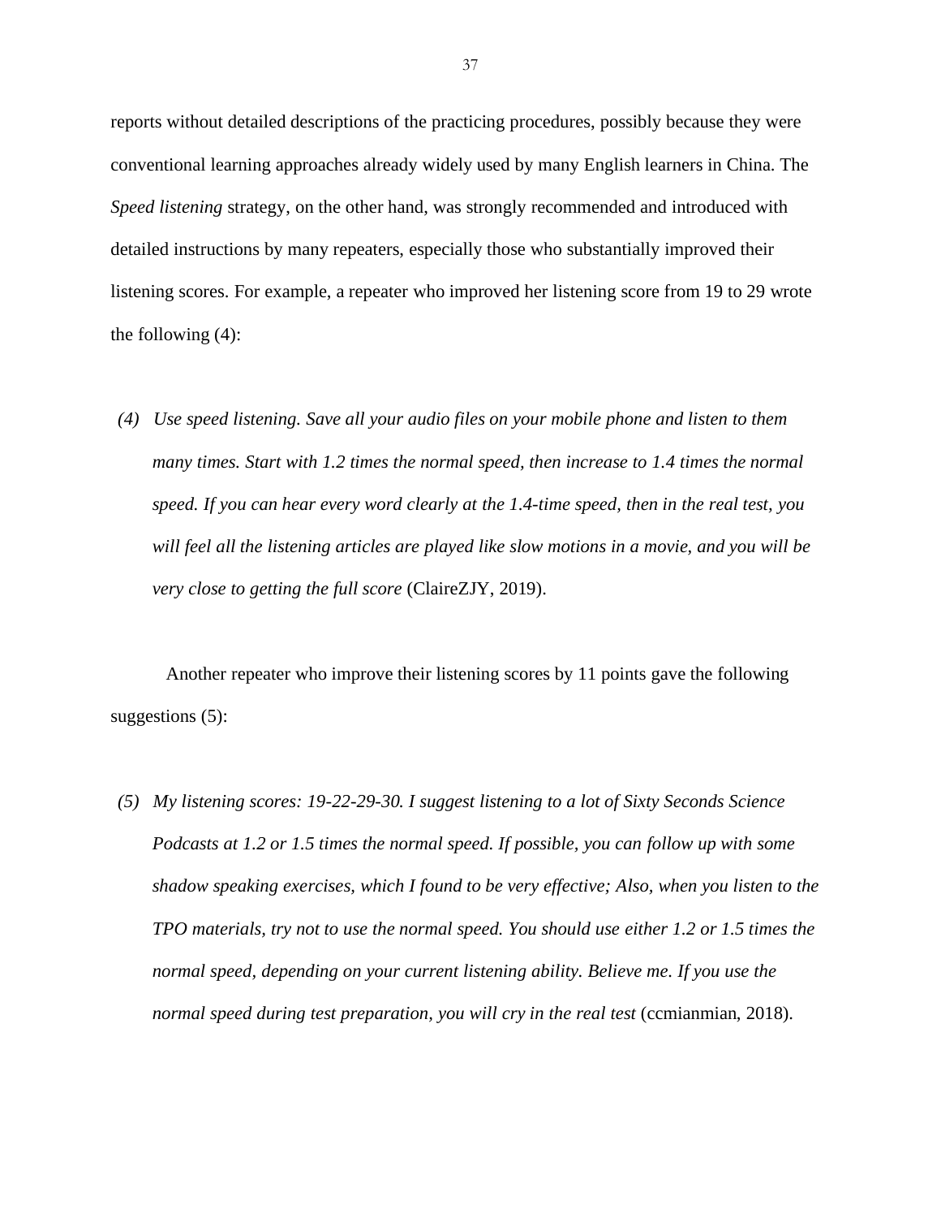reports without detailed descriptions of the practicing procedures, possibly because they were conventional learning approaches already widely used by many English learners in China. The *Speed listening* strategy, on the other hand, was strongly recommended and introduced with detailed instructions by many repeaters, especially those who substantially improved their listening scores. For example, a repeater who improved her listening score from 19 to 29 wrote the following (4):

> (4) *Use speed listening. Save all your audio files on your mobile phone and listen to them many times. Start with 1.2 times the normal speed, then increase to 1.4 times the normal speed. If you can hear every word clearly at the 1.4-time speed, then in the real test, you will feel all the listening articles are played like slow motions in a movie, and you will be very close to getting the full score* (ClaireZJY, 2019).

Another repeater who improve their listening scores by 11 points gave the following suggestions (5):

> (5) *My listening scores: 19-22-29-30. I suggest listening to a lot of Sixty Seconds Science Podcasts at 1.2 or 1.5 times the normal speed. If possible, you can follow up with some shadow speaking exercises, which I found to be very effective; Also, when you listen to the TPO materials, try not to use the normal speed. You should use either 1.2 or 1.5 times the normal speed, depending on your current listening ability. Believe me. If you use the normal speed during test preparation, you will cry in the real test* (ccmianmian, 2018).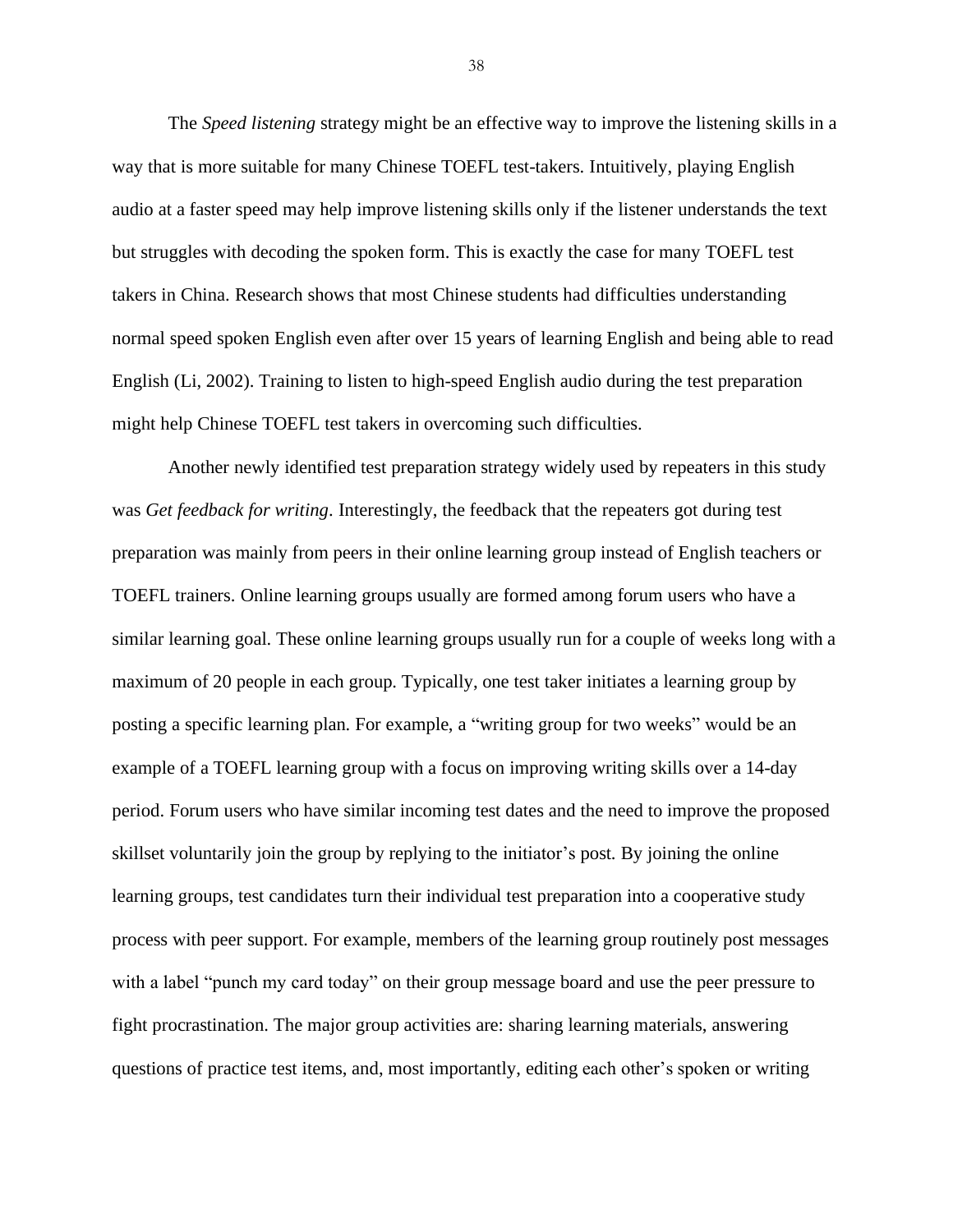The *Speed listening* strategy might be an effective way to improve the listening skills in a way that is more suitable for many Chinese TOEFL test-takers. Intuitively, playing English audio at a faster speed may help improve listening skills only if the listener understands the text but struggles with decoding the spoken form. This is exactly the case for many TOEFL test takers in China. Research shows that most Chinese students had difficulties understanding normal speed spoken English even after over 15 years of learning English and being able to read English (Li, 2002). Training to listen to high-speed English audio during the test preparation might help Chinese TOEFL test takers in overcoming such difficulties.

Another newly identified test preparation strategy widely used by repeaters in this study was *Get feedback for writing*. Interestingly, the feedback that the repeaters got during test preparation was mainly from peers in their online learning group instead of English teachers or TOEFL trainers. Online learning groups usually are formed among forum users who have a similar learning goal. These online learning groups usually run for a couple of weeks long with a maximum of 20 people in each group. Typically, one test taker initiates a learning group by posting a specific learning plan. For example, a "writing group for two weeks" would be an example of a TOEFL learning group with a focus on improving writing skills over a 14-day period. Forum users who have similar incoming test dates and the need to improve the proposed skillset voluntarily join the group by replying to the initiator's post. By joining the online learning groups, test candidates turn their individual test preparation into a cooperative study process with peer support. For example, members of the learning group routinely post messages with a label "punch my card today" on their group message board and use the peer pressure to fight procrastination. The major group activities are: sharing learning materials, answering questions of practice test items, and, most importantly, editing each other's spoken or writing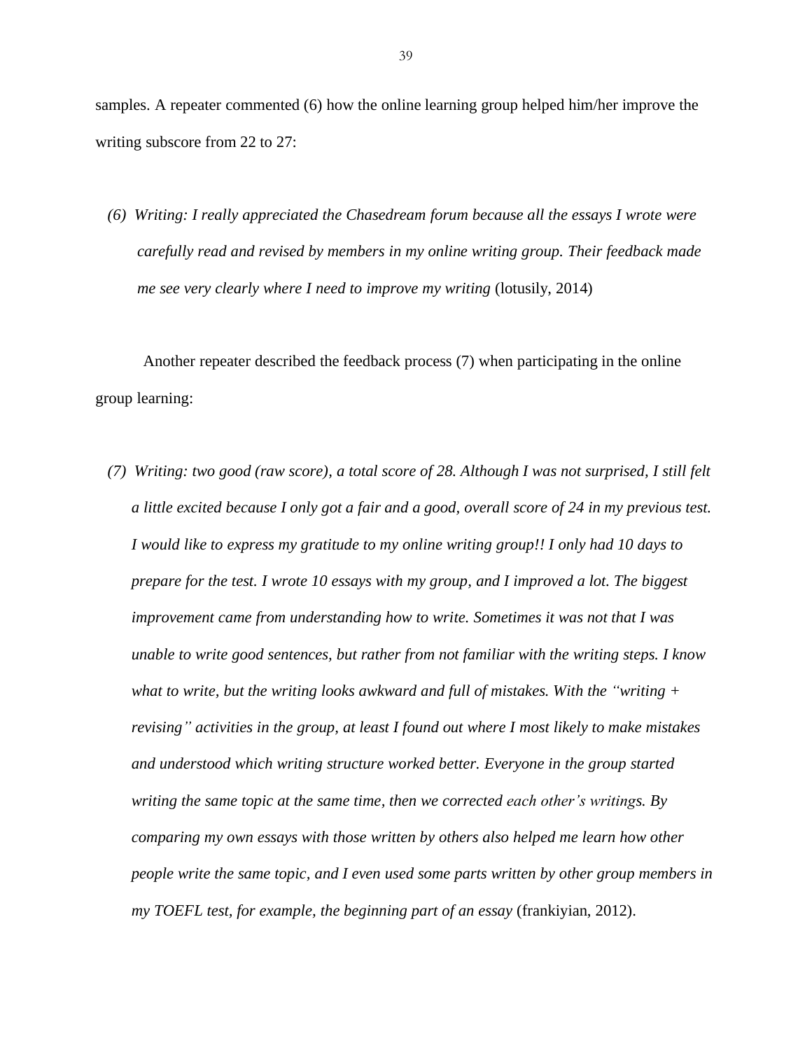samples. A repeater commented (6) how the online learning group helped him/her improve the writing subscore from 22 to 27:

> (6) *Writing: I really appreciated the Chasedream forum because all the essays I wrote were carefully read and revised by members in my online writing group. Their feedback made me see very clearly where I need to improve my writing* (lotusily, 2014)

Another repeater described the feedback process (7) when participating in the online group learning:

> (7) *Writing: two good (raw score), a total score of 28. Although I was not surprised, I still felt a little excited because I only got a fair and a good, overall score of 24 in my previous test. I would like to express my gratitude to my online writing group!! I only had 10 days to prepare for the test. I wrote 10 essays with my group, and I improved a lot. The biggest improvement came from understanding how to write. Sometimes it was not that I was unable to write good sentences, but rather from not familiar with the writing steps. I know what to write, but the writing looks awkward and full of mistakes. With the "writing + revising" activities in the group, at least I found out where I most likely to make mistakes and understood which writing structure worked better. Everyone in the group started writing the same topic at the same time, then we corrected each other's writings. By comparing my own essays with those written by others also helped me learn how other people write the same topic, and I even used some parts written by other group members in my TOEFL test, for example, the beginning part of an essay* (frankiyian, 2012).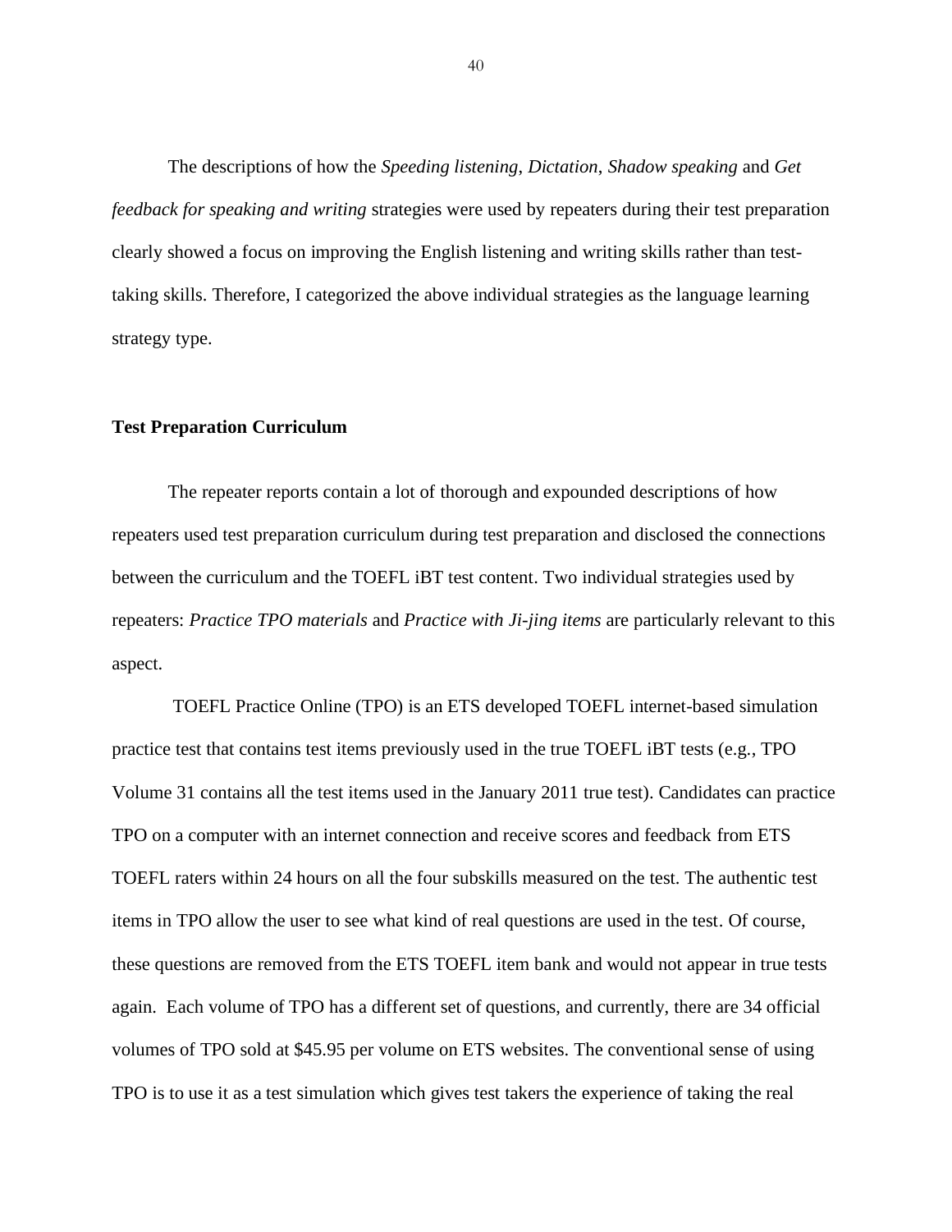The descriptions of how the *Speeding listening*, *Dictation*, *Shadow speaking* and *Get feedback for speaking and writing* strategies were used by repeaters during their test preparation clearly showed a focus on improving the English listening and writing skills rather than test-taking skills. Therefore, I categorized the above individual strategies as the language learning strategy type.

**Test Preparation Curriculum**

The repeater reports contain a lot of thorough and expounded descriptions of how repeaters used test preparation curriculum during test preparation and disclosed the connections between the curriculum and the TOEFL iBT test content. Two individual strategies used by repeaters: *Practice TPO materials* and *Practice with Ji-jing items* are particularly relevant to this aspect.

TOEFL Practice Online (TPO) is an ETS developed TOEFL internet-based simulation practice test that contains test items previously used in the true TOEFL iBT tests (e.g., TPO Volume 31 contains all the test items used in the January 2011 true test). Candidates can practice TPO on a computer with an internet connection and receive scores and feedback from ETS TOEFL raters within 24 hours on all the four subskills measured on the test. The authentic test items in TPO allow the user to see what kind of real questions are used in the test. Of course, these questions are removed from the ETS TOEFL item bank and would not appear in true tests again. Each volume of TPO has a different set of questions, and currently, there are 34 official volumes of TPO sold at $45.95 per volume on ETS websites. The conventional sense of using TPO is to use it as a test simulation which gives test takers the experience of taking the real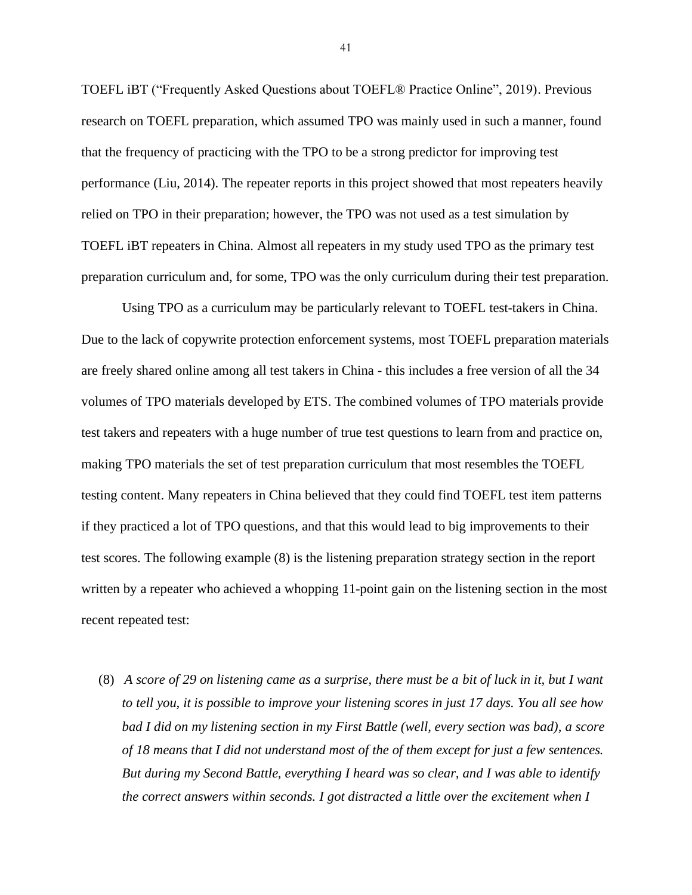TOEFL iBT ("Frequently Asked Questions about TOEFL® Practice Online", 2019). Previous research on TOEFL preparation, which assumed TPO was mainly used in such a manner, found that the frequency of practicing with the TPO to be a strong predictor for improving test performance (Liu, 2014). The repeater reports in this project showed that most repeaters heavily relied on TPO in their preparation; however, the TPO was not used as a test simulation by TOEFL iBT repeaters in China. Almost all repeaters in my study used TPO as the primary test preparation curriculum and, for some, TPO was the only curriculum during their test preparation.

Using TPO as a curriculum may be particularly relevant to TOEFL test-takers in China. Due to the lack of copywrite protection enforcement systems, most TOEFL preparation materials are freely shared online among all test takers in China - this includes a free version of all the 34 volumes of TPO materials developed by ETS. The combined volumes of TPO materials provide test takers and repeaters with a huge number of true test questions to learn from and practice on, making TPO materials the set of test preparation curriculum that most resembles the TOEFL testing content. Many repeaters in China believed that they could find TOEFL test item patterns if they practiced a lot of TPO questions, and that this would lead to big improvements to their test scores. The following example (8) is the listening preparation strategy section in the report written by a repeater who achieved a whopping 11-point gain on the listening section in the most recent repeated test:

(8) *A score of 29 on listening came as a surprise, there must be a bit of luck in it, but I want to tell you, it is possible to improve your listening scores in just 17 days. You all see how bad I did on my listening section in my First Battle (well, every section was bad), a score of 18 means that I did not understand most of the of of them except for just a few sentences. But during my Second Battle, everything I heard was so clear, and I was able to identify the correct answers within seconds. I got distracted a little over the excitement when I*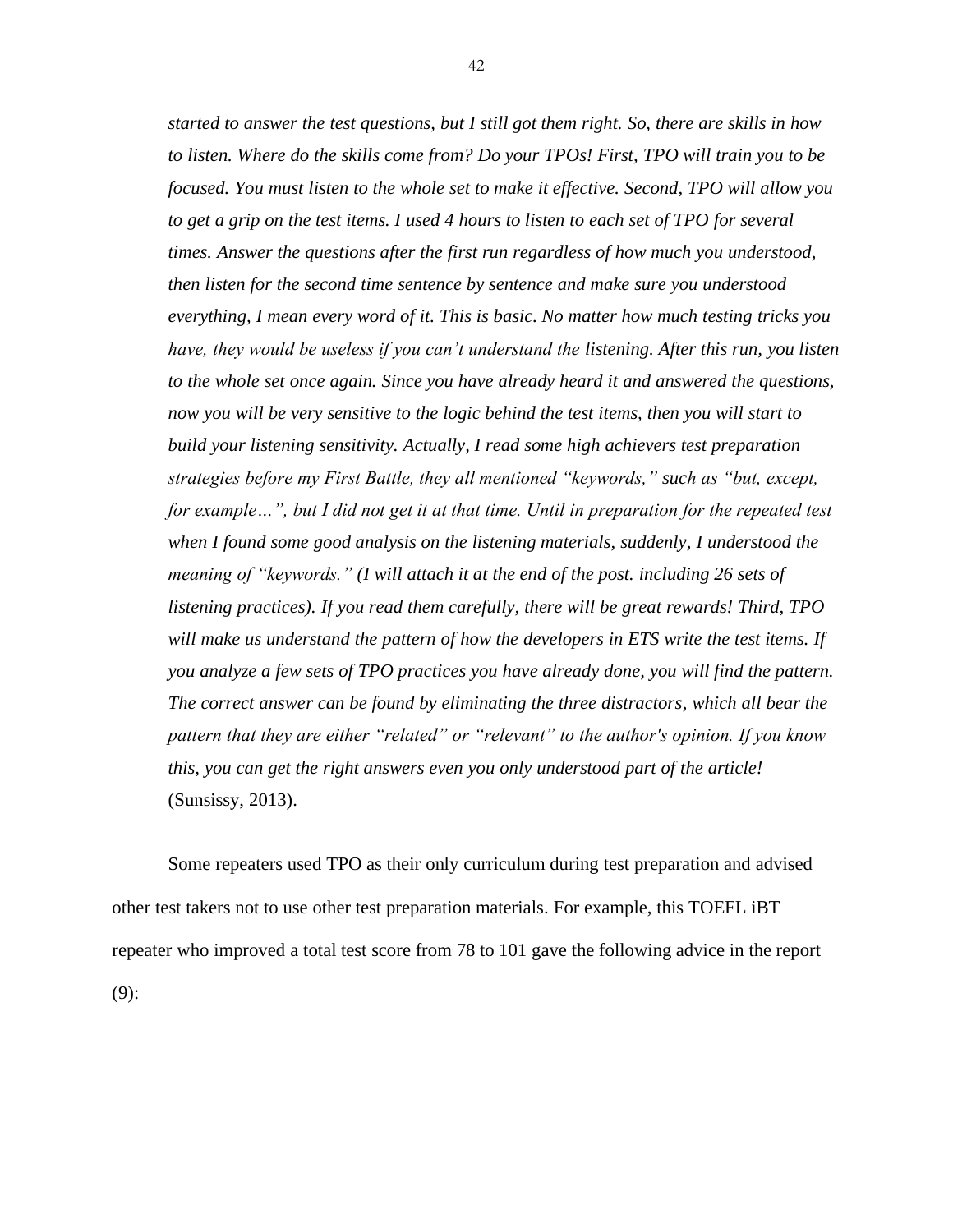> *started to answer the test questions, but I still got them right. So, there are skills in how to listen. Where do the skills come from? Do your TPOs! First, TPO will train you to be focused. You must listen to the whole set to make it effective. Second, TPO will allow you to get a grip on the test items. I used 4 hours to listen to each set of TPO for several times. Answer the questions after the first run regardless of how much you understood, then listen for the second time sentence by sentence and make sure you understood everything, I mean every word of it. This is basic. No matter how much testing tricks you have, they would be useless if you can't understand the listening. After this run, you listen to the whole set once again. Since you have already heard it and answered the questions, now you will be very sensitive to the logic behind the test items, then you will start to build your listening sensitivity. Actually, I read some high achievers test preparation strategies before my First Battle, they all mentioned "keywords," such as "but, except, for example…", but I did not get it at that time. Until in preparation for the repeated test when I found some good analysis on the listening materials, suddenly, I understood the meaning of "keywords." (I will attach it at the end of the post. including 26 sets of listening practices). If you read them carefully, there will be great rewards! Third, TPO will make us understand the pattern of how the developers in ETS write the test items. If you analyze a few sets of TPO practices you have already done, you will find the pattern. The correct answer can be found by eliminating the three distractors, which all bear the pattern that they are either "related" or "relevant" to the author's opinion. If you know this, you can get the right answers even you only understood part of the article!* (Sunsissy, 2013).

Some repeaters used TPO as their only curriculum during test preparation and advised other test takers not to use other test preparation materials. For example, this TOEFL iBT repeater who improved a total test score from 78 to 101 gave the following advice in the report (9):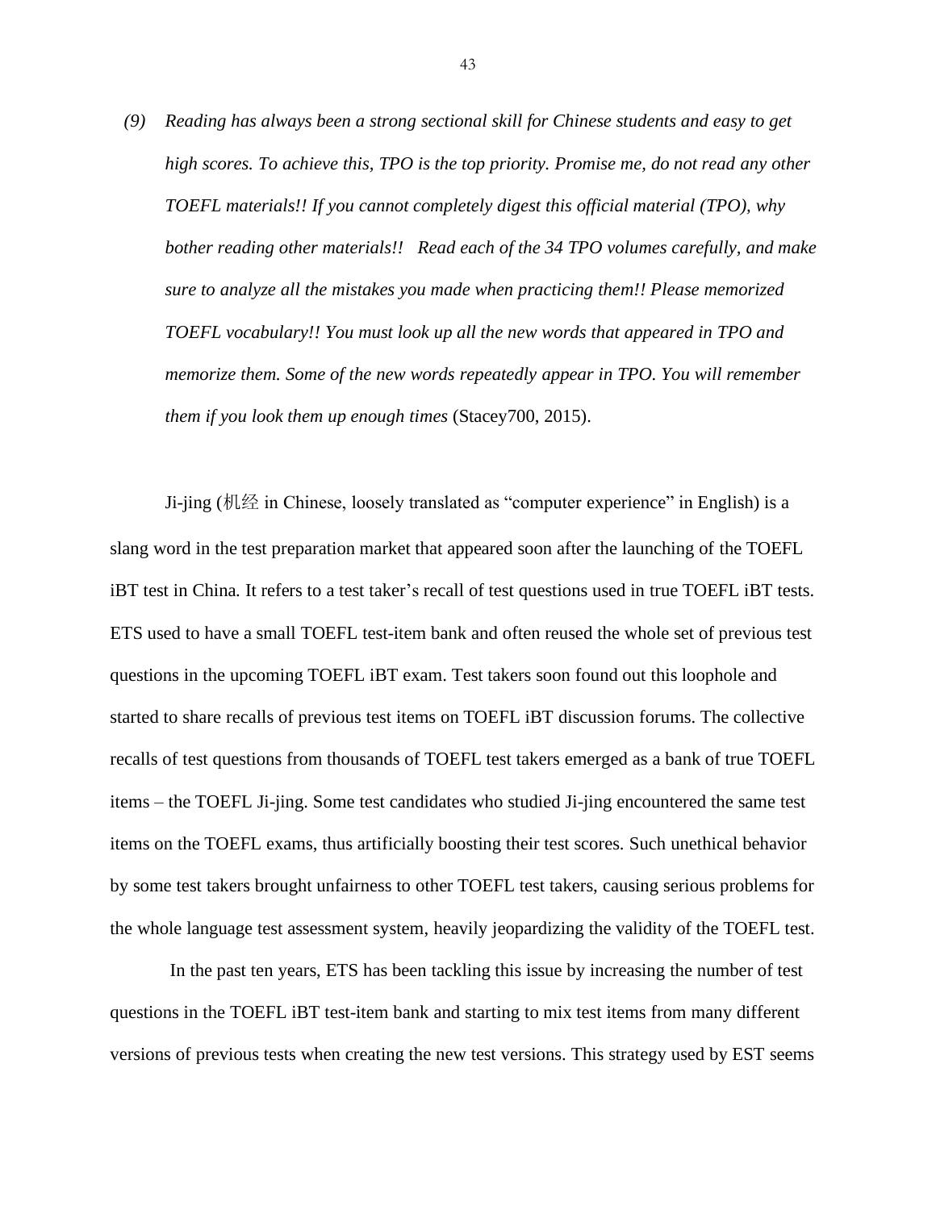*(9) Reading has always been a strong sectional skill for Chinese students and easy to get high scores. To achieve this, TPO is the top priority. Promise me, do not read any other TOEFL materials!! If you cannot completely digest this official material (TPO), why bother reading other materials!! Read each of the 34 TPO volumes carefully, and make sure to analyze all the mistakes you made when practicing them!! Please memorized TOEFL vocabulary!! You must look up all the new words that appeared in TPO and memorize them. Some of the new words repeatedly appear in TPO. You will remember them if you look them up enough times* (Stacey700, 2015).

Ji-jing (机经 in Chinese, loosely translated as "computer experience" in English) is a slang word in the test preparation market that appeared soon after the launching of the TOEFL iBT test in China. It refers to a test taker's recall of test questions used in true TOEFL iBT tests. ETS used to have a small TOEFL test-item bank and often reused the whole set of previous test questions in the upcoming TOEFL iBT exam. Test takers soon found out this loophole and started to share recalls of previous test items on TOEFL iBT discussion forums. The collective recalls of test questions from thousands of TOEFL test takers emerged as a bank of true TOEFL items – the TOEFL Ji-jing. Some test candidates who studied Ji-jing encountered the same test items on the TOEFL exams, thus artificially boosting their test scores. Such unethical behavior by some test takers brought unfairness to other TOEFL test takers, causing serious problems for the whole language test assessment system, heavily jeopardizing the validity of the TOEFL test.

In the past ten years, ETS has been tackling this issue by increasing the number of test questions in the TOEFL iBT test-item bank and starting to mix test items from many different versions of previous tests when creating the new test versions. This strategy used by EST seems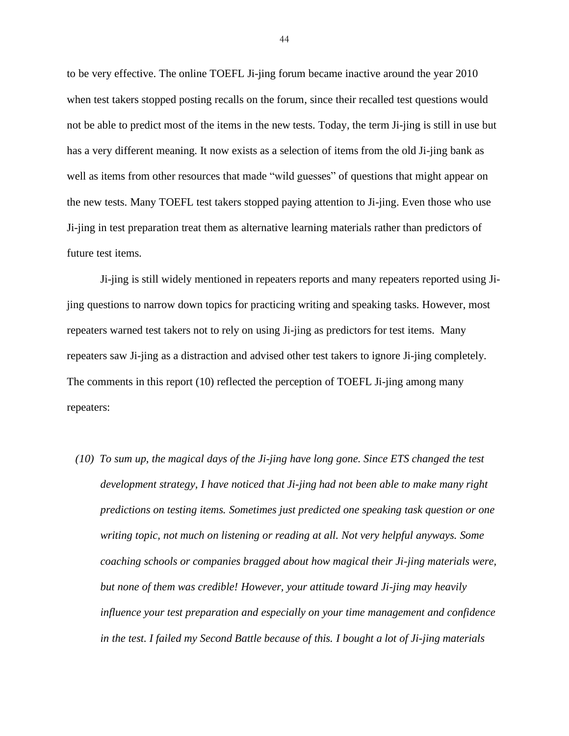to be very effective. The online TOEFL Ji-jing forum became inactive around the year 2010 when test takers stopped posting recalls on the forum, since their recalled test questions would not be able to predict most of the items in the new tests. Today, the term Ji-jing is still in use but has a very different meaning. It now exists as a selection of items from the old Ji-jing bank as well as items from other resources that made "wild guesses" of questions that might appear on the new tests. Many TOEFL test takers stopped paying attention to Ji-jing. Even those who use Ji-jing in test preparation treat them as alternative learning materials rather than predictors of future test items.

Ji-jing is still widely mentioned in repeaters reports and many repeaters reported using Ji-jing questions to narrow down topics for practicing writing and speaking tasks. However, most repeaters warned test takers not to rely on using Ji-jing as predictors for test items. Many repeaters saw Ji-jing as a distraction and advised other test takers to ignore Ji-jing completely. The comments in this report (10) reflected the perception of TOEFL Ji-jing among many repeaters:

(10) *To sum up, the magical days of the Ji-jing have long gone. Since ETS changed the test development strategy, I have noticed that Ji-jing had not been able to make many right predictions on testing items. Sometimes just predicted one speaking task question or one writing topic, not much on listening or reading at all. Not very helpful anyways. Some coaching schools or companies bragged about how magical their Ji-jing materials were, but none of them was credible! However, your attitude toward Ji-jing may heavily influence your test preparation and especially on your time management and confidence in the test. I failed my Second Battle because of this. I bought a lot of Ji-jing materials*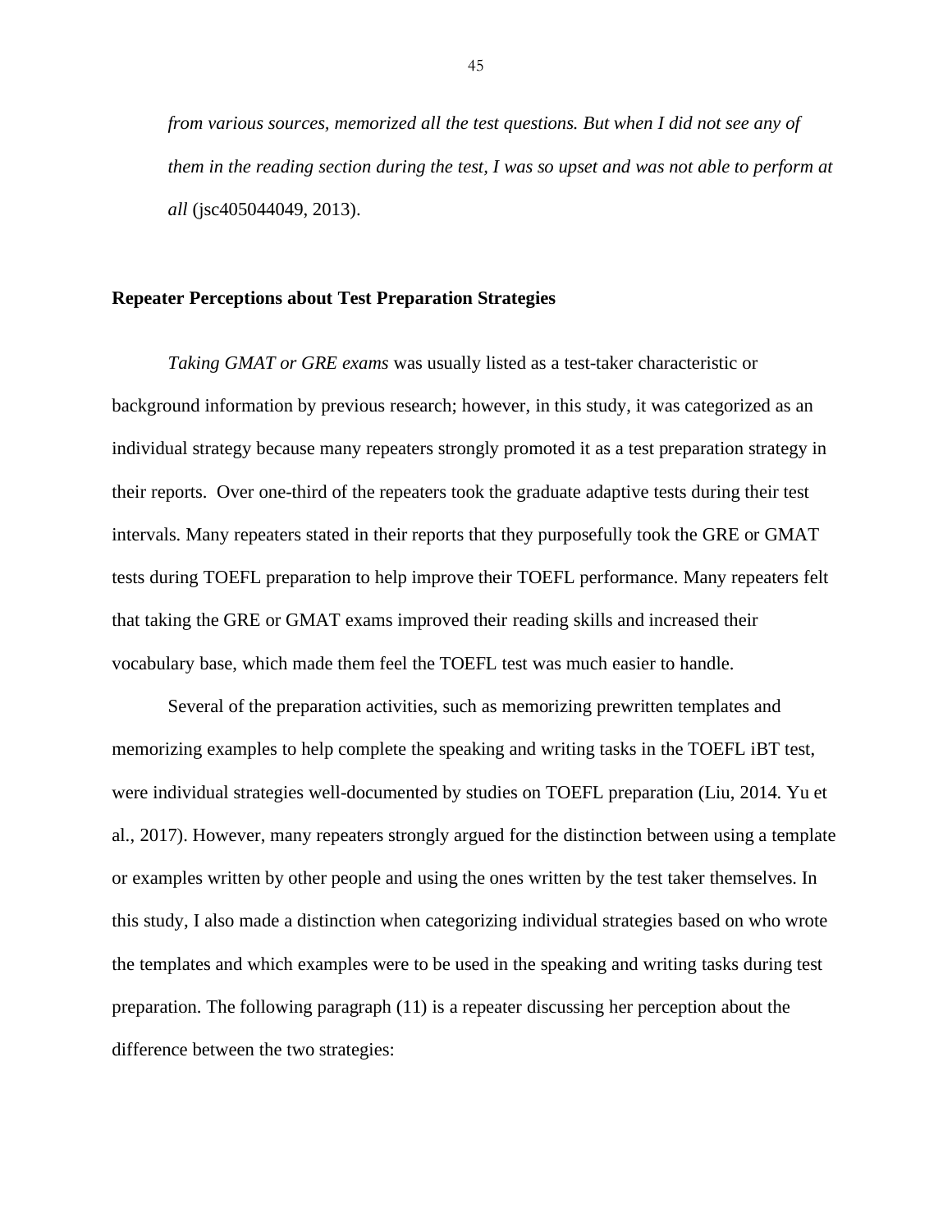*from various sources, memorized all the test questions. But when I did not see any of them in the reading section during the test, I was so upset and was not able to perform at all* (jsc405044049, 2013).

**Repeater Perceptions about Test Preparation Strategies**

*Taking GMAT or GRE exams* was usually listed as a test-taker characteristic or background information by previous research; however, in this study, it was categorized as an individual strategy because many repeaters strongly promoted it as a test preparation strategy in their reports. Over one-third of the repeaters took the graduate adaptive tests during their test intervals. Many repeaters stated in their reports that they purposefully took the GRE or GMAT tests during TOEFL preparation to help improve their TOEFL performance. Many repeaters felt that taking the GRE or GMAT exams improved their reading skills and increased their vocabulary base, which made them feel the TOEFL test was much easier to handle.

Several of the preparation activities, such as memorizing prewritten templates and memorizing examples to help complete the speaking and writing tasks in the TOEFL iBT test, were individual strategies well-documented by studies on TOEFL preparation (Liu, 2014. Yu et al., 2017). However, many repeaters strongly argued for the distinction between using a template or examples written by other people and using the ones written by the test taker themselves. In this study, I also made a distinction when categorizing individual strategies based on who wrote the templates and which examples were to be used in the speaking and writing tasks during test preparation. The following paragraph (11) is a repeater discussing her perception about the difference between the two strategies: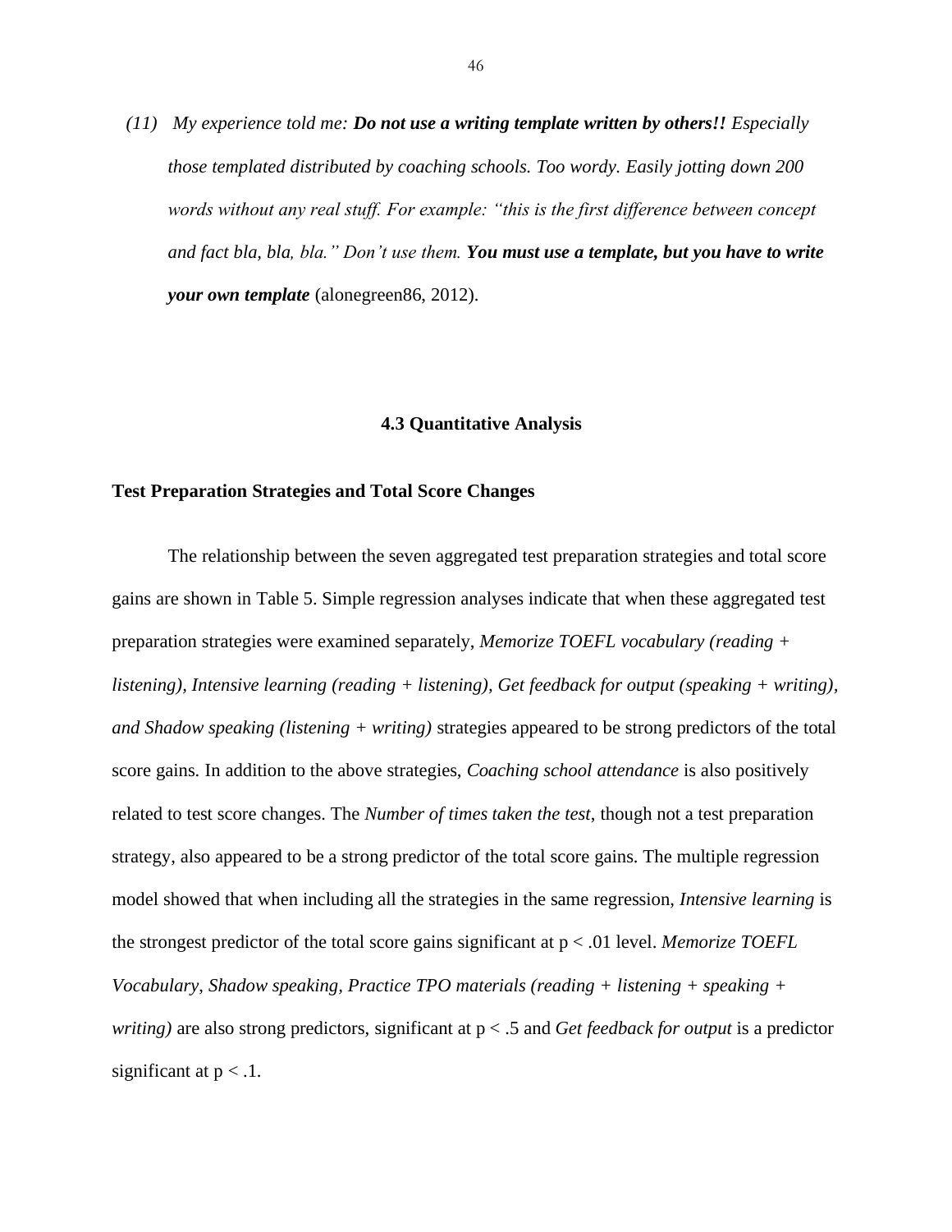(11) *My experience told me:* ***Do not use a writing template written by others!!*** *Especially those templated distributed by coaching schools. Too wordy. Easily jotting down 200 words without any real stuff. For example: "this is the first difference between concept and fact bla, bla, bla." Don't use them.* ***You must use a template, but you have to write your own template*** (alonegreen86, 2012).

## 4.3 Quantitative Analysis

### Test Preparation Strategies and Total Score Changes

The relationship between the seven aggregated test preparation strategies and total score gains are shown in Table 5. Simple regression analyses indicate that when these aggregated test preparation strategies were examined separately, *Memorize TOEFL vocabulary (reading + listening), Intensive learning (reading + listening), Get feedback for output (speaking + writing), and Shadow speaking (listening + writing)* strategies appeared to be strong predictors of the total score gains. In addition to the above strategies, *Coaching school attendance* is also positively related to test score changes. The *Number of times taken the test*, though not a test preparation strategy, also appeared to be a strong predictor of the total score gains. The multiple regression model showed that when including all the strategies in the same regression, *Intensive learning* is the strongest predictor of the total score gains significant at $p < .01$ level. *Memorize TOEFL Vocabulary, Shadow speaking, Practice TPO materials (reading + listening + speaking + writing)* are also strong predictors, significant at $p < .5$ and *Get feedback for output* is a predictor significant at $p < .1$.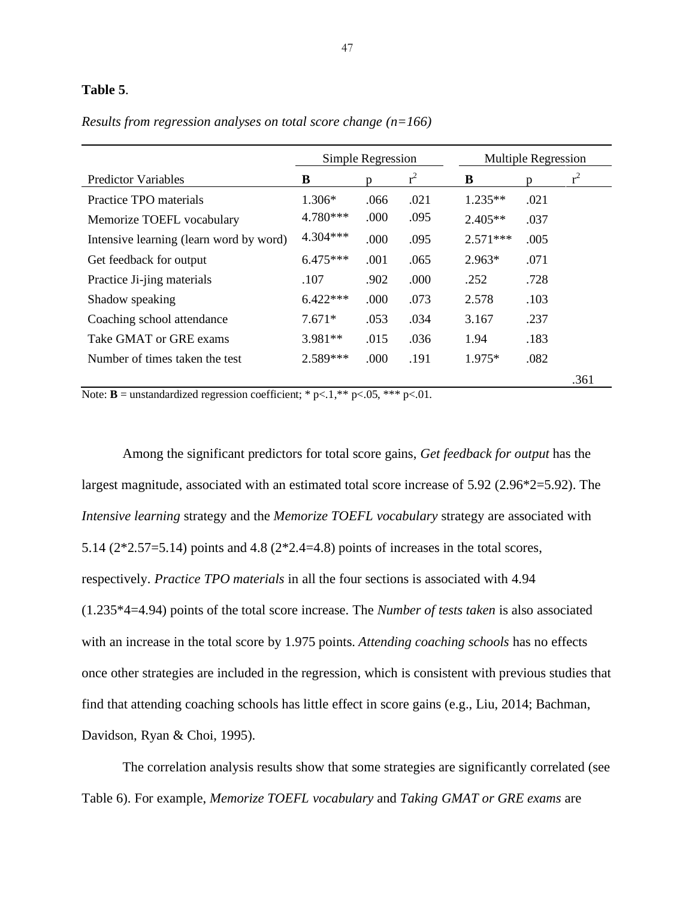**Table 5**.

*Results from regression analyses on total score change (n=166)*

| | Simple Regression | | | Multiple Regression | | |
|---|---|---|---|---|---|---|
| Predictor Variables | **B** | p | $r^2$ | **B** | p | $r^2$ |
| Practice TPO materials | 1.306* | .066 | .021 | 1.235** | .021 | |
| Memorize TOEFL vocabulary | 4.780*** | .000 | .095 | 2.405** | .037 | |
| Intensive learning (learn word by word) | 4.304*** | .000 | .095 | 2.571*** | .005 | |
| Get feedback for output | 6.475*** | .001 | .065 | 2.963* | .071 | |
| Practice Ji-jing materials | .107 | .902 | .000 | .252 | .728 | |
| Shadow speaking | 6.422*** | .000 | .073 | 2.578 | .103 | |
| Coaching school attendance | 7.671* | .053 | .034 | 3.167 | .237 | |
| Take GMAT or GRE exams | 3.981** | .015 | .036 | 1.94 | .183 | |
| Number of times taken the test | 2.589*** | .000 | .191 | 1.975* | .082 | |
| | | | | | | .361 |

Note: **B** = unstandardized regression coefficient; * p<.1,** p<.05, *** p<.01.

Among the significant predictors for total score gains, *Get feedback for output* has the largest magnitude, associated with an estimated total score increase of 5.92 (2.96*2=5.92). The *Intensive learning* strategy and the *Memorize TOEFL vocabulary* strategy are associated with 5.14 (2*2.57=5.14) points and 4.8 (2*2.4=4.8) points of increases in the total scores, respectively. *Practice TPO materials* in all the four sections is associated with 4.94 (1.235*4=4.94) points of the total score increase. The *Number of tests taken* is also associated with an increase in the total score by 1.975 points. *Attending coaching schools* has no effects once other strategies are included in the regression, which is consistent with previous studies that find that attending coaching schools has little effect in score gains (e.g., Liu, 2014; Bachman, Davidson, Ryan & Choi, 1995).

The correlation analysis results show that some strategies are significantly correlated (see Table 6). For example, *Memorize TOEFL vocabulary* and *Taking GMAT or GRE exams* are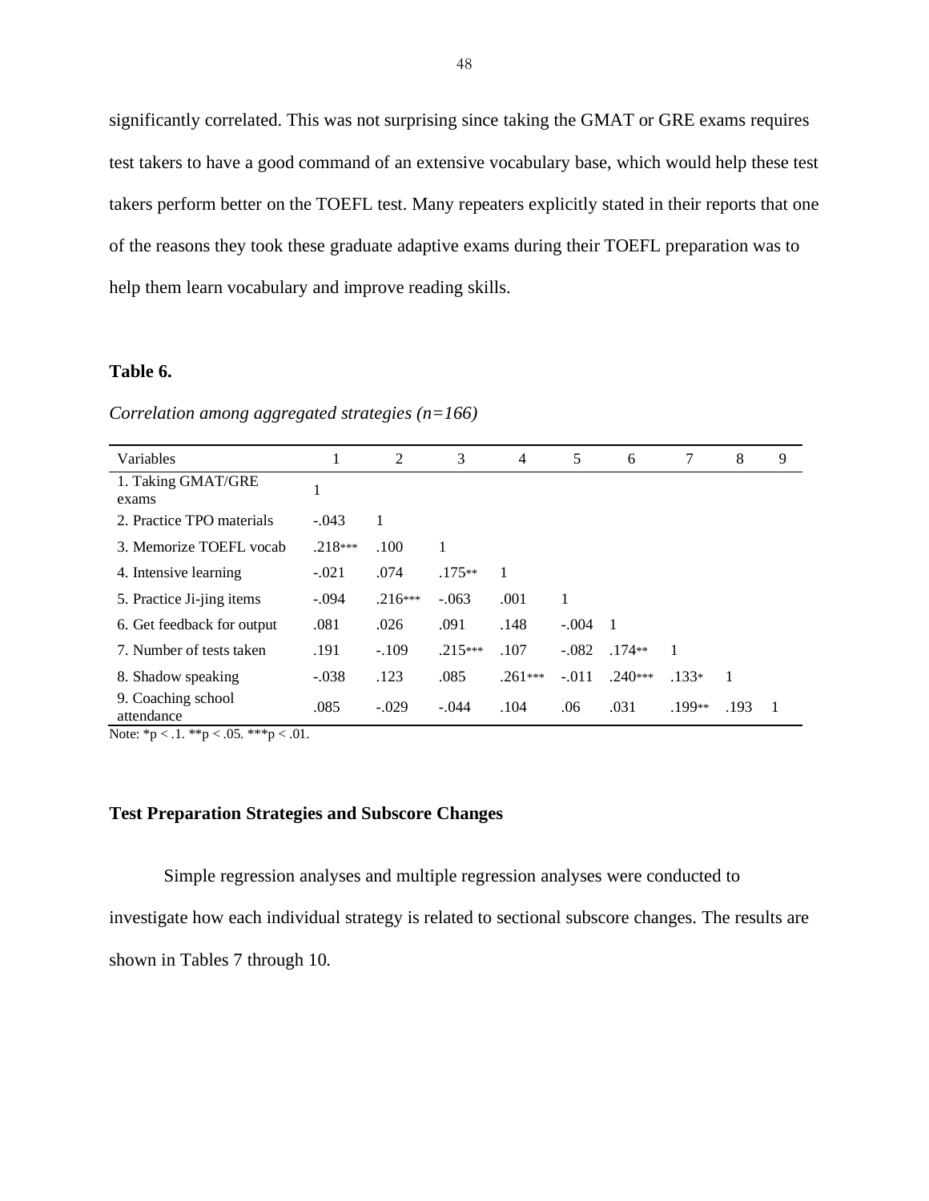significantly correlated. This was not surprising since taking the GMAT or GRE exams requires test takers to have a good command of an extensive vocabulary base, which would help these test takers perform better on the TOEFL test. Many repeaters explicitly stated in their reports that one of the reasons they took these graduate adaptive exams during their TOEFL preparation was to help them learn vocabulary and improve reading skills.

**Table 6.**

*Correlation among aggregated strategies (n=166)*

| Variables | 1 | 2 | 3 | 4 | 5 | 6 | 7 | 8 | 9 |
|---|---|---|---|---|---|---|---|---|---|
| 1. Taking GMAT/GRE exams | 1 | | | | | | | | |
| 2. Practice TPO materials | -.043 | 1 | | | | | | | |
| 3. Memorize TOEFL vocab | .218*** | .100 | 1 | | | | | | |
| 4. Intensive learning | -.021 | .074 | .175** | 1 | | | | | |
| 5. Practice Ji-jing items | -.094 | .216*** | -.063 | .001 | 1 | | | | |
| 6. Get feedback for output | .081 | .026 | .091 | .148 | -.004 | 1 | | | |
| 7. Number of tests taken | .191 | -.109 | .215*** | .107 | -.082 | .174** | 1 | | |
| 8. Shadow speaking | -.038 | .123 | .085 | .261*** | -.011 | .240*** | .133* | 1 | |
| 9. Coaching school attendance | .085 | -.029 | -.044 | .104 | .06 | .031 | .199** | .193 | 1 |

Note: *p < .1. **p < .05. ***p < .01.

## Test Preparation Strategies and Subscore Changes

Simple regression analyses and multiple regression analyses were conducted to investigate how each individual strategy is related to sectional subscore changes. The results are shown in Tables 7 through 10.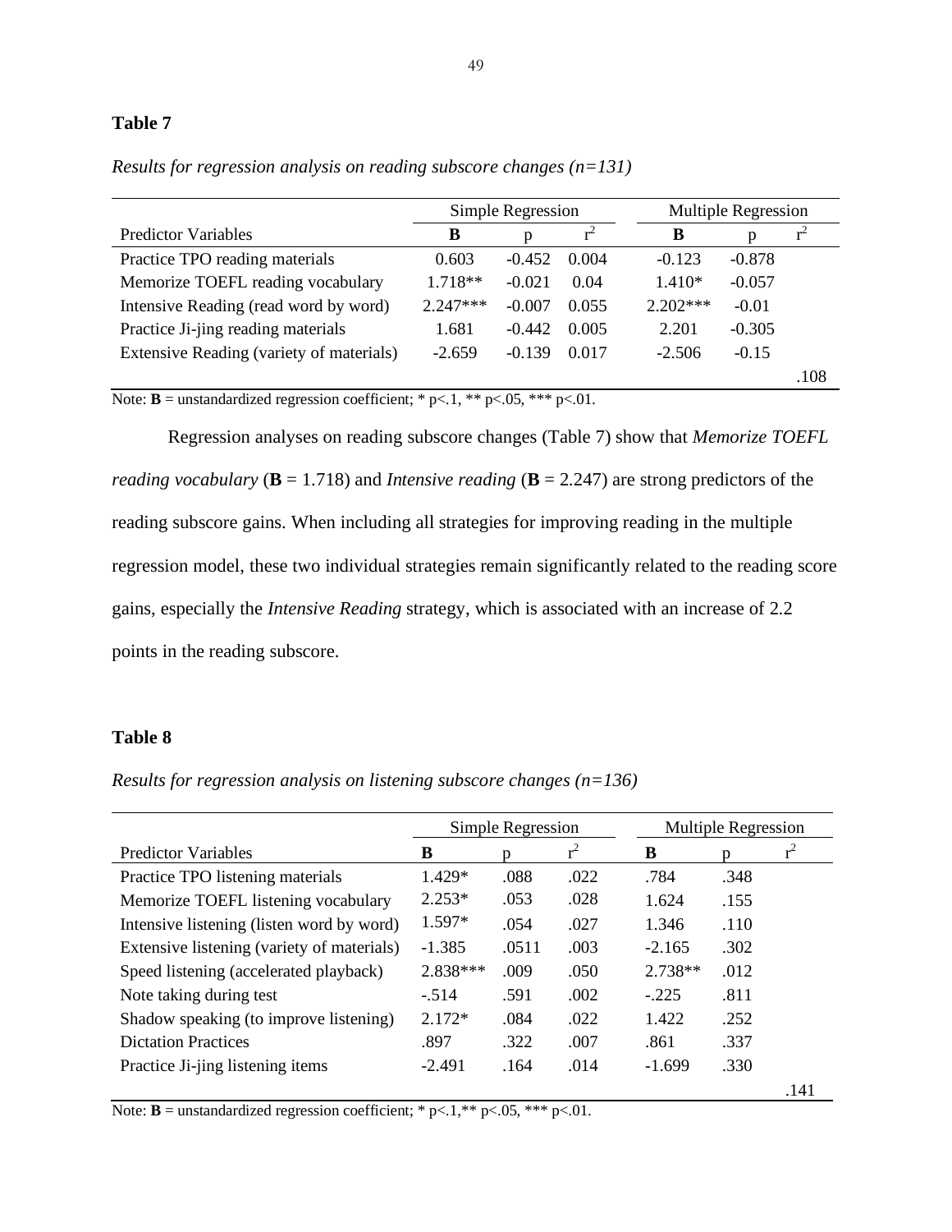**Table 7**

*Results for regression analysis on reading subscore changes (n=131)*

| | Simple Regression | | | Multiple Regression | | |
|---|---|---|---|---|---|---|
| Predictor Variables | **B** | p | $r^2$ | **B** | p | $r^2$ |
| Practice TPO reading materials | 0.603 | -0.452 | 0.004 | -0.123 | -0.878 | |
| Memorize TOEFL reading vocabulary | 1.718** | -0.021 | 0.04 | 1.410* | -0.057 | |
| Intensive Reading (read word by word) | 2.247*** | -0.007 | 0.055 | 2.202*** | -0.01 | |
| Practice Ji-jing reading materials | 1.681 | -0.442 | 0.005 | 2.201 | -0.305 | |
| Extensive Reading (variety of materials) | -2.659 | -0.139 | 0.017 | -2.506 | -0.15 | |
| | | | | | | .108 |

Note: **B** = unstandardized regression coefficient; * p<.1, ** p<.05, *** p<.01.

Regression analyses on reading subscore changes (Table 7) show that *Memorize TOEFL reading vocabulary* (**B** = 1.718) and *Intensive reading* (**B** = 2.247) are strong predictors of the reading subscore gains. When including all strategies for improving reading in the multiple regression model, these two individual strategies remain significantly related to the reading score gains, especially the *Intensive Reading* strategy, which is associated with an increase of 2.2 points in the reading subscore.

**Table 8**

*Results for regression analysis on listening subscore changes (n=136)*

| | Simple Regression | | | Multiple Regression | | |
|---|---|---|---|---|---|---|
| Predictor Variables | **B** | p | $r^2$ | **B** | p | $r^2$ |
| Practice TPO listening materials | 1.429* | .088 | .022 | .784 | .348 | |
| Memorize TOEFL listening vocabulary | 2.253* | .053 | .028 | 1.624 | .155 | |
| Intensive listening (listen word by word) | 1.597* | .054 | .027 | 1.346 | .110 | |
| Extensive listening (variety of materials) | -1.385 | .0511 | .003 | -2.165 | .302 | |
| Speed listening (accelerated playback) | 2.838*** | .009 | .050 | 2.738** | .012 | |
| Note taking during test | -.514 | .591 | .002 | -.225 | .811 | |
| Shadow speaking (to improve listening) | 2.172* | .084 | .022 | 1.422 | .252 | |
| Dictation Practices | .897 | .322 | .007 | .861 | .337 | |
| Practice Ji-jing listening items | -2.491 | .164 | .014 | -1.699 | .330 | |
| | | | | | | .141 |

Note: **B** = unstandardized regression coefficient; * p<.1,** p<.05, *** p<.01.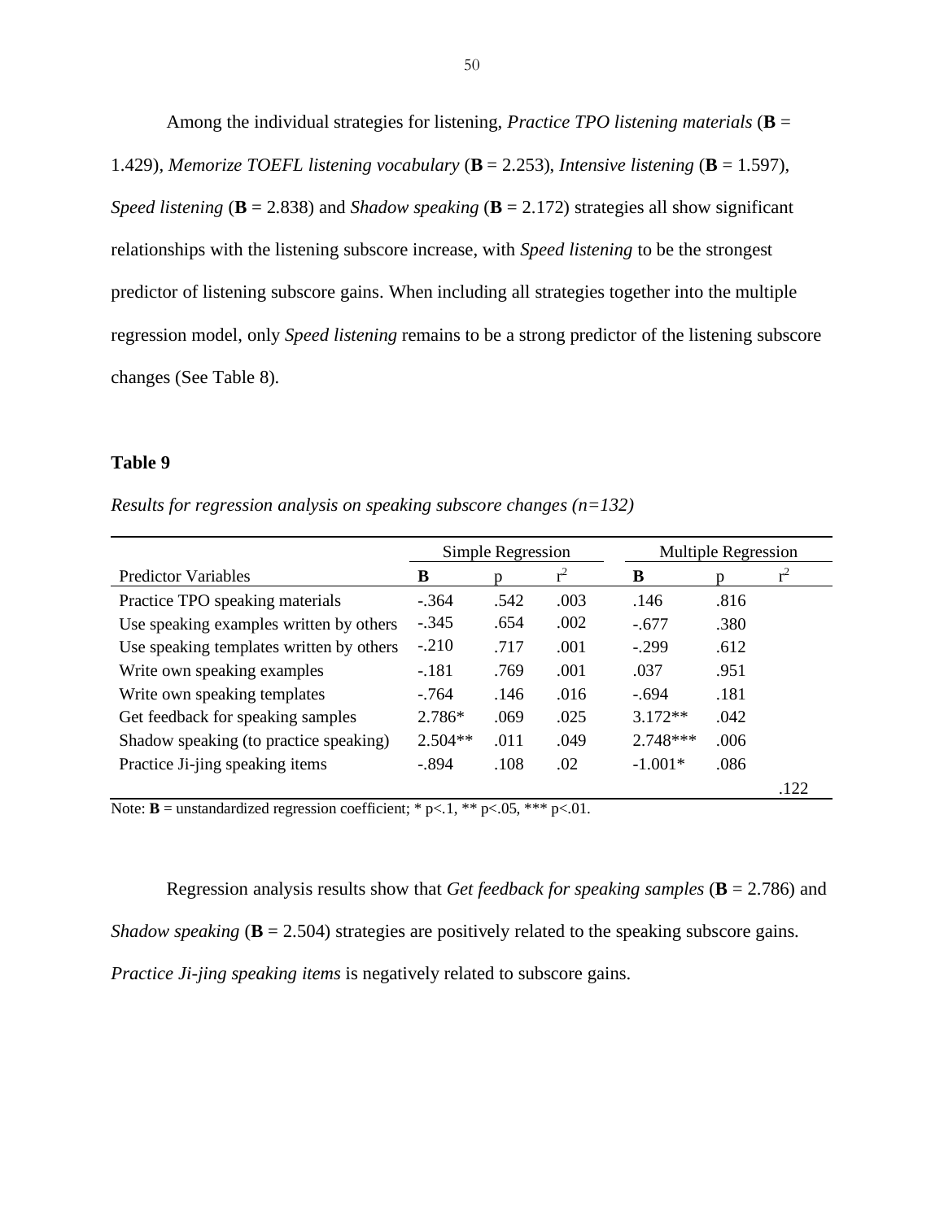Among the individual strategies for listening, *Practice TPO listening materials* (**B** = 1.429), *Memorize TOEFL listening vocabulary* (**B** = 2.253), *Intensive listening* (**B** = 1.597), *Speed listening* (**B** = 2.838) and *Shadow speaking* (**B** = 2.172) strategies all show significant relationships with the listening subscore increase, with *Speed listening* to be the strongest predictor of listening subscore gains. When including all strategies together into the multiple regression model, only *Speed listening* remains to be a strong predictor of the listening subscore changes (See Table 8).

**Table 9**

*Results for regression analysis on speaking subscore changes (n=132)*

| | Simple Regression | | | Multiple Regression | | |
|---|---|---|---|---|---|---|
| Predictor Variables | **B** | p | $r^2$ | **B** | p | $r^2$ |
| Practice TPO speaking materials | -.364 | .542 | .003 | .146 | .816 | |
| Use speaking examples written by others | -.345 | .654 | .002 | -.677 | .380 | |
| Use speaking templates written by others | -.210 | .717 | .001 | -.299 | .612 | |
| Write own speaking examples | -.181 | .769 | .001 | .037 | .951 | |
| Write own speaking templates | -.764 | .146 | .016 | -.694 | .181 | |
| Get feedback for speaking samples | 2.786* | .069 | .025 | 3.172** | .042 | |
| Shadow speaking (to practice speaking) | 2.504** | .011 | .049 | 2.748*** | .006 | |
| Practice Ji-jing speaking items | -.894 | .108 | .02 | -1.001* | .086 | |
| | | | | | | .122 |

Note: **B** = unstandardized regression coefficient; * p<.1, ** p<.05, *** p<.01.

Regression analysis results show that *Get feedback for speaking samples* (**B** = 2.786) and *Shadow speaking* (**B** = 2.504) strategies are positively related to the speaking subscore gains. *Practice Ji-jing speaking items* is negatively related to subscore gains.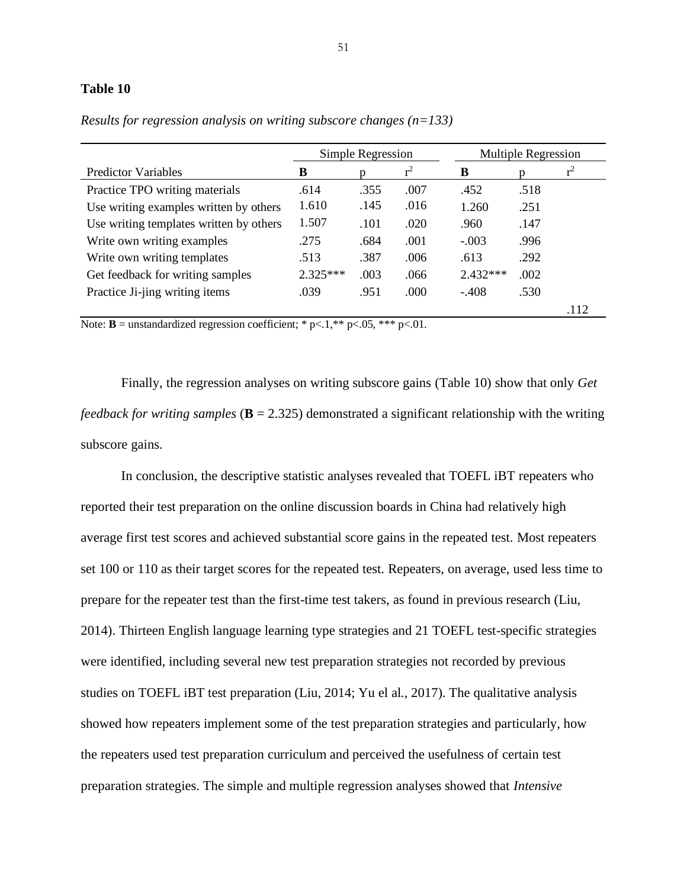**Table 10**

*Results for regression analysis on writing subscore changes (n=133)*

| | Simple Regression | | | Multiple Regression | | |
|---|---|---|---|---|---|---|
| Predictor Variables | **B** | p | $r^2$ | **B** | p | $r^2$ |
| Practice TPO writing materials | .614 | .355 | .007 | .452 | .518 | |
| Use writing examples written by others | 1.610 | .145 | .016 | 1.260 | .251 | |
| Use writing templates written by others | 1.507 | .101 | .020 | .960 | .147 | |
| Write own writing examples | .275 | .684 | .001 | -.003 | .996 | |
| Write own writing templates | .513 | .387 | .006 | .613 | .292 | |
| Get feedback for writing samples | 2.325*** | .003 | .066 | 2.432*** | .002 | |
| Practice Ji-jing writing items | .039 | .951 | .000 | -.408 | .530 | |
| | | | | | | .112 |

Note: **B** = unstandardized regression coefficient; * p<.1,** p<.05, *** p<.01.

Finally, the regression analyses on writing subscore gains (Table 10) show that only *Get feedback for writing samples* (**B** = 2.325) demonstrated a significant relationship with the writing subscore gains.

In conclusion, the descriptive statistic analyses revealed that TOEFL iBT repeaters who reported their test preparation on the online discussion boards in China had relatively high average first test scores and achieved substantial score gains in the repeated test. Most repeaters set 100 or 110 as their target scores for the repeated test. Repeaters, on average, used less time to prepare for the repeater test than the first-time test takers, as found in previous research (Liu, 2014). Thirteen English language learning type strategies and 21 TOEFL test-specific strategies were identified, including several new test preparation strategies not recorded by previous studies on TOEFL iBT test preparation (Liu, 2014; Yu el al., 2017). The qualitative analysis showed how repeaters implement some of the test preparation strategies and particularly, how the repeaters used test preparation curriculum and perceived the usefulness of certain test preparation strategies. The simple and multiple regression analyses showed that *Intensive*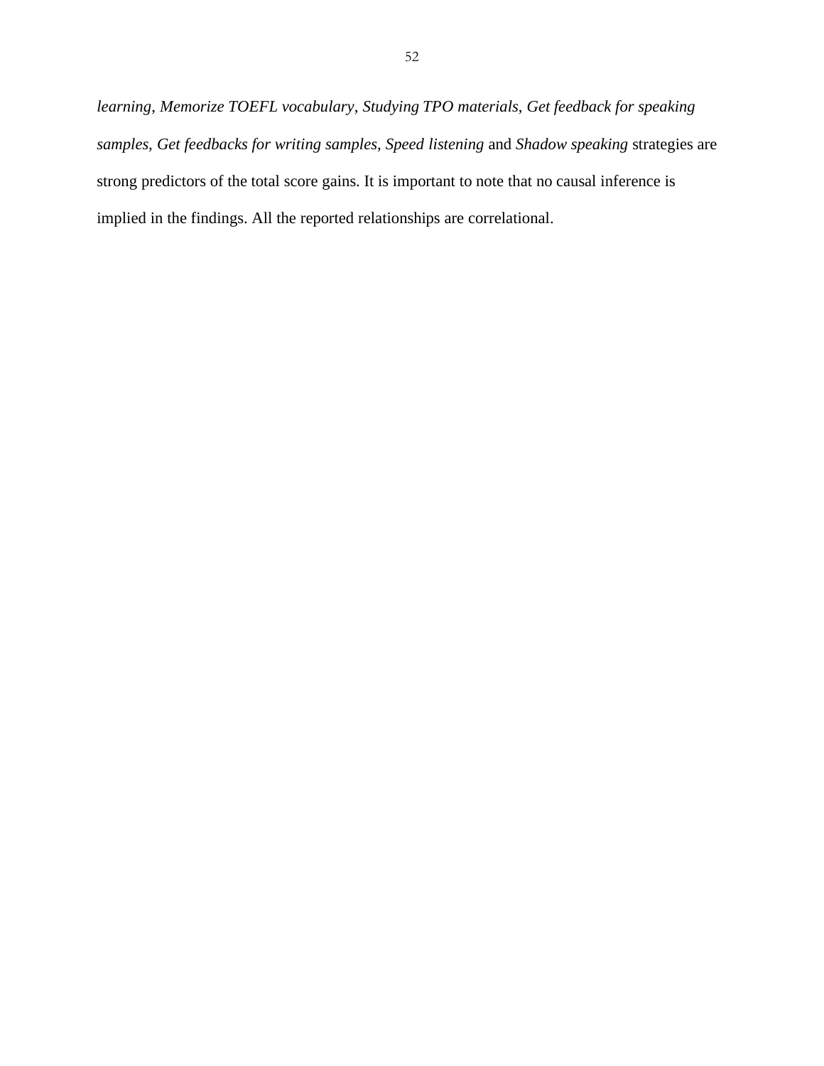*learning*, *Memorize TOEFL vocabulary*, *Studying TPO materials*, *Get feedback for speaking samples, Get feedbacks for writing samples, Speed listening* and *Shadow speaking* strategies are strong predictors of the total score gains. It is important to note that no causal inference is implied in the findings. All the reported relationships are correlational.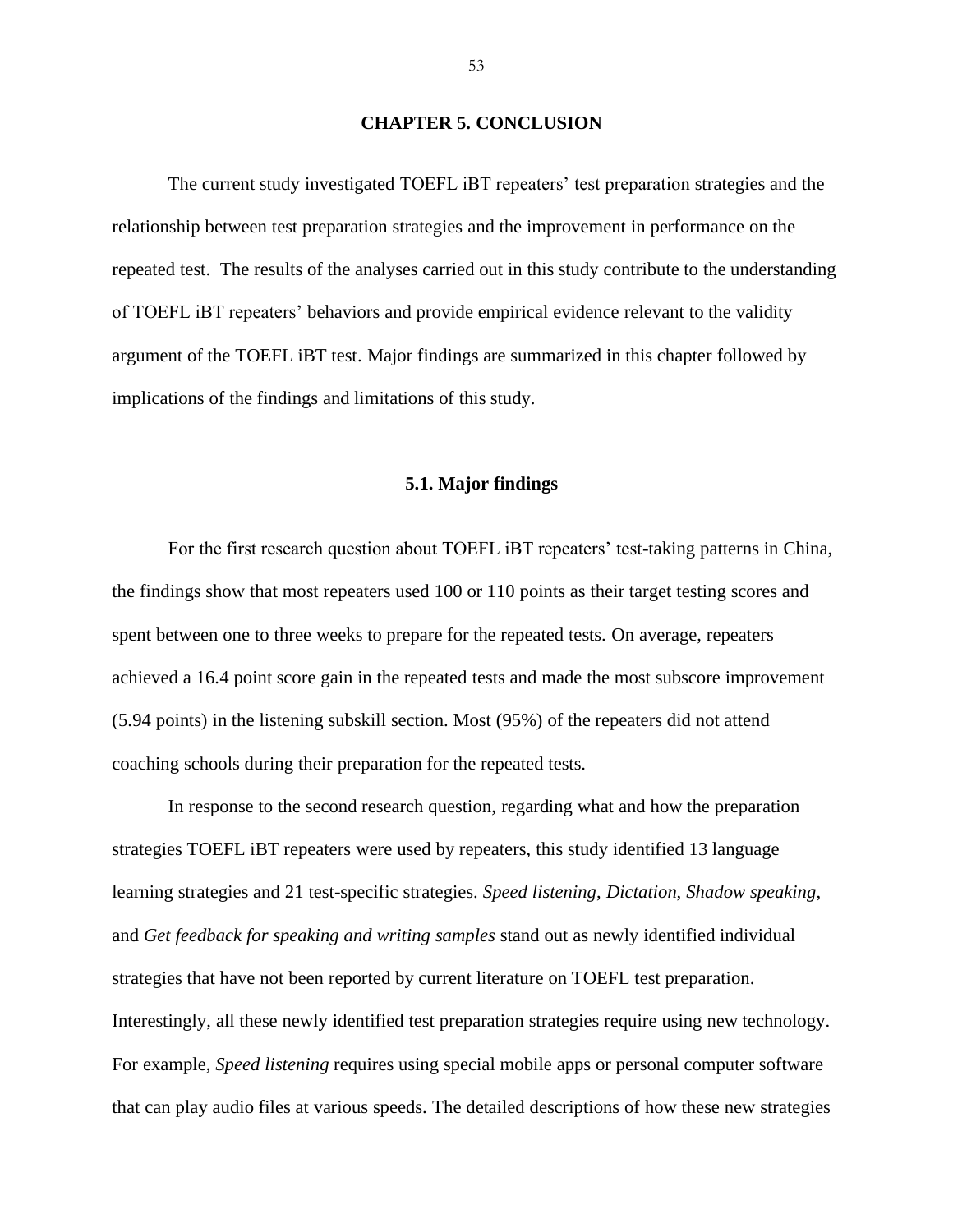# CHAPTER 5. CONCLUSION

The current study investigated TOEFL iBT repeaters' test preparation strategies and the relationship between test preparation strategies and the improvement in performance on the repeated test. The results of the analyses carried out in this study contribute to the understanding of TOEFL iBT repeaters' behaviors and provide empirical evidence relevant to the validity argument of the TOEFL iBT test. Major findings are summarized in this chapter followed by implications of the findings and limitations of this study.

## 5.1. Major findings

For the first research question about TOEFL iBT repeaters' test-taking patterns in China, the findings show that most repeaters used 100 or 110 points as their target testing scores and spent between one to three weeks to prepare for the repeated tests. On average, repeaters achieved a 16.4 point score gain in the repeated tests and made the most subscore improvement (5.94 points) in the listening subskill section. Most (95%) of the repeaters did not attend coaching schools during their preparation for the repeated tests.

In response to the second research question, regarding what and how the preparation strategies TOEFL iBT repeaters were used by repeaters, this study identified 13 language learning strategies and 21 test-specific strategies. *Speed listening*, *Dictation*, *Shadow speaking*, and *Get feedback for speaking and writing samples* stand out as newly identified individual strategies that have not been reported by current literature on TOEFL test preparation. Interestingly, all these newly identified test preparation strategies require using new technology. For example, *Speed listening* requires using special mobile apps or personal computer software that can play audio files at various speeds. The detailed descriptions of how these new strategies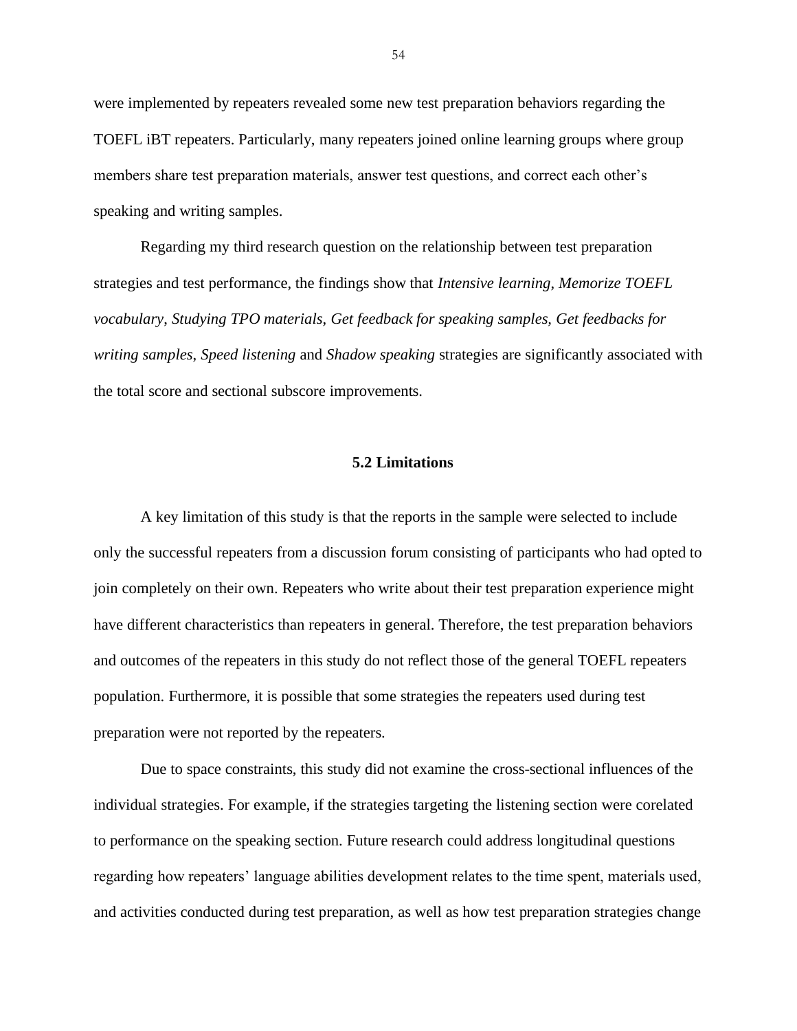were implemented by repeaters revealed some new test preparation behaviors regarding the TOEFL iBT repeaters. Particularly, many repeaters joined online learning groups where group members share test preparation materials, answer test questions, and correct each other's speaking and writing samples.

Regarding my third research question on the relationship between test preparation strategies and test performance, the findings show that *Intensive learning*, *Memorize TOEFL vocabulary*, *Studying TPO materials*, *Get feedback for speaking samples*, *Get feedbacks for writing samples*, *Speed listening* and *Shadow speaking* strategies are significantly associated with the total score and sectional subscore improvements.

## 5.2 Limitations

A key limitation of this study is that the reports in the sample were selected to include only the successful repeaters from a discussion forum consisting of participants who had opted to join completely on their own. Repeaters who write about their test preparation experience might have different characteristics than repeaters in general. Therefore, the test preparation behaviors and outcomes of the repeaters in this study do not reflect those of the general TOEFL repeaters population. Furthermore, it is possible that some strategies the repeaters used during test preparation were not reported by the repeaters.

Due to space constraints, this study did not examine the cross-sectional influences of the individual strategies. For example, if the strategies targeting the listening section were corelated to performance on the speaking section. Future research could address longitudinal questions regarding how repeaters' language abilities development relates to the time spent, materials used, and activities conducted during test preparation, as well as how test preparation strategies change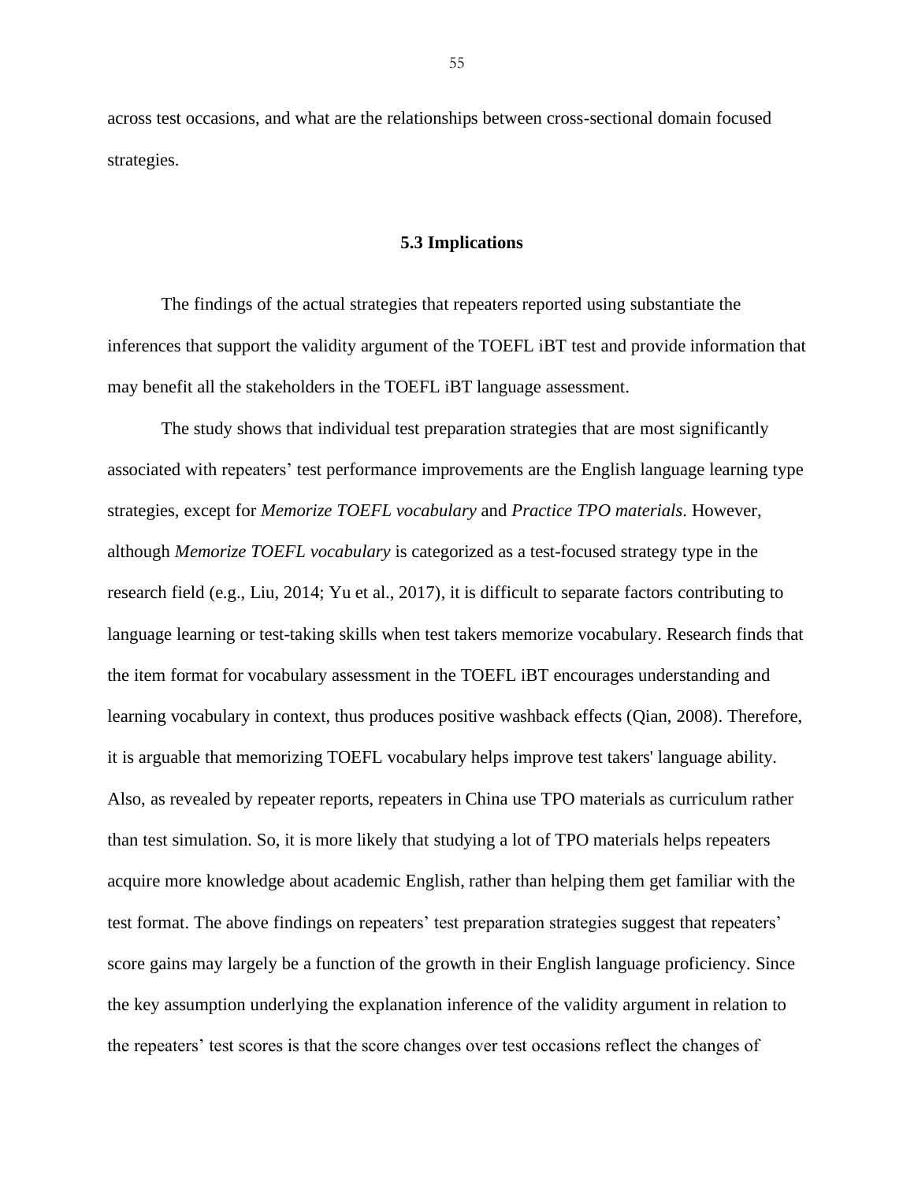across test occasions, and what are the relationships between cross-sectional domain focused strategies.

## 5.3 Implications

The findings of the actual strategies that repeaters reported using substantiate the inferences that support the validity argument of the TOEFL iBT test and provide information that may benefit all the stakeholders in the TOEFL iBT language assessment.

The study shows that individual test preparation strategies that are most significantly associated with repeaters' test performance improvements are the English language learning type strategies, except for *Memorize TOEFL vocabulary* and *Practice TPO materials*. However, although *Memorize TOEFL vocabulary* is categorized as a test-focused strategy type in the research field (e.g., Liu, 2014; Yu et al., 2017), it is difficult to separate factors contributing to language learning or test-taking skills when test takers memorize vocabulary. Research finds that the item format for vocabulary assessment in the TOEFL iBT encourages understanding and learning vocabulary in context, thus produces positive washback effects (Qian, 2008). Therefore, it is arguable that memorizing TOEFL vocabulary helps improve test takers' language ability. Also, as revealed by repeater reports, repeaters in China use TPO materials as curriculum rather than test simulation. So, it is more likely that studying a lot of TPO materials helps repeaters acquire more knowledge about academic English, rather than helping them get familiar with the test format. The above findings on repeaters' test preparation strategies suggest that repeaters' score gains may largely be a function of the growth in their English language proficiency. Since the key assumption underlying the explanation inference of the validity argument in relation to the repeaters' test scores is that the score changes over test occasions reflect the changes of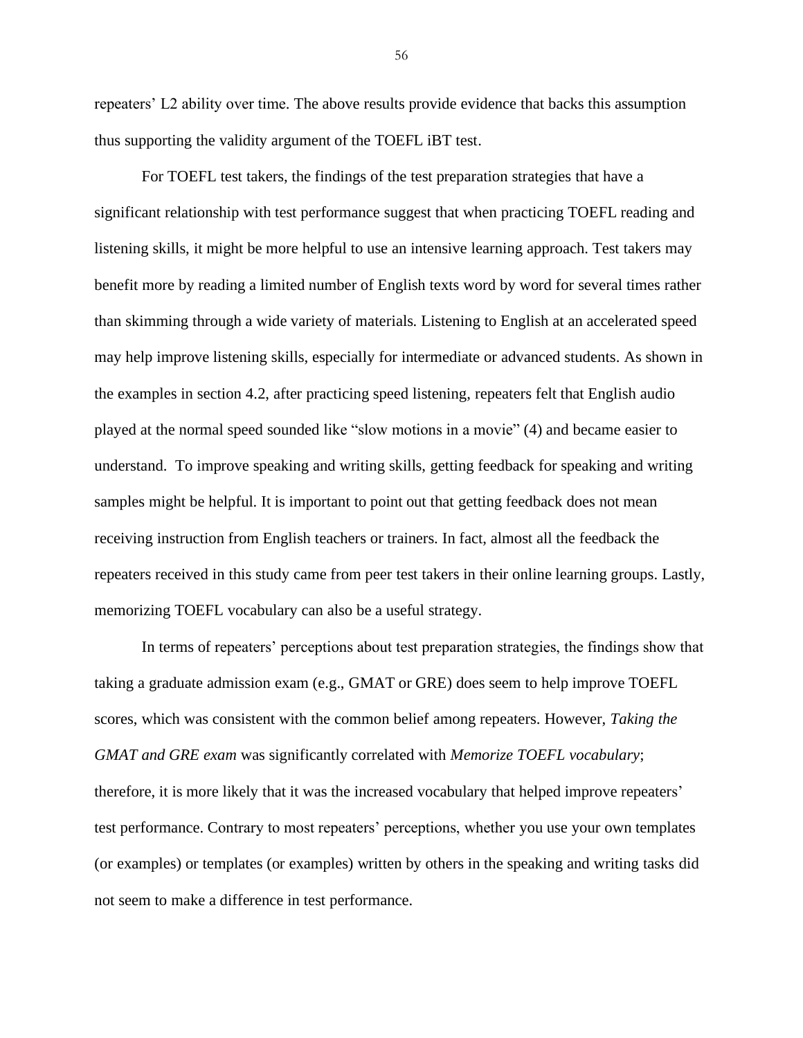repeaters' L2 ability over time. The above results provide evidence that backs this assumption thus supporting the validity argument of the TOEFL iBT test.

For TOEFL test takers, the findings of the test preparation strategies that have a significant relationship with test performance suggest that when practicing TOEFL reading and listening skills, it might be more helpful to use an intensive learning approach. Test takers may benefit more by reading a limited number of English texts word by word for several times rather than skimming through a wide variety of materials. Listening to English at an accelerated speed may help improve listening skills, especially for intermediate or advanced students. As shown in the examples in section 4.2, after practicing speed listening, repeaters felt that English audio played at the normal speed sounded like "slow motions in a movie" (4) and became easier to understand. To improve speaking and writing skills, getting feedback for speaking and writing samples might be helpful. It is important to point out that getting feedback does not mean receiving instruction from English teachers or trainers. In fact, almost all the feedback the repeaters received in this study came from peer test takers in their online learning groups. Lastly, memorizing TOEFL vocabulary can also be a useful strategy.

In terms of repeaters' perceptions about test preparation strategies, the findings show that taking a graduate admission exam (e.g., GMAT or GRE) does seem to help improve TOEFL scores, which was consistent with the common belief among repeaters. However, *Taking the GMAT and GRE exam* was significantly correlated with *Memorize TOEFL vocabulary*; therefore, it is more likely that it was the increased vocabulary that helped improve repeaters' test performance. Contrary to most repeaters' perceptions, whether you use your own templates (or examples) or templates (or examples) written by others in the speaking and writing tasks did not seem to make a difference in test performance.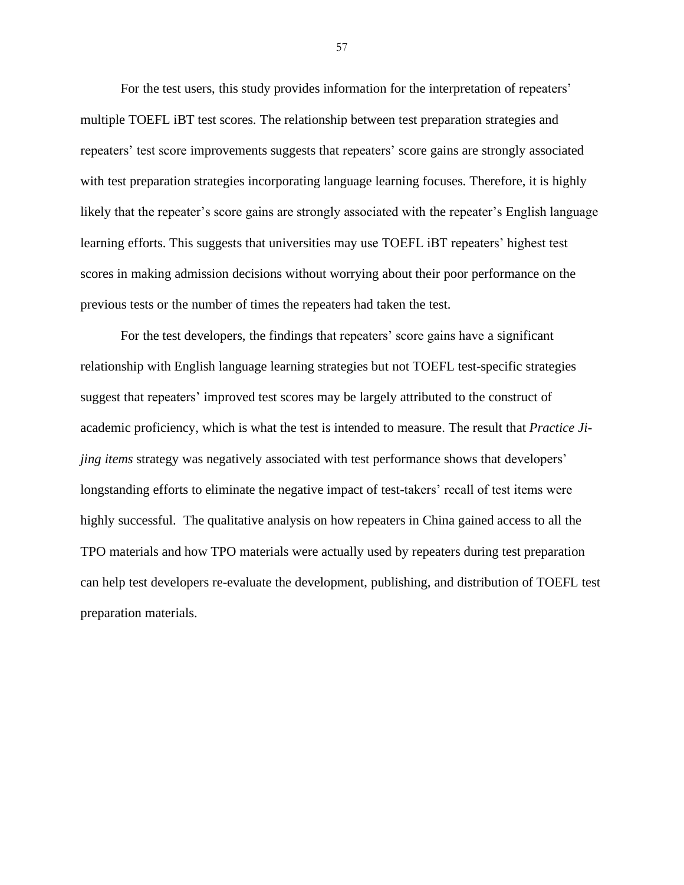For the test users, this study provides information for the interpretation of repeaters' multiple TOEFL iBT test scores. The relationship between test preparation strategies and repeaters' test score improvements suggests that repeaters' score gains are strongly associated with test preparation strategies incorporating language learning focuses. Therefore, it is highly likely that the repeater's score gains are strongly associated with the repeater's English language learning efforts. This suggests that universities may use TOEFL iBT repeaters' highest test scores in making admission decisions without worrying about their poor performance on the previous tests or the number of times the repeaters had taken the test.

For the test developers, the findings that repeaters' score gains have a significant relationship with English language learning strategies but not TOEFL test-specific strategies suggest that repeaters' improved test scores may be largely attributed to the construct of academic proficiency, which is what the test is intended to measure. The result that *Practice Ji-jing items* strategy was negatively associated with test performance shows that developers' longstanding efforts to eliminate the negative impact of test-takers' recall of test items were highly successful.  The qualitative analysis on how repeaters in China gained access to all the TPO materials and how TPO materials were actually used by repeaters during test preparation can help test developers re-evaluate the development, publishing, and distribution of TOEFL test preparation materials.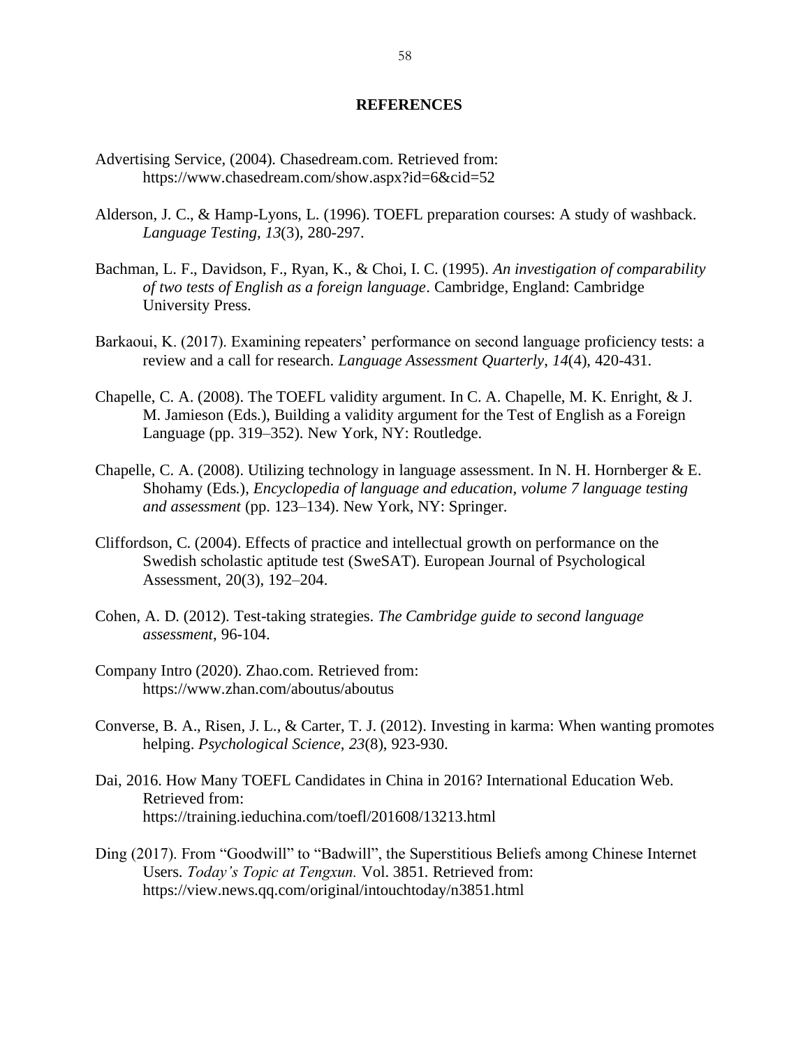## REFERENCES

Advertising Service, (2004). Chasedream.com. Retrieved from: https://www.chasedream.com/show.aspx?id=6&cid=52

Alderson, J. C., & Hamp-Lyons, L. (1996). TOEFL preparation courses: A study of washback. *Language Testing*, *13*(3), 280-297.

Bachman, L. F., Davidson, F., Ryan, K., & Choi, I. C. (1995). *An investigation of comparability of two tests of English as a foreign language*. Cambridge, England: Cambridge University Press.

Barkaoui, K. (2017). Examining repeaters' performance on second language proficiency tests: a review and a call for research. *Language Assessment Quarterly*, *14*(4), 420-431.

Chapelle, C. A. (2008). The TOEFL validity argument. In C. A. Chapelle, M. K. Enright, & J. M. Jamieson (Eds.), Building a validity argument for the Test of English as a Foreign Language (pp. 319–352). New York, NY: Routledge.

Chapelle, C. A. (2008). Utilizing technology in language assessment. In N. H. Hornberger & E. Shohamy (Eds.), *Encyclopedia of language and education, volume 7 language testing and assessment* (pp. 123–134). New York, NY: Springer.

Cliffordson, C. (2004). Effects of practice and intellectual growth on performance on the Swedish scholastic aptitude test (SweSAT). European Journal of Psychological Assessment, 20(3), 192–204.

Cohen, A. D. (2012). Test-taking strategies. *The Cambridge guide to second language assessment*, 96-104.

Company Intro (2020). Zhao.com. Retrieved from: https://www.zhan.com/aboutus/aboutus

Converse, B. A., Risen, J. L., & Carter, T. J. (2012). Investing in karma: When wanting promotes helping. *Psychological Science*, *23*(8), 923-930.

Dai, 2016. How Many TOEFL Candidates in China in 2016? International Education Web. Retrieved from: https://training.ieduchina.com/toefl/201608/13213.html

Ding (2017). From "Goodwill" to "Badwill", the Superstitious Beliefs among Chinese Internet Users. *Today's Topic at Tengxun.* Vol. 3851. Retrieved from: https://view.news.qq.com/original/intouchtoday/n3851.html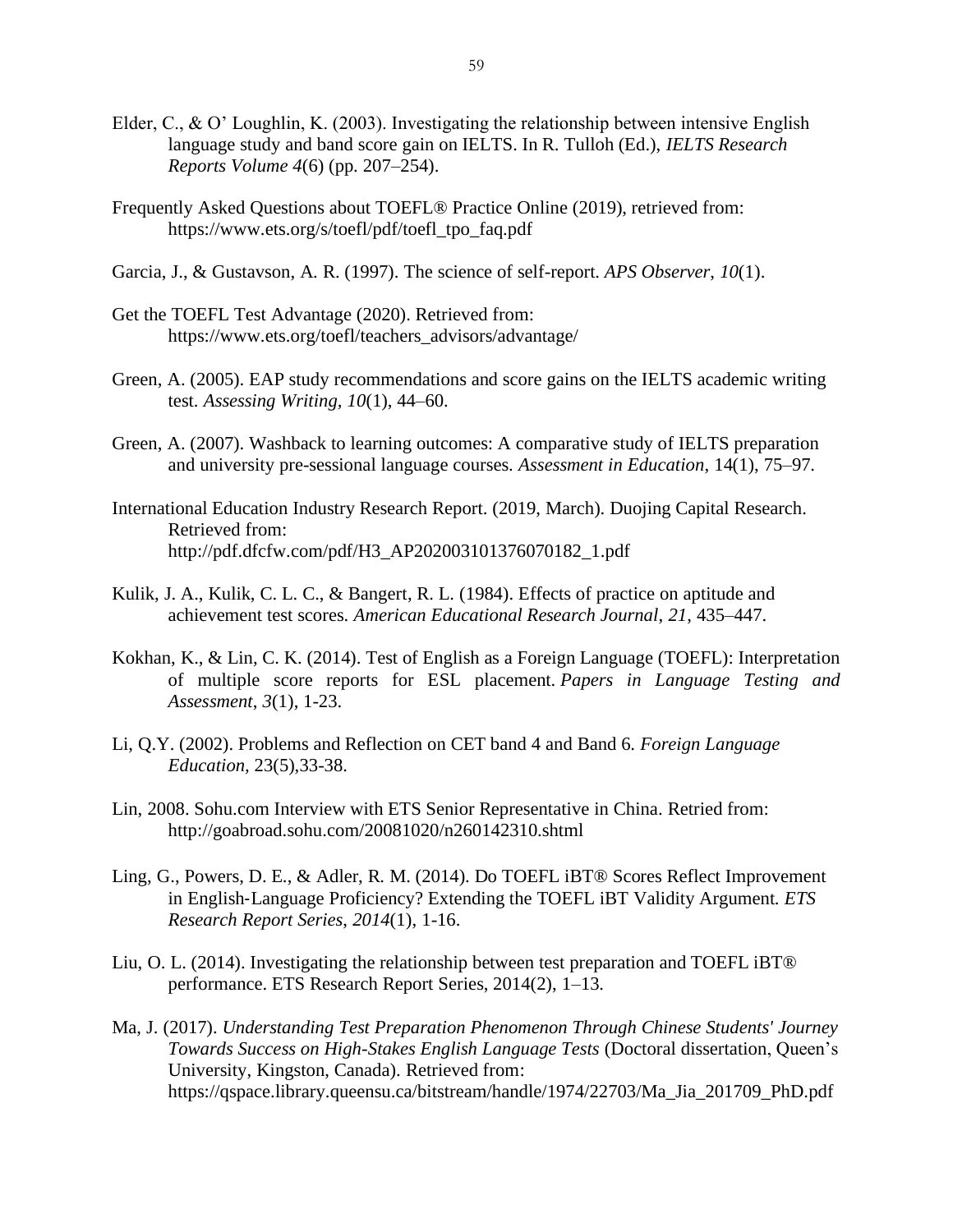Elder, C., & O' Loughlin, K. (2003). Investigating the relationship between intensive English language study and band score gain on IELTS. In R. Tulloh (Ed.), *IELTS Research Reports Volume 4*(6) (pp. 207–254).

Frequently Asked Questions about TOEFL® Practice Online (2019), retrieved from: https://www.ets.org/s/toefl/pdf/toefl_tpo_faq.pdf

Garcia, J., & Gustavson, A. R. (1997). The science of self-report. *APS Observer*, *10*(1).

Get the TOEFL Test Advantage (2020). Retrieved from: https://www.ets.org/toefl/teachers_advisors/advantage/

Green, A. (2005). EAP study recommendations and score gains on the IELTS academic writing test. *Assessing Writing*, *10*(1), 44–60.

Green, A. (2007). Washback to learning outcomes: A comparative study of IELTS preparation and university pre-sessional language courses. *Assessment in Education*, 14(1), 75–97.

International Education Industry Research Report. (2019, March). Duojing Capital Research. Retrieved from: http://pdf.dfcfw.com/pdf/H3_AP202003101376070182_1.pdf

Kulik, J. A., Kulik, C. L. C., & Bangert, R. L. (1984). Effects of practice on aptitude and achievement test scores. *American Educational Research Journal*, *21*, 435–447.

Kokhan, K., & Lin, C. K. (2014). Test of English as a Foreign Language (TOEFL): Interpretation of multiple score reports for ESL placement. *Papers in Language Testing and Assessment*, *3*(1), 1-23.

Li, Q.Y. (2002). Problems and Reflection on CET band 4 and Band 6. *Foreign Language Education*, 23(5),33-38.

Lin, 2008. Sohu.com Interview with ETS Senior Representative in China. Retried from: http://goabroad.sohu.com/20081020/n260142310.shtml

Ling, G., Powers, D. E., & Adler, R. M. (2014). Do TOEFL iBT® Scores Reflect Improvement in English‐Language Proficiency? Extending the TOEFL iBT Validity Argument. *ETS Research Report Series*, *2014*(1), 1-16.

Liu, O. L. (2014). Investigating the relationship between test preparation and TOEFL iBT® performance. ETS Research Report Series, 2014(2), 1–13.

Ma, J. (2017). *Understanding Test Preparation Phenomenon Through Chinese Students' Journey Towards Success on High-Stakes English Language Tests* (Doctoral dissertation, Queen's University, Kingston, Canada). Retrieved from: https://qspace.library.queensu.ca/bitstream/handle/1974/22703/Ma_Jia_201709_PhD.pdf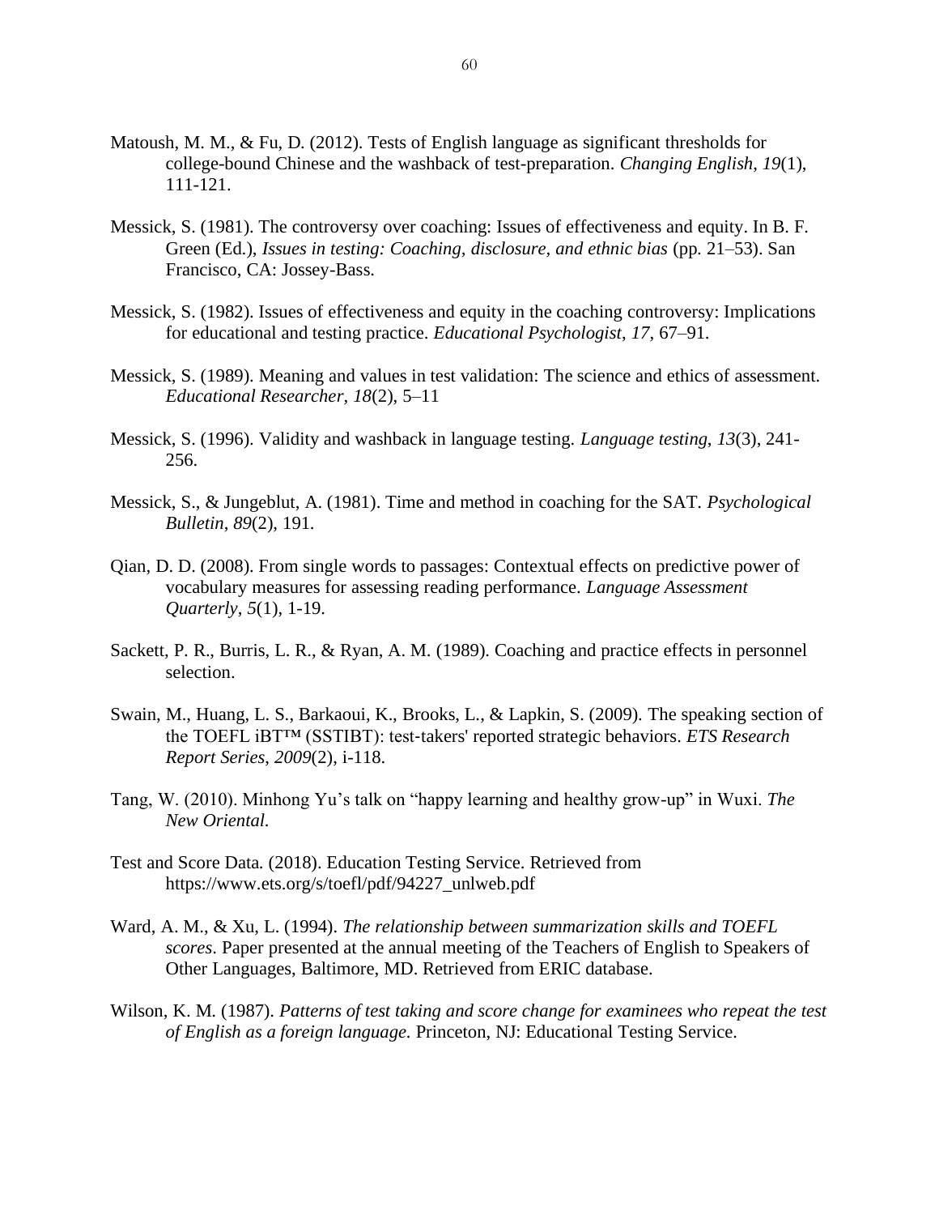Matoush, M. M., & Fu, D. (2012). Tests of English language as significant thresholds for college-bound Chinese and the washback of test-preparation. *Changing English*, *19*(1), 111-121.

Messick, S. (1981). The controversy over coaching: Issues of effectiveness and equity. In B. F. Green (Ed.), *Issues in testing: Coaching, disclosure, and ethnic bias* (pp. 21–53). San Francisco, CA: Jossey-Bass.

Messick, S. (1982). Issues of effectiveness and equity in the coaching controversy: Implications for educational and testing practice. *Educational Psychologist*, *17*, 67–91.

Messick, S. (1989). Meaning and values in test validation: The science and ethics of assessment. *Educational Researcher, 18*(2), 5–11

Messick, S. (1996). Validity and washback in language testing. *Language testing*, *13*(3), 241-256.

Messick, S., & Jungeblut, A. (1981). Time and method in coaching for the SAT. *Psychological Bulletin*, *89*(2), 191.

Qian, D. D. (2008). From single words to passages: Contextual effects on predictive power of vocabulary measures for assessing reading performance. *Language Assessment Quarterly*, *5*(1), 1-19.

Sackett, P. R., Burris, L. R., & Ryan, A. M. (1989). Coaching and practice effects in personnel selection.

Swain, M., Huang, L. S., Barkaoui, K., Brooks, L., & Lapkin, S. (2009). The speaking section of the TOEFL iBT™ (SSTIBT): test-takers' reported strategic behaviors. *ETS Research Report Series*, *2009*(2), i-118.

Tang, W. (2010). Minhong Yu's talk on "happy learning and healthy grow-up" in Wuxi. *The New Oriental.*

Test and Score Data. (2018). Education Testing Service. Retrieved from https://www.ets.org/s/toefl/pdf/94227_unlweb.pdf

Ward, A. M., & Xu, L. (1994). *The relationship between summarization skills and TOEFL scores*. Paper presented at the annual meeting of the Teachers of English to Speakers of Other Languages, Baltimore, MD. Retrieved from ERIC database.

Wilson, K. M. (1987). *Patterns of test taking and score change for examinees who repeat the test of English as a foreign language.* Princeton, NJ: Educational Testing Service.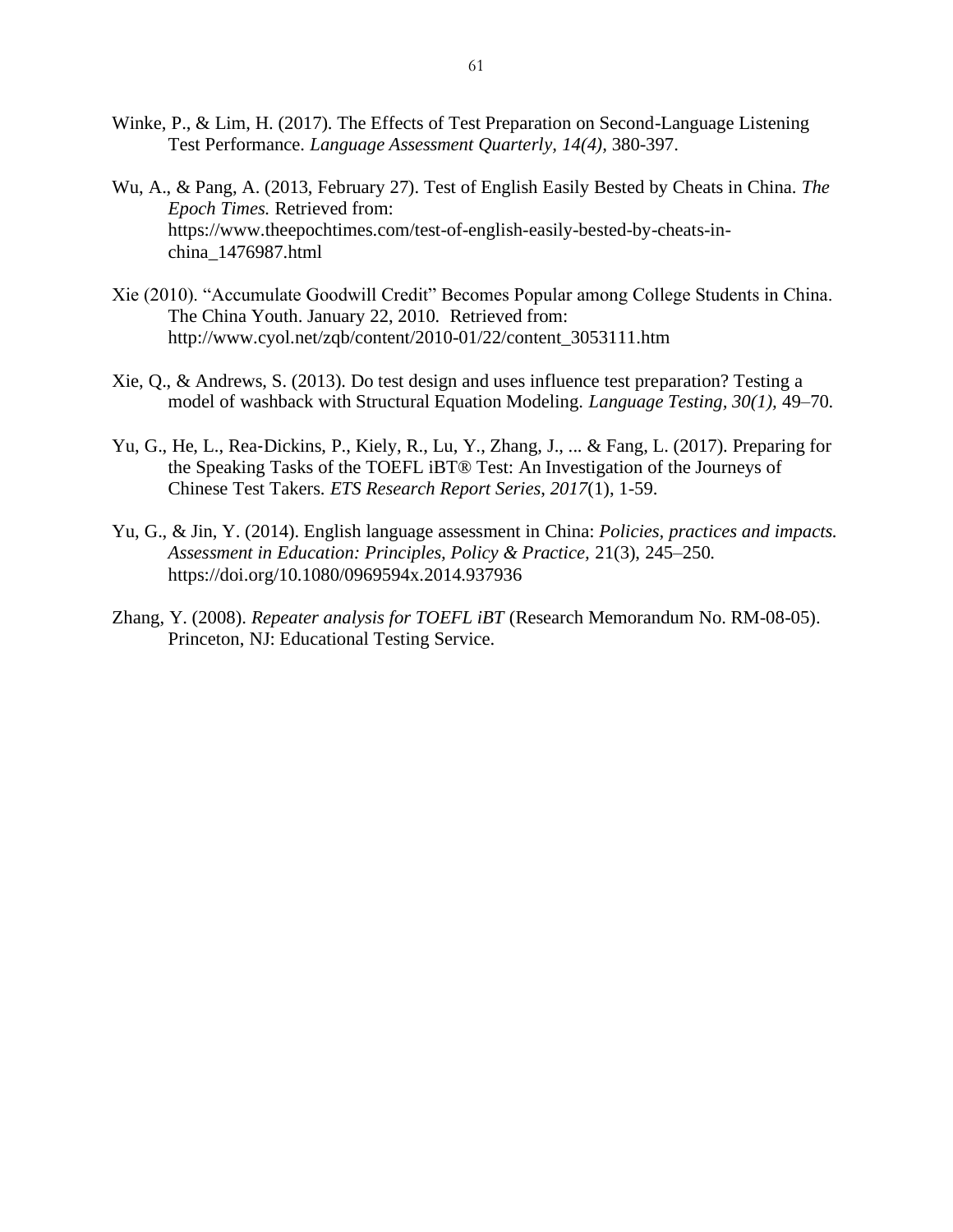Winke, P., & Lim, H. (2017). The Effects of Test Preparation on Second-Language Listening Test Performance. *Language Assessment Quarterly, 14(4),* 380-397.

Wu, A., & Pang, A. (2013, February 27). Test of English Easily Bested by Cheats in China. *The Epoch Times.* Retrieved from: https://www.theepochtimes.com/test-of-english-easily-bested-by-cheats-in-china_1476987.html

Xie (2010). "Accumulate Goodwill Credit" Becomes Popular among College Students in China. The China Youth. January 22, 2010. Retrieved from: http://www.cyol.net/zqb/content/2010-01/22/content_3053111.htm

Xie, Q., & Andrews, S. (2013). Do test design and uses influence test preparation? Testing a model of washback with Structural Equation Modeling. *Language Testing, 30(1),* 49–70.

Yu, G., He, L., Rea-Dickins, P., Kiely, R., Lu, Y., Zhang, J., ... & Fang, L. (2017). Preparing for the Speaking Tasks of the TOEFL iBT® Test: An Investigation of the Journeys of Chinese Test Takers. *ETS Research Report Series*, *2017*(1), 1-59.

Yu, G., & Jin, Y. (2014). English language assessment in China: *Policies, practices and impacts. Assessment in Education: Principles, Policy & Practice,* 21(3), 245–250. https://doi.org/10.1080/0969594x.2014.937936

Zhang, Y. (2008). *Repeater analysis for TOEFL iBT* (Research Memorandum No. RM-08-05). Princeton, NJ: Educational Testing Service.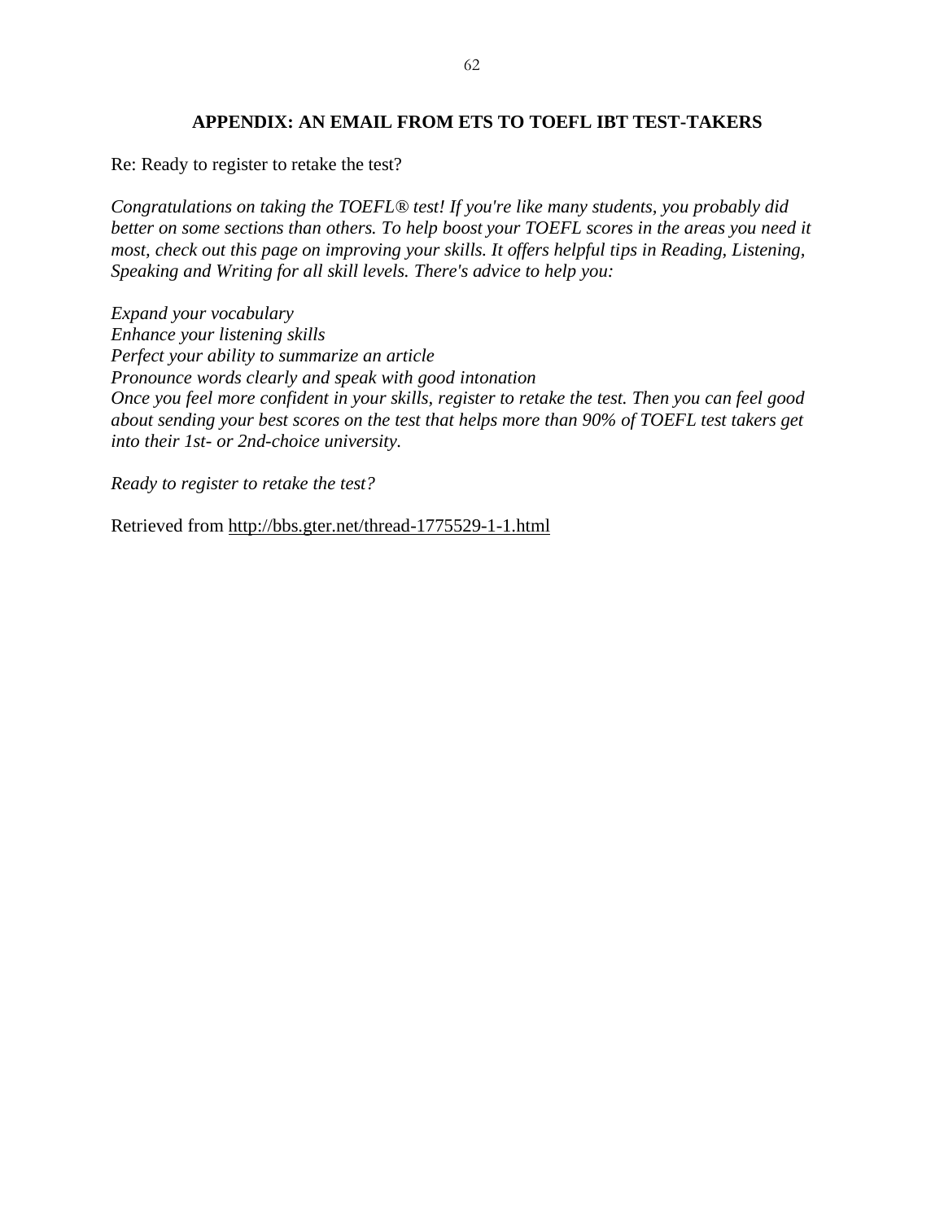## APPENDIX: AN EMAIL FROM ETS TO TOEFL IBT TEST-TAKERS

Re: Ready to register to retake the test?

*Congratulations on taking the TOEFL® test! If you're like many students, you probably did better on some sections than others. To help boost your TOEFL scores in the areas you need it most, check out this page on improving your skills. It offers helpful tips in Reading, Listening, Speaking and Writing for all skill levels. There's advice to help you:*

*Expand your vocabulary*
*Enhance your listening skills*
*Perfect your ability to summarize an article*
*Pronounce words clearly and speak with good intonation*
*Once you feel more confident in your skills, register to retake the test. Then you can feel good about sending your best scores on the test that helps more than 90% of TOEFL test takers get into their 1st- or 2nd-choice university.*

*Ready to register to retake the test?*

Retrieved from http://bbs.gter.net/thread-1775529-1-1.html